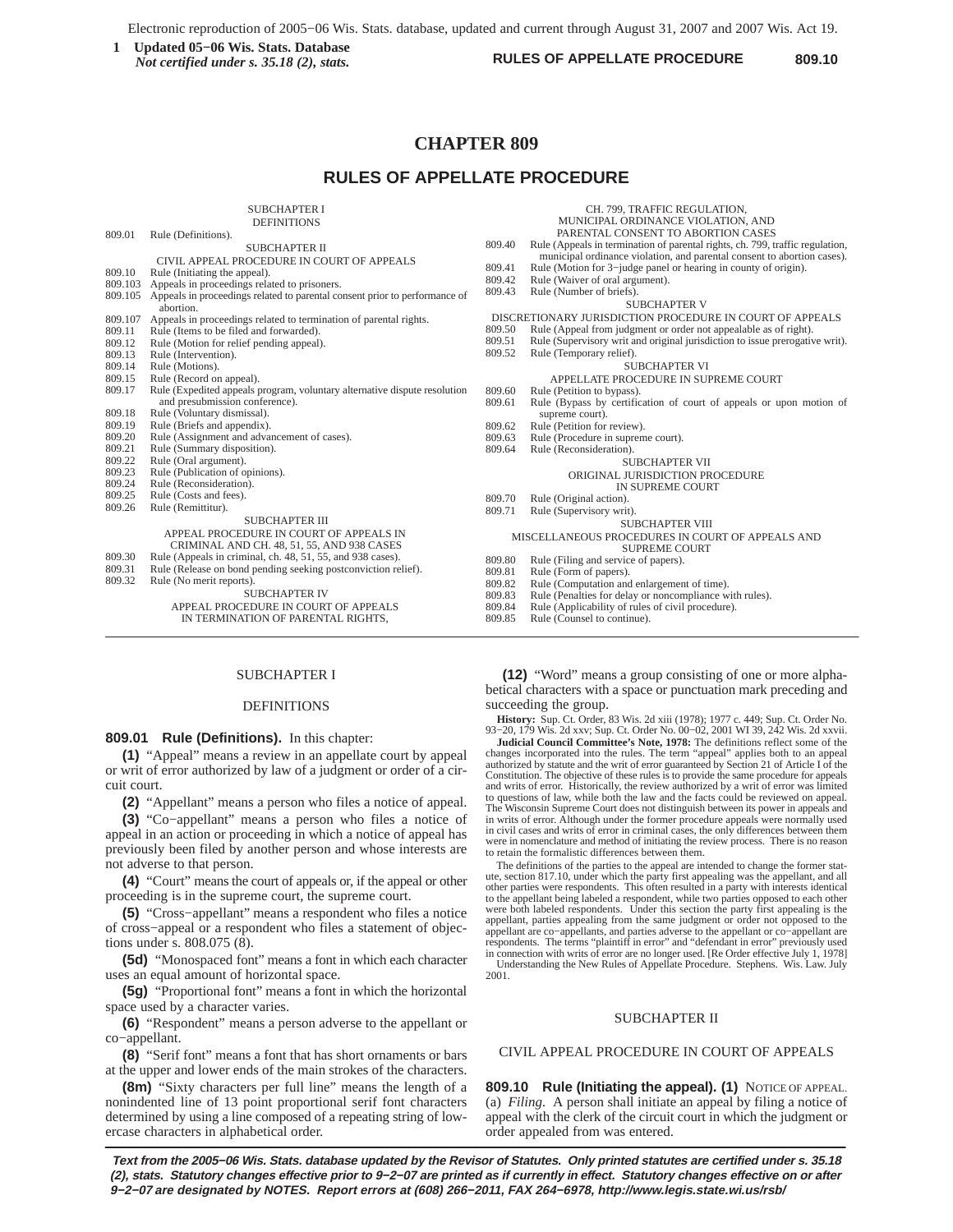# CHAPTER 809

## RULES OF APPELLATE PROCEDURE

SUBCHAPTER I
DEFINITIONS

809.01 Rule (Definitions).

SUBCHAPTER II
CIVIL APPEAL PROCEDURE IN COURT OF APPEALS

809.10 Rule (Initiating the appeal).
809.103 Appeals in proceedings related to prisoners.
809.105 Appeals in proceedings related to parental consent prior to performance of abortion.
809.107 Appeals in proceedings related to termination of parental rights.
809.11 Rule (Items to be filed and forwarded).
809.12 Rule (Motion for relief pending appeal).
809.13 Rule (Intervention).
809.14 Rule (Motions).
809.15 Rule (Record on appeal).
809.17 Rule (Expedited appeals program, voluntary alternative dispute resolution and presubmission conference).
809.18 Rule (Voluntary dismissal).
809.19 Rule (Briefs and appendix).
809.20 Rule (Assignment and advancement of cases).
809.21 Rule (Summary disposition).
809.22 Rule (Oral argument).
809.23 Rule (Publication of opinions).
809.24 Rule (Reconsideration).
809.25 Rule (Costs and fees).
809.26 Rule (Remittitur).

SUBCHAPTER III
APPEAL PROCEDURE IN COURT OF APPEALS IN CRIMINAL AND CH. 48, 51, 55, AND 938 CASES

809.30 Rule (Appeals in criminal, ch. 48, 51, 55, and 938 cases).
809.31 Rule (Release on bond pending seeking postconviction relief).
809.32 Rule (No merit reports).

SUBCHAPTER IV
APPEAL PROCEDURE IN COURT OF APPEALS IN TERMINATION OF PARENTAL RIGHTS, CH. 799, TRAFFIC REGULATION, MUNICIPAL ORDINANCE VIOLATION, AND PARENTAL CONSENT TO ABORTION CASES

809.40 Rule (Appeals in termination of parental rights, ch. 799, traffic regulation, municipal ordinance violation, and parental consent to abortion cases).
809.41 Rule (Motion for 3−judge panel or hearing in county of origin).
809.42 Rule (Waiver of oral argument).
809.43 Rule (Number of briefs).

SUBCHAPTER V
DISCRETIONARY JURISDICTION PROCEDURE IN COURT OF APPEALS

809.50 Rule (Appeal from judgment or order not appealable as of right).
809.51 Rule (Supervisory writ and original jurisdiction to issue prerogative writ).
809.52 Rule (Temporary relief).

SUBCHAPTER VI
APPELLATE PROCEDURE IN SUPREME COURT

809.60 Rule (Petition to bypass).
809.61 Rule (Bypass by certification of court of appeals or upon motion of supreme court).
809.62 Rule (Petition for review).
809.63 Rule (Procedure in supreme court).
809.64 Rule (Reconsideration).

SUBCHAPTER VII
ORIGINAL JURISDICTION PROCEDURE IN SUPREME COURT

809.70 Rule (Original action).
809.71 Rule (Supervisory writ).

SUBCHAPTER VIII
MISCELLANEOUS PROCEDURES IN COURT OF APPEALS AND SUPREME COURT

809.80 Rule (Filing and service of papers).
809.81 Rule (Form of papers).
809.82 Rule (Computation and enlargement of time).
809.83 Rule (Penalties for delay or noncompliance with rules).
809.84 Rule (Applicability of rules of civil procedure).
809.85 Rule (Counsel to continue).

---

SUBCHAPTER I

DEFINITIONS

**809.01 Rule (Definitions).** In this chapter:

**(1)** "Appeal" means a review in an appellate court by appeal or writ of error authorized by law of a judgment or order of a circuit court.

**(2)** "Appellant" means a person who files a notice of appeal.

**(3)** "Co−appellant" means a person who files a notice of appeal in an action or proceeding in which a notice of appeal has previously been filed by another person and whose interests are not adverse to that person.

**(4)** "Court" means the court of appeals or, if the appeal or other proceeding is in the supreme court, the supreme court.

**(5)** "Cross−appellant" means a respondent who files a notice of cross−appeal or a respondent who files a statement of objections under s. 808.075 (8).

**(5d)** "Monospaced font" means a font in which each character uses an equal amount of horizontal space.

**(5g)** "Proportional font" means a font in which the horizontal space used by a character varies.

**(6)** "Respondent" means a person adverse to the appellant or co−appellant.

**(8)** "Serif font" means a font that has short ornaments or bars at the upper and lower ends of the main strokes of the characters.

**(8m)** "Sixty characters per full line" means the length of a nonindented line of 13 point proportional serif font characters determined by using a line composed of a repeating string of lowercase characters in alphabetical order.

**(12)** "Word" means a group consisting of one or more alphabetical characters with a space or punctuation mark preceding and succeeding the group.

**History:** Sup. Ct. Order, 83 Wis. 2d xiii (1978); 1977 c. 449; Sup. Ct. Order No. 93−20, 179 Wis. 2d xxv; Sup. Ct. Order No. 00−02, 2001 WI 39, 242 Wis. 2d xxvii.

**Judicial Council Committee's Note, 1978:** The definitions reflect some of the changes incorporated into the rules. The term "appeal" applies both to an appeal authorized by statute and the writ of error guaranteed by Section 21 of Article I of the Constitution. The objective of these rules is to provide the same procedure for appeals and writs of error. Historically, the review authorized by a writ of error was limited to questions of law, while both the law and the facts could be reviewed on appeal. The Wisconsin Supreme Court does not distinguish between its power in appeals and in writs of error. Although under the former procedure appeals were normally used in civil cases and writs of error in criminal cases, the only differences between them were in nomenclature and method of initiating the review process. There is no reason to retain the formalistic differences between them.

The definitions of the parties to the appeal are intended to change the former statute, section 817.10, under which the party first appealing was the appellant, and all other parties were respondents. This often resulted in a party with interests identical to the appellant being labeled a respondent, while two parties opposed to each other were both labeled respondents. Under this section the party first appealing is the appellant, parties appealing from the same judgment or order not opposed to the appellant are co−appellants, and parties adverse to the appellant or co−appellant are respondents. The terms "plaintiff in error" and "defendant in error" previously used in connection with writs of error are no longer used. [Re Order effective July 1, 1978]

Understanding the New Rules of Appellate Procedure. Stephens. Wis. Law. July 2001.

SUBCHAPTER II

CIVIL APPEAL PROCEDURE IN COURT OF APPEALS

**809.10 Rule (Initiating the appeal). (1)** NOTICE OF APPEAL. (a) *Filing.* A person shall initiate an appeal by filing a notice of appeal with the clerk of the circuit court in which the judgment or order appealed from was entered.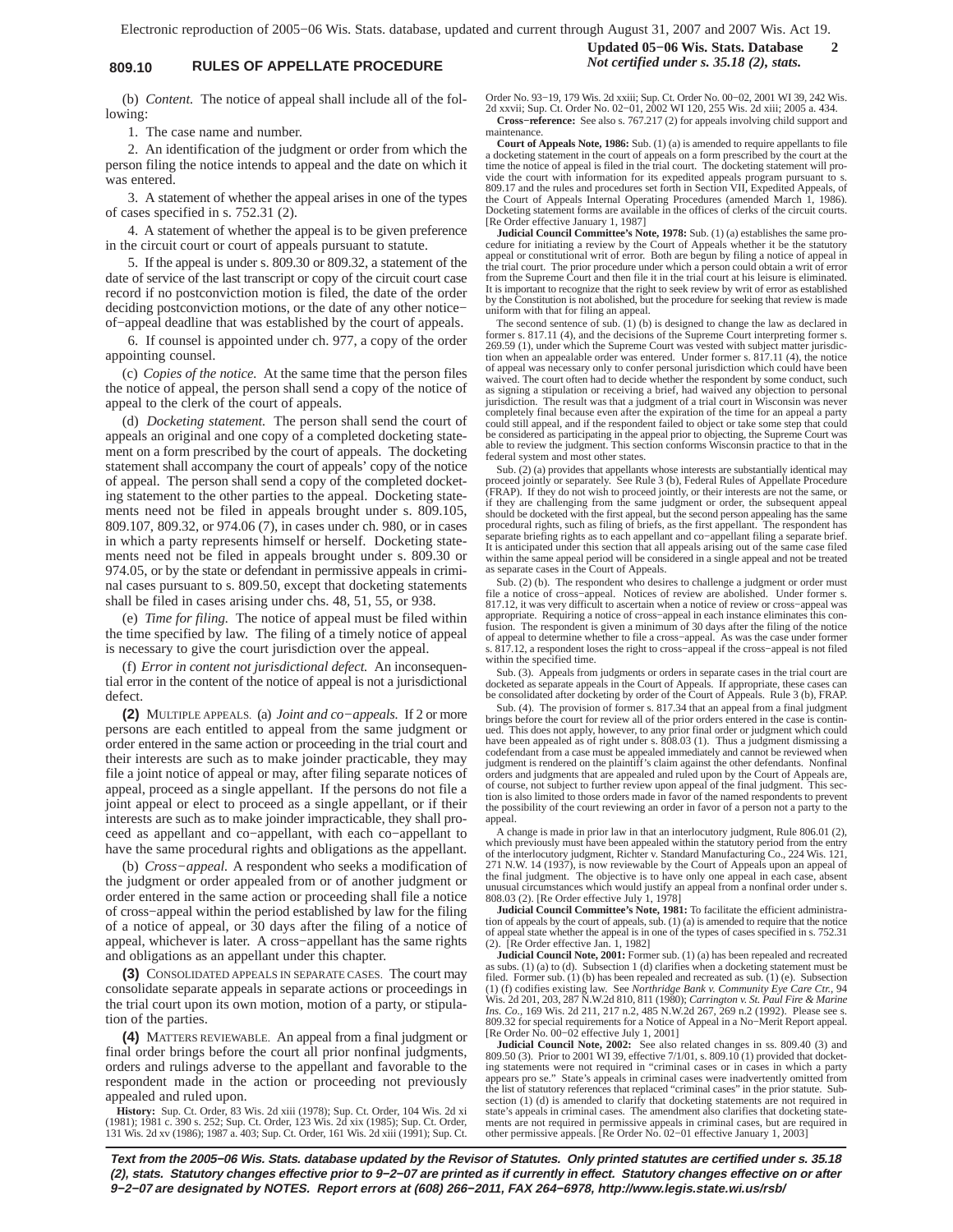(b) *Content.* The notice of appeal shall include all of the following:

1. The case name and number.

2. An identification of the judgment or order from which the person filing the notice intends to appeal and the date on which it was entered.

3. A statement of whether the appeal arises in one of the types of cases specified in s. 752.31 (2).

4. A statement of whether the appeal is to be given preference in the circuit court or court of appeals pursuant to statute.

5. If the appeal is under s. 809.30 or 809.32, a statement of the date of service of the last transcript or copy of the circuit court case record if no postconviction motion is filed, the date of the order deciding postconviction motions, or the date of any other notice−of−appeal deadline that was established by the court of appeals.

6. If counsel is appointed under ch. 977, a copy of the order appointing counsel.

(c) *Copies of the notice.* At the same time that the person files the notice of appeal, the person shall send a copy of the notice of appeal to the clerk of the court of appeals.

(d) *Docketing statement.* The person shall send the court of appeals an original and one copy of a completed docketing statement on a form prescribed by the court of appeals. The docketing statement shall accompany the court of appeals' copy of the notice of appeal. The person shall send a copy of the completed docketing statement to the other parties to the appeal. Docketing statements need not be filed in appeals brought under s. 809.105, 809.107, 809.32, or 974.06 (7), in cases under ch. 980, or in cases in which a party represents himself or herself. Docketing statements need not be filed in appeals brought under s. 809.30 or 974.05, or by the state or defendant in permissive appeals in criminal cases pursuant to s. 809.50, except that docketing statements shall be filed in cases arising under chs. 48, 51, 55, or 938.

(e) *Time for filing.* The notice of appeal must be filed within the time specified by law. The filing of a timely notice of appeal is necessary to give the court jurisdiction over the appeal.

(f) *Error in content not jurisdictional defect.* An inconsequential error in the content of the notice of appeal is not a jurisdictional defect.

**(2)** MULTIPLE APPEALS. (a) *Joint and co−appeals.* If 2 or more persons are each entitled to appeal from the same judgment or order entered in the same action or proceeding in the trial court and their interests are such as to make joinder practicable, they may file a joint notice of appeal or may, after filing separate notices of appeal, proceed as a single appellant. If the persons do not file a joint appeal or elect to proceed as a single appellant, or if their interests are such as to make joinder impracticable, they shall proceed as appellant and co−appellant, with each co−appellant to have the same procedural rights and obligations as the appellant.

(b) *Cross−appeal.* A respondent who seeks a modification of the judgment or order appealed from or of another judgment or order entered in the same action or proceeding shall file a notice of cross−appeal within the period established by law for the filing of a notice of appeal, or 30 days after the filing of a notice of appeal, whichever is later. A cross−appellant has the same rights and obligations as an appellant under this chapter.

**(3)** CONSOLIDATED APPEALS IN SEPARATE CASES. The court may consolidate separate appeals in separate actions or proceedings in the trial court upon its own motion, motion of a party, or stipulation of the parties.

**(4)** MATTERS REVIEWABLE. An appeal from a final judgment or final order brings before the court all prior nonfinal judgments, orders and rulings adverse to the appellant and favorable to the respondent made in the action or proceeding not previously appealed and ruled upon.

**History:** Sup. Ct. Order, 83 Wis. 2d xiii (1978); Sup. Ct. Order, 104 Wis. 2d xi (1981); 1981 c. 390 s. 252; Sup. Ct. Order, 123 Wis. 2d xix (1985); Sup. Ct. Order, 131 Wis. 2d xv (1986); 1987 a. 403; Sup. Ct. Order, 161 Wis. 2d xiii (1991); Sup. Ct. Order No. 93−19, 179 Wis. 2d xxiii; Sup. Ct. Order No. 00−02, 2001 WI 39, 242 Wis. 2d xxvii; Sup. Ct. Order No. 02−01, 2002 WI 120, 255 Wis. 2d xiii; 2005 a. 434.

**Cross−reference:** See also s. 767.217 (2) for appeals involving child support and maintenance.

**Court of Appeals Note, 1986:** Sub. (1) (a) is amended to require appellants to file a docketing statement in the court of appeals on a form prescribed by the court at the time the notice of appeal is filed in the trial court. The docketing statement will provide the court with information for its expedited appeals program pursuant to s. 809.17 and the rules and procedures set forth in Section VII, Expedited Appeals, of the Court of Appeals Internal Operating Procedures (amended March 1, 1986). Docketing statement forms are available in the offices of clerks of the circuit courts. [Re Order effective January 1, 1987]

**Judicial Council Committee's Note, 1978:** Sub. (1) (a) establishes the same procedure for initiating a review by the Court of Appeals whether it be the statutory appeal or constitutional writ of error. Both are begun by filing a notice of appeal in the trial court. The prior procedure under which a person could obtain a writ of error from the Supreme Court and then file it in the trial court at his leisure is eliminated. It is important to recognize that the right to seek review by writ of error as established by the Constitution is not abolished, but the procedure for seeking that review is made uniform with that for filing an appeal.

The second sentence of sub. (1) (b) is designed to change the law as declared in former s. 817.11 (4), and the decisions of the Supreme Court interpreting former s. 269.59 (1), under which the Supreme Court was vested with subject matter jurisdiction when an appealable order was entered. Under former s. 817.11 (4), the notice of appeal was necessary only to confer personal jurisdiction which could have been waived. The court often had to decide whether the respondent by some conduct, such as signing a stipulation or receiving a brief, had waived any objection to personal jurisdiction. The result was that a judgment of a trial court in Wisconsin was never completely final because even after the expiration of the time for an appeal a party could still appeal, and if the respondent failed to object or take some step that could be considered as participating in the appeal prior to objecting, the Supreme Court was able to review the judgment. This section conforms Wisconsin practice to that in the federal system and most other states.

Sub. (2) (a) provides that appellants whose interests are substantially identical may proceed jointly or separately. See Rule 3 (b), Federal Rules of Appellate Procedure (FRAP). If they do not wish to proceed jointly, or their interests are not the same, or if they are challenging from the same judgment or order, the subsequent appeal should be docketed with the first appeal, but the second person appealing has the same procedural rights, such as filing of briefs, as the first appellant. The respondent has separate briefing rights as to each appellant and co−appellant filing a separate brief. It is anticipated under this section that all appeals arising out of the same case filed within the same appeal period will be considered in a single appeal and not be treated as separate cases in the Court of Appeals.

Sub. (2) (b). The respondent who desires to challenge a judgment or order must file a notice of cross−appeal. Notices of review are abolished. Under former s. 817.12, it was very difficult to ascertain when a notice of review or cross−appeal was appropriate. Requiring a notice of cross−appeal in each instance eliminates this confusion. The respondent is given a minimum of 30 days after the filing of the notice of appeal to determine whether to file a cross−appeal. As was the case under former s. 817.12, a respondent loses the right to cross−appeal if the cross−appeal is not filed within the specified time.

Sub. (3). Appeals from judgments or orders in separate cases in the trial court are docketed as separate appeals in the Court of Appeals. If appropriate, these cases can be consolidated after docketing by order of the Court of Appeals. Rule 3 (b), FRAP.

Sub. (4). The provision of former s. 817.34 that an appeal from a final judgment brings before the court for review all of the prior orders entered in the case is continued. This does not apply, however, to any prior final order or judgment which could have been appealed as of right under s. 808.03 (1). Thus a judgment dismissing a codefendant from a case must be appealed immediately and cannot be reviewed when judgment is rendered on the plaintiff's claim against the other defendants. Nonfinal orders and judgments that are appealed and ruled upon by the Court of Appeals are, of course, not subject to further review upon appeal of the final judgment. This section is also limited to those orders made in favor of the named respondents to prevent the possibility of the court reviewing an order in favor of a person not a party to the appeal.

A change is made in prior law in that an interlocutory judgment, Rule 806.01 (2), which previously must have been appealed within the statutory period from the entry of the interlocutory judgment, Richter v. Standard Manufacturing Co., 224 Wis. 121, 271 N.W. 14 (1937), is now reviewable by the Court of Appeals upon an appeal of the final judgment. The objective is to have only one appeal in each case, absent unusual circumstances which would justify an appeal from a nonfinal order under s. 808.03 (2). [Re Order effective July 1, 1978]

**Judicial Council Committee's Note, 1981:** To facilitate the efficient administration of appeals by the court of appeals, sub. (1) (a) is amended to require that the notice of appeal state whether the appeal is in one of the types of cases specified in s. 752.31 (2). [Re Order effective Jan. 1, 1982]

**Judicial Council Note, 2001:** Former sub. (1) (a) has been repealed and recreated as subs. (1) (a) to (d). Subsection 1 (d) clarifies when a docketing statement must be filed. Former sub. (1) (b) has been repealed and recreated as sub. (1) (e). Subsection (1) (f) codifies existing law. See *Northridge Bank v. Community Eye Care Ctr.*, 94 Wis. 2d 201, 203, 287 N.W.2d 810, 811 (1980); *Carrington v. St. Paul Fire & Marine Ins. Co.*, 169 Wis. 2d 211, 217 n.2, 485 N.W.2d 267, 269 n.2 (1992). Please see s. 809.32 for special requirements for a Notice of Appeal in a No−Merit Report appeal. [Re Order No. 00−02 effective July 1, 2001]

**Judicial Council Note, 2002:** See also related changes in ss. 809.40 (3) and 809.50 (3). Prior to 2001 WI 39, effective 7/1/01, s. 809.10 (1) provided that docketing statements were not required in "criminal cases or in cases in which a party appears pro se." State's appeals in criminal cases were inadvertently omitted from the list of statutory references that replaced "criminal cases" in the prior statute. Subsection (1) (d) is amended to clarify that docketing statements are not required in state's appeals in criminal cases. The amendment also clarifies that docketing statements are not required in permissive appeals in criminal cases, but are required in other permissive appeals. [Re Order No. 02−01 effective January 1, 2003]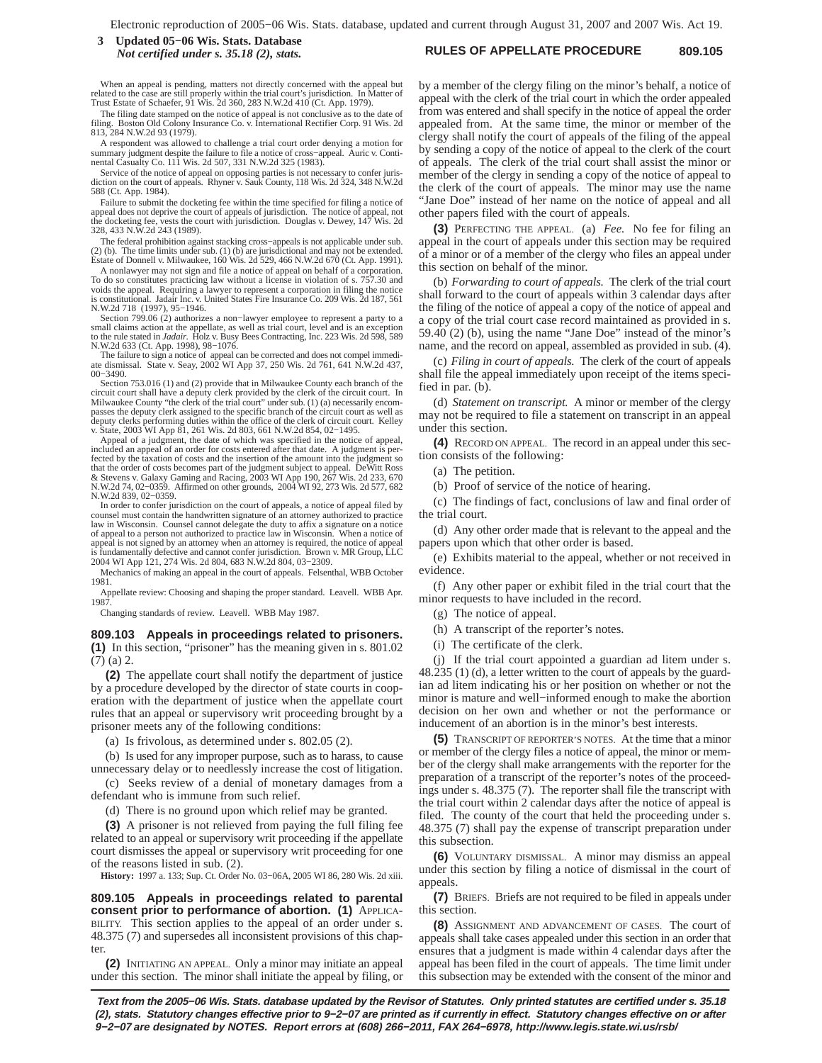When an appeal is pending, matters not directly concerned with the appeal but related to the case are still properly within the trial court's jurisdiction. In Matter of Trust Estate of Schaefer, 91 Wis. 2d 360, 283 N.W.2d 410 (Ct. App. 1979).

The filing date stamped on the notice of appeal is not conclusive as to the date of filing. Boston Old Colony Insurance Co. v. International Rectifier Corp. 91 Wis. 2d 813, 284 N.W.2d 93 (1979).

A respondent was allowed to challenge a trial court order denying a motion for summary judgment despite the failure to file a notice of cross−appeal. Auric v. Continental Casualty Co. 111 Wis. 2d 507, 331 N.W.2d 325 (1983).

Service of the notice of appeal on opposing parties is not necessary to confer jurisdiction on the court of appeals. Rhyner v. Sauk County, 118 Wis. 2d 324, 348 N.W.2d 588 (Ct. App. 1984).

Failure to submit the docketing fee within the time specified for filing a notice of appeal does not deprive the court of appeals of jurisdiction. The notice of appeal, not the docketing fee, vests the court with jurisdiction. Douglas v. Dewey, 147 Wis. 2d 328, 433 N.W.2d 243 (1989).

The federal prohibition against stacking cross−appeals is not applicable under sub. (2) (b). The time limits under sub. (1) (b) are jurisdictional and may not be extended. Estate of Donnell v. Milwaukee, 160 Wis. 2d 529, 466 N.W.2d 670 (Ct. App. 1991).

A nonlawyer may not sign and file a notice of appeal on behalf of a corporation. To do so constitutes practicing law without a license in violation of s. 757.30 and voids the appeal. Requiring a lawyer to represent a corporation in filing the notice is constitutional. Jadair Inc. v. United States Fire Insurance Co. 209 Wis. 2d 187, 561 N.W.2d 718 (1997), 95−1946.

Section 799.06 (2) authorizes a non−lawyer employee to represent a party to a small claims action at the appellate, as well as trial court, level and is an exception to the rule stated in *Jadair*. Holz v. Busy Bees Contracting, Inc. 223 Wis. 2d 598, 589 N.W.2d 633 (Ct. App. 1998), 98−1076.

The failure to sign a notice of appeal can be corrected and does not compel immediate dismissal. State v. Seay, 2002 WI App 37, 250 Wis. 2d 761, 641 N.W.2d 437, 00−3490.

Section 753.016 (1) and (2) provide that in Milwaukee County each branch of the circuit court shall have a deputy clerk provided by the clerk of the circuit court. In Milwaukee County "the clerk of the trial court" under sub. (1) (a) necessarily encompasses the deputy clerk assigned to the specific branch of the circuit court as well as deputy clerks performing duties within the office of the clerk of circuit court. Kelley v. State, 2003 WI App 81, 261 Wis. 2d 803, 661 N.W.2d 854, 02−1495.

Appeal of a judgment, the date of which was specified in the notice of appeal, included an appeal of an order for costs entered after that date. A judgment is perfected by the taxation of costs and the insertion of the amount into the judgment so that the order of costs becomes part of the judgment subject to appeal. DeWitt Ross & Stevens v. Galaxy Gaming and Racing, 2003 WI App 190, 267 Wis. 2d 233, 670 N.W.2d 74, 02−0359. Affirmed on other grounds, 2004 WI 92, 273 Wis. 2d 577, 682 N.W.2d 839, 02−0359.

In order to confer jurisdiction on the court of appeals, a notice of appeal filed by counsel must contain the handwritten signature of an attorney authorized to practice law in Wisconsin. Counsel cannot delegate the duty to affix a signature on a notice of appeal to a person not authorized to practice law in Wisconsin. When a notice of appeal is not signed by an attorney when an attorney is required, the notice of appeal is fundamentally defective and cannot confer jurisdiction. Brown v. MR Group, LLC 2004 WI App 121, 274 Wis. 2d 804, 683 N.W.2d 804, 03−2309.

Mechanics of making an appeal in the court of appeals. Felsenthal, WBB October 1981.

Appellate review: Choosing and shaping the proper standard. Leavell. WBB Apr. 1987.

Changing standards of review. Leavell. WBB May 1987.

**809.103 Appeals in proceedings related to prisoners.** **(1)** In this section, "prisoner" has the meaning given in s. 801.02 (7) (a) 2.

**(2)** The appellate court shall notify the department of justice by a procedure developed by the director of state courts in cooperation with the department of justice when the appellate court rules that an appeal or supervisory writ proceeding brought by a prisoner meets any of the following conditions:

(a) Is frivolous, as determined under s. 802.05 (2).

(b) Is used for any improper purpose, such as to harass, to cause unnecessary delay or to needlessly increase the cost of litigation.

(c) Seeks review of a denial of monetary damages from a defendant who is immune from such relief.

(d) There is no ground upon which relief may be granted.

**(3)** A prisoner is not relieved from paying the full filing fee related to an appeal or supervisory writ proceeding if the appellate court dismisses the appeal or supervisory writ proceeding for one of the reasons listed in sub. (2).

**History:** 1997 a. 133; Sup. Ct. Order No. 03−06A, 2005 WI 86, 280 Wis. 2d xiii.

**809.105 Appeals in proceedings related to parental consent prior to performance of abortion.** **(1)** APPLICABILITY. This section applies to the appeal of an order under s. 48.375 (7) and supersedes all inconsistent provisions of this chapter.

**(2)** INITIATING AN APPEAL. Only a minor may initiate an appeal under this section. The minor shall initiate the appeal by filing, or by a member of the clergy filing on the minor's behalf, a notice of appeal with the clerk of the trial court in which the order appealed from was entered and shall specify in the notice of appeal the order appealed from. At the same time, the minor or member of the clergy shall notify the court of appeals of the filing of the appeal by sending a copy of the notice of appeal to the clerk of the court of appeals. The clerk of the trial court shall assist the minor or member of the clergy in sending a copy of the notice of appeal to the clerk of the court of appeals. The minor may use the name "Jane Doe" instead of her name on the notice of appeal and all other papers filed with the court of appeals.

**(3)** PERFECTING THE APPEAL. (a) *Fee.* No fee for filing an appeal in the court of appeals under this section may be required of a minor or of a member of the clergy who files an appeal under this section on behalf of the minor.

(b) *Forwarding to court of appeals.* The clerk of the trial court shall forward to the court of appeals within 3 calendar days after the filing of the notice of appeal a copy of the notice of appeal and a copy of the trial court case record maintained as provided in s. 59.40 (2) (b), using the name "Jane Doe" instead of the minor's name, and the record on appeal, assembled as provided in sub. (4).

(c) *Filing in court of appeals.* The clerk of the court of appeals shall file the appeal immediately upon receipt of the items specified in par. (b).

(d) *Statement on transcript.* A minor or member of the clergy may not be required to file a statement on transcript in an appeal under this section.

**(4)** RECORD ON APPEAL. The record in an appeal under this section consists of the following:

(a) The petition.

(b) Proof of service of the notice of hearing.

(c) The findings of fact, conclusions of law and final order of the trial court.

(d) Any other order made that is relevant to the appeal and the papers upon which that other order is based.

(e) Exhibits material to the appeal, whether or not received in evidence.

(f) Any other paper or exhibit filed in the trial court that the minor requests to have included in the record.

(g) The notice of appeal.

(h) A transcript of the reporter's notes.

(i) The certificate of the clerk.

(j) If the trial court appointed a guardian ad litem under s. 48.235 (1) (d), a letter written to the court of appeals by the guardian ad litem indicating his or her position on whether or not the minor is mature and well−informed enough to make the abortion decision on her own and whether or not the performance or inducement of an abortion is in the minor's best interests.

**(5)** TRANSCRIPT OF REPORTER'S NOTES. At the time that a minor or member of the clergy files a notice of appeal, the minor or member of the clergy shall make arrangements with the reporter for the preparation of a transcript of the reporter's notes of the proceedings under s. 48.375 (7). The reporter shall file the transcript with the trial court within 2 calendar days after the notice of appeal is filed. The county of the court that held the proceeding under s. 48.375 (7) shall pay the expense of transcript preparation under this subsection.

**(6)** VOLUNTARY DISMISSAL. A minor may dismiss an appeal under this section by filing a notice of dismissal in the court of appeals.

**(7)** BRIEFS. Briefs are not required to be filed in appeals under this section.

**(8)** ASSIGNMENT AND ADVANCEMENT OF CASES. The court of appeals shall take cases appealed under this section in an order that ensures that a judgment is made within 4 calendar days after the appeal has been filed in the court of appeals. The time limit under this subsection may be extended with the consent of the minor and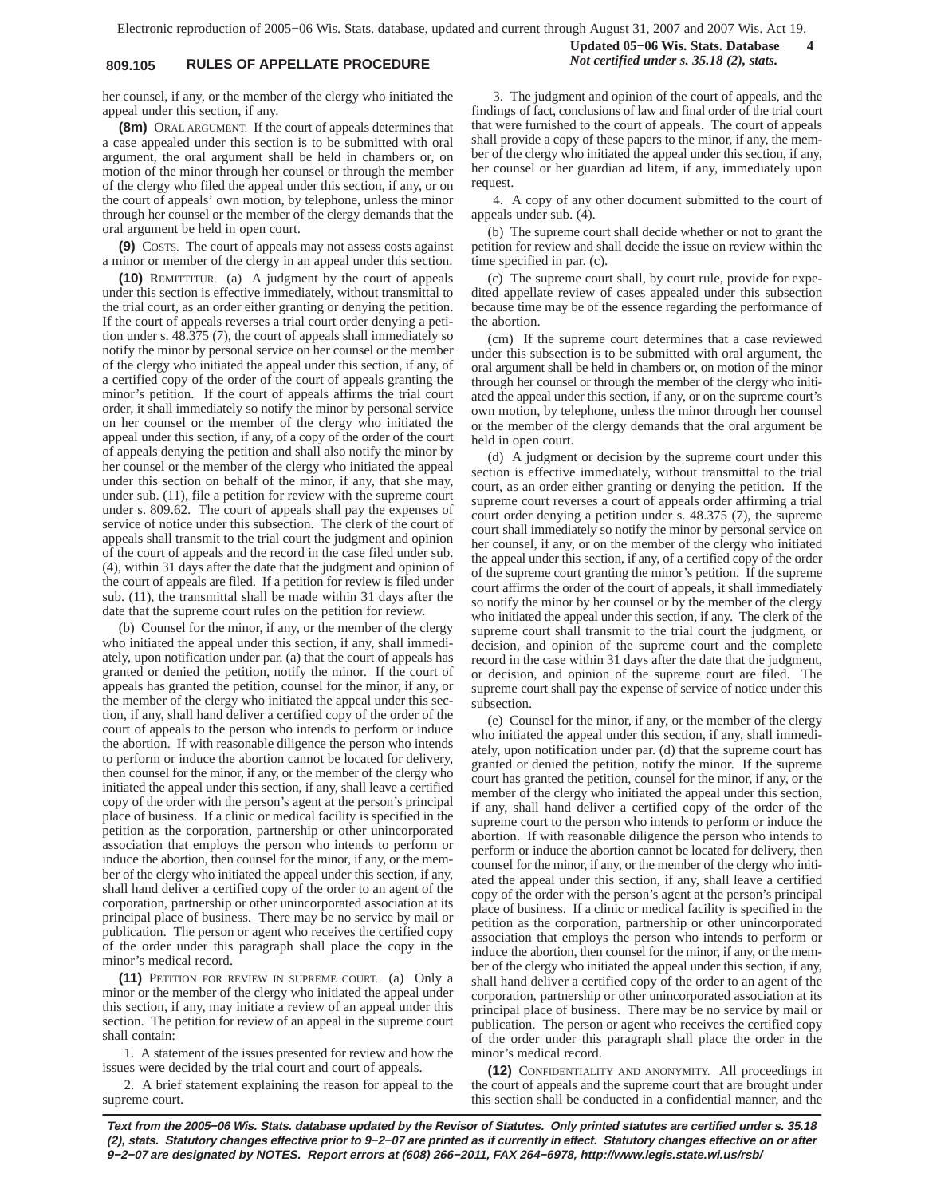her counsel, if any, or the member of the clergy who initiated the appeal under this section, if any.

**(8m)** ORAL ARGUMENT. If the court of appeals determines that a case appealed under this section is to be submitted with oral argument, the oral argument shall be held in chambers or, on motion of the minor through her counsel or through the member of the clergy who filed the appeal under this section, if any, or on the court of appeals' own motion, by telephone, unless the minor through her counsel or the member of the clergy demands that the oral argument be held in open court.

**(9)** COSTS. The court of appeals may not assess costs against a minor or member of the clergy in an appeal under this section.

**(10)** REMITTITUR. (a) A judgment by the court of appeals under this section is effective immediately, without transmittal to the trial court, as an order either granting or denying the petition. If the court of appeals reverses a trial court order denying a petition under s. 48.375 (7), the court of appeals shall immediately so notify the minor by personal service on her counsel or the member of the clergy who initiated the appeal under this section, if any, of a certified copy of the order of the court of appeals granting the minor's petition. If the court of appeals affirms the trial court order, it shall immediately so notify the minor by personal service on her counsel or the member of the clergy who initiated the appeal under this section, if any, of a copy of the order of the court of appeals denying the petition and shall also notify the minor by her counsel or the member of the clergy who initiated the appeal under this section on behalf of the minor, if any, that she may, under sub. (11), file a petition for review with the supreme court under s. 809.62. The court of appeals shall pay the expenses of service of notice under this subsection. The clerk of the court of appeals shall transmit to the trial court the judgment and opinion of the court of appeals and the record in the case filed under sub. (4), within 31 days after the date that the judgment and opinion of the court of appeals are filed. If a petition for review is filed under sub. (11), the transmittal shall be made within 31 days after the date that the supreme court rules on the petition for review.

(b) Counsel for the minor, if any, or the member of the clergy who initiated the appeal under this section, if any, shall immediately, upon notification under par. (a) that the court of appeals has granted or denied the petition, notify the minor. If the court of appeals has granted the petition, counsel for the minor, if any, or the member of the clergy who initiated the appeal under this section, if any, shall hand deliver a certified copy of the order of the court of appeals to the person who intends to perform or induce the abortion. If with reasonable diligence the person who intends to perform or induce the abortion cannot be located for delivery, then counsel for the minor, if any, or the member of the clergy who initiated the appeal under this section, if any, shall leave a certified copy of the order with the person's agent at the person's principal place of business. If a clinic or medical facility is specified in the petition as the corporation, partnership or other unincorporated association that employs the person who intends to perform or induce the abortion, then counsel for the minor, if any, or the member of the clergy who initiated the appeal under this section, if any, shall hand deliver a certified copy of the order to an agent of the corporation, partnership or other unincorporated association at its principal place of business. There may be no service by mail or publication. The person or agent who receives the certified copy of the order under this paragraph shall place the copy in the minor's medical record.

**(11)** PETITION FOR REVIEW IN SUPREME COURT. (a) Only a minor or the member of the clergy who initiated the appeal under this section, if any, may initiate a review of an appeal under this section. The petition for review of an appeal in the supreme court shall contain:

1. A statement of the issues presented for review and how the issues were decided by the trial court and court of appeals.

2. A brief statement explaining the reason for appeal to the supreme court.

3. The judgment and opinion of the court of appeals, and the findings of fact, conclusions of law and final order of the trial court that were furnished to the court of appeals. The court of appeals shall provide a copy of these papers to the minor, if any, the member of the clergy who initiated the appeal under this section, if any, her counsel or her guardian ad litem, if any, immediately upon request.

4. A copy of any other document submitted to the court of appeals under sub. (4).

(b) The supreme court shall decide whether or not to grant the petition for review and shall decide the issue on review within the time specified in par. (c).

(c) The supreme court shall, by court rule, provide for expedited appellate review of cases appealed under this subsection because time may be of the essence regarding the performance of the abortion.

(cm) If the supreme court determines that a case reviewed under this subsection is to be submitted with oral argument, the oral argument shall be held in chambers or, on motion of the minor through her counsel or through the member of the clergy who initiated the appeal under this section, if any, or on the supreme court's own motion, by telephone, unless the minor through her counsel or the member of the clergy demands that the oral argument be held in open court.

(d) A judgment or decision by the supreme court under this section is effective immediately, without transmittal to the trial court, as an order either granting or denying the petition. If the supreme court reverses a court of appeals order affirming a trial court order denying a petition under s. 48.375 (7), the supreme court shall immediately so notify the minor by personal service on her counsel, if any, or on the member of the clergy who initiated the appeal under this section, if any, of a certified copy of the order of the supreme court granting the minor's petition. If the supreme court affirms the order of the court of appeals, it shall immediately so notify the minor by her counsel or by the member of the clergy who initiated the appeal under this section, if any. The clerk of the supreme court shall transmit to the trial court the judgment, or decision, and opinion of the supreme court and the complete record in the case within 31 days after the date that the judgment, or decision, and opinion of the supreme court are filed. The supreme court shall pay the expense of service of notice under this subsection.

(e) Counsel for the minor, if any, or the member of the clergy who initiated the appeal under this section, if any, shall immediately, upon notification under par. (d) that the supreme court has granted or denied the petition, notify the minor. If the supreme court has granted the petition, counsel for the minor, if any, or the member of the clergy who initiated the appeal under this section, if any, shall hand deliver a certified copy of the order of the supreme court to the person who intends to perform or induce the abortion. If with reasonable diligence the person who intends to perform or induce the abortion cannot be located for delivery, then counsel for the minor, if any, or the member of the clergy who initiated the appeal under this section, if any, shall leave a certified copy of the order with the person's agent at the person's principal place of business. If a clinic or medical facility is specified in the petition as the corporation, partnership or other unincorporated association that employs the person who intends to perform or induce the abortion, then counsel for the minor, if any, or the member of the clergy who initiated the appeal under this section, if any, shall hand deliver a certified copy of the order to an agent of the corporation, partnership or other unincorporated association at its principal place of business. There may be no service by mail or publication. The person or agent who receives the certified copy of the order under this paragraph shall place the order in the minor's medical record.

**(12)** CONFIDENTIALITY AND ANONYMITY. All proceedings in the court of appeals and the supreme court that are brought under this section shall be conducted in a confidential manner, and the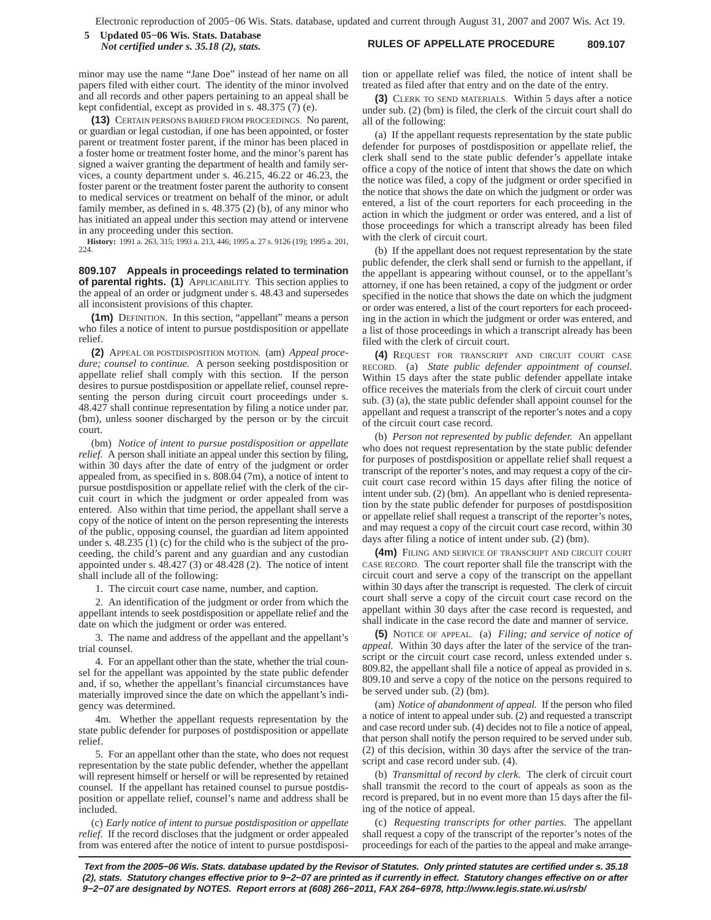minor may use the name "Jane Doe" instead of her name on all papers filed with either court. The identity of the minor involved and all records and other papers pertaining to an appeal shall be kept confidential, except as provided in s. 48.375 (7) (e).

**(13)** CERTAIN PERSONS BARRED FROM PROCEEDINGS. No parent, or guardian or legal custodian, if one has been appointed, or foster parent or treatment foster parent, if the minor has been placed in a foster home or treatment foster home, and the minor's parent has signed a waiver granting the department of health and family services, a county department under s. 46.215, 46.22 or 46.23, the foster parent or the treatment foster parent the authority to consent to medical services or treatment on behalf of the minor, or adult family member, as defined in s. 48.375 (2) (b), of any minor who has initiated an appeal under this section may attend or intervene in any proceeding under this section.

**History:** 1991 a. 263, 315; 1993 a. 213, 446; 1995 a. 27 s. 9126 (19); 1995 a. 201, 224.

**809.107 Appeals in proceedings related to termination of parental rights.** **(1)** APPLICABILITY. This section applies to the appeal of an order or judgment under s. 48.43 and supersedes all inconsistent provisions of this chapter.

**(1m)** DEFINITION. In this section, "appellant" means a person who files a notice of intent to pursue postdisposition or appellate relief.

**(2)** APPEAL OR POSTDISPOSITION MOTION. (am) *Appeal procedure; counsel to continue.* A person seeking postdisposition or appellate relief shall comply with this section. If the person desires to pursue postdisposition or appellate relief, counsel representing the person during circuit court proceedings under s. 48.427 shall continue representation by filing a notice under par. (bm), unless sooner discharged by the person or by the circuit court.

(bm) *Notice of intent to pursue postdisposition or appellate relief.* A person shall initiate an appeal under this section by filing, within 30 days after the date of entry of the judgment or order appealed from, as specified in s. 808.04 (7m), a notice of intent to pursue postdisposition or appellate relief with the clerk of the circuit court in which the judgment or order appealed from was entered. Also within that time period, the appellant shall serve a copy of the notice of intent on the person representing the interests of the public, opposing counsel, the guardian ad litem appointed under s. 48.235 (1) (c) for the child who is the subject of the proceeding, the child's parent and any guardian and any custodian appointed under s. 48.427 (3) or 48.428 (2). The notice of intent shall include all of the following:

1. The circuit court case name, number, and caption.

2. An identification of the judgment or order from which the appellant intends to seek postdisposition or appellate relief and the date on which the judgment or order was entered.

3. The name and address of the appellant and the appellant's trial counsel.

4. For an appellant other than the state, whether the trial counsel for the appellant was appointed by the state public defender and, if so, whether the appellant's financial circumstances have materially improved since the date on which the appellant's indigency was determined.

4m. Whether the appellant requests representation by the state public defender for purposes of postdisposition or appellate relief.

5. For an appellant other than the state, who does not request representation by the state public defender, whether the appellant will represent himself or herself or will be represented by retained counsel. If the appellant has retained counsel to pursue postdisposition or appellate relief, counsel's name and address shall be included.

(c) *Early notice of intent to pursue postdisposition or appellate relief.* If the record discloses that the judgment or order appealed from was entered after the notice of intent to pursue postdisposition or appellate relief was filed, the notice of intent shall be treated as filed after that entry and on the date of the entry.

**(3)** CLERK TO SEND MATERIALS. Within 5 days after a notice under sub. (2) (bm) is filed, the clerk of the circuit court shall do all of the following:

(a) If the appellant requests representation by the state public defender for purposes of postdisposition or appellate relief, the clerk shall send to the state public defender's appellate intake office a copy of the notice of intent that shows the date on which the notice was filed, a copy of the judgment or order specified in the notice that shows the date on which the judgment or order was entered, a list of the court reporters for each proceeding in the action in which the judgment or order was entered, and a list of those proceedings for which a transcript already has been filed with the clerk of circuit court.

(b) If the appellant does not request representation by the state public defender, the clerk shall send or furnish to the appellant, if the appellant is appearing without counsel, or to the appellant's attorney, if one has been retained, a copy of the judgment or order specified in the notice that shows the date on which the judgment or order was entered, a list of the court reporters for each proceeding in the action in which the judgment or order was entered, and a list of those proceedings in which a transcript already has been filed with the clerk of circuit court.

**(4)** REQUEST FOR TRANSCRIPT AND CIRCUIT COURT CASE RECORD. (a) *State public defender appointment of counsel.* Within 15 days after the state public defender appellate intake office receives the materials from the clerk of circuit court under sub. (3) (a), the state public defender shall appoint counsel for the appellant and request a transcript of the reporter's notes and a copy of the circuit court case record.

(b) *Person not represented by public defender.* An appellant who does not request representation by the state public defender for purposes of postdisposition or appellate relief shall request a transcript of the reporter's notes, and may request a copy of the circuit court case record within 15 days after filing the notice of intent under sub. (2) (bm). An appellant who is denied representation by the state public defender for purposes of postdisposition or appellate relief shall request a transcript of the reporter's notes, and may request a copy of the circuit court case record, within 30 days after filing a notice of intent under sub. (2) (bm).

**(4m)** FILING AND SERVICE OF TRANSCRIPT AND CIRCUIT COURT CASE RECORD. The court reporter shall file the transcript with the circuit court and serve a copy of the transcript on the appellant within 30 days after the transcript is requested. The clerk of circuit court shall serve a copy of the circuit court case record on the appellant within 30 days after the case record is requested, and shall indicate in the case record the date and manner of service.

**(5)** NOTICE OF APPEAL. (a) *Filing; and service of notice of appeal.* Within 30 days after the later of the service of the transcript or the circuit court case record, unless extended under s. 809.82, the appellant shall file a notice of appeal as provided in s. 809.10 and serve a copy of the notice on the persons required to be served under sub. (2) (bm).

(am) *Notice of abandonment of appeal.* If the person who filed a notice of intent to appeal under sub. (2) and requested a transcript and case record under sub. (4) decides not to file a notice of appeal, that person shall notify the person required to be served under sub. (2) of this decision, within 30 days after the service of the transcript and case record under sub. (4).

(b) *Transmittal of record by clerk.* The clerk of circuit court shall transmit the record to the court of appeals as soon as the record is prepared, but in no event more than 15 days after the filing of the notice of appeal.

(c) *Requesting transcripts for other parties.* The appellant shall request a copy of the transcript of the reporter's notes of the proceedings for each of the parties to the appeal and make arrange-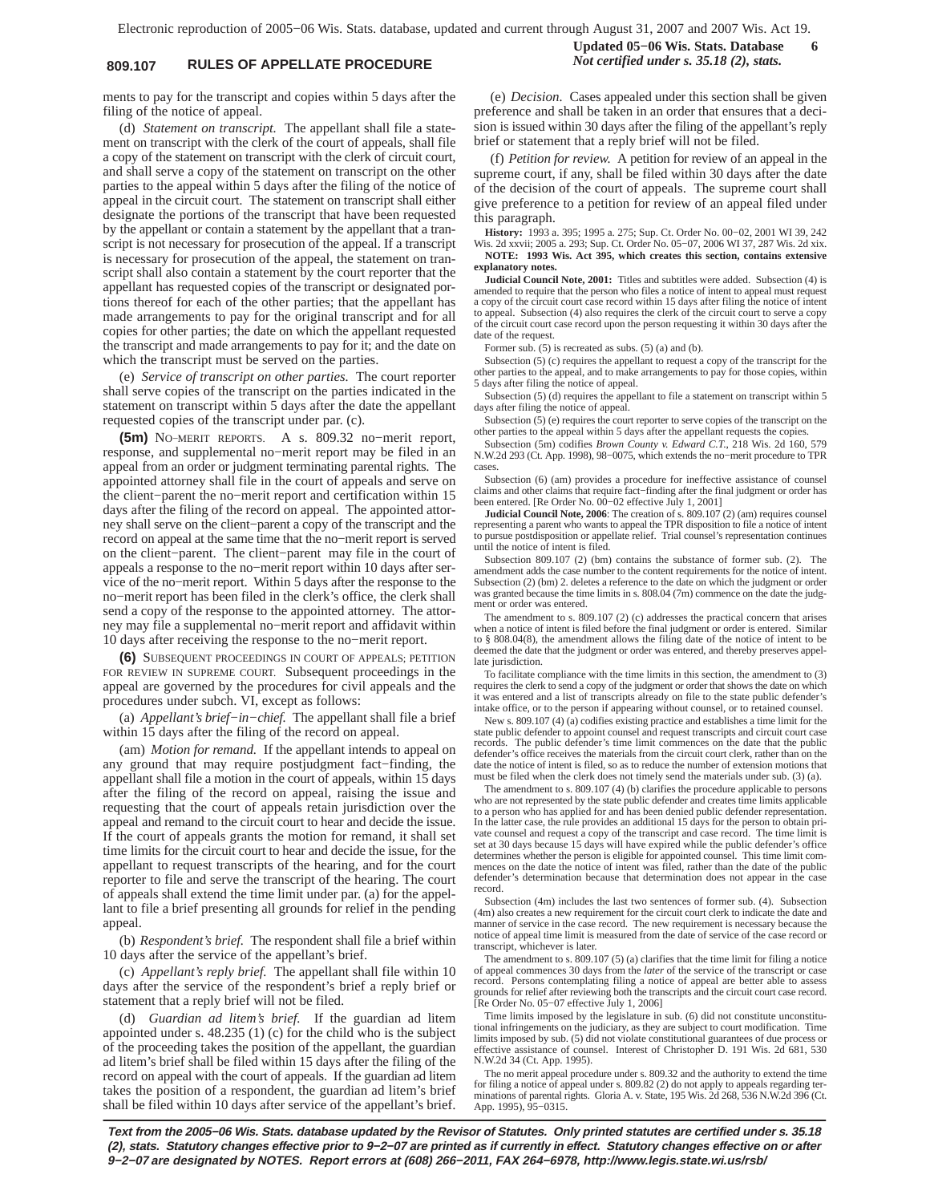ments to pay for the transcript and copies within 5 days after the filing of the notice of appeal.

(d) *Statement on transcript.* The appellant shall file a statement on transcript with the clerk of the court of appeals, shall file a copy of the statement on transcript with the clerk of circuit court, and shall serve a copy of the statement on transcript on the other parties to the appeal within 5 days after the filing of the notice of appeal in the circuit court. The statement on transcript shall either designate the portions of the transcript that have been requested by the appellant or contain a statement by the appellant that a transcript is not necessary for prosecution of the appeal. If a transcript is necessary for prosecution of the appeal, the statement on transcript shall also contain a statement by the court reporter that the appellant has requested copies of the transcript or designated portions thereof for each of the other parties; that the appellant has made arrangements to pay for the original transcript and for all copies for other parties; the date on which the appellant requested the transcript and made arrangements to pay for it; and the date on which the transcript must be served on the parties.

(e) *Service of transcript on other parties.* The court reporter shall serve copies of the transcript on the parties indicated in the statement on transcript within 5 days after the date the appellant requested copies of the transcript under par. (c).

**(5m)** NO−MERIT REPORTS. A s. 809.32 no−merit report, response, and supplemental no−merit report may be filed in an appeal from an order or judgment terminating parental rights. The appointed attorney shall file in the court of appeals and serve on the client−parent the no−merit report and certification within 15 days after the filing of the record on appeal. The appointed attorney shall serve on the client−parent a copy of the transcript and the record on appeal at the same time that the no−merit report is served on the client−parent. The client−parent may file in the court of appeals a response to the no−merit report within 10 days after service of the no−merit report. Within 5 days after the response to the no−merit report has been filed in the clerk's office, the clerk shall send a copy of the response to the appointed attorney. The attorney may file a supplemental no−merit report and affidavit within 10 days after receiving the response to the no−merit report.

**(6)** SUBSEQUENT PROCEEDINGS IN COURT OF APPEALS; PETITION FOR REVIEW IN SUPREME COURT. Subsequent proceedings in the appeal are governed by the procedures for civil appeals and the procedures under subch. VI, except as follows:

(a) *Appellant's brief−in−chief.* The appellant shall file a brief within 15 days after the filing of the record on appeal.

(am) *Motion for remand.* If the appellant intends to appeal on any ground that may require postjudgment fact−finding, the appellant shall file a motion in the court of appeals, within 15 days after the filing of the record on appeal, raising the issue and requesting that the court of appeals retain jurisdiction over the appeal and remand to the circuit court to hear and decide the issue. If the court of appeals grants the motion for remand, it shall set time limits for the circuit court to hear and decide the issue, for the appellant to request transcripts of the hearing, and for the court reporter to file and serve the transcript of the hearing. The court of appeals shall extend the time limit under par. (a) for the appellant to file a brief presenting all grounds for relief in the pending appeal.

(b) *Respondent's brief.* The respondent shall file a brief within 10 days after the service of the appellant's brief.

(c) *Appellant's reply brief.* The appellant shall file within 10 days after the service of the respondent's brief a reply brief or statement that a reply brief will not be filed.

(d) *Guardian ad litem's brief.* If the guardian ad litem appointed under s. 48.235 (1) (c) for the child who is the subject of the proceeding takes the position of the appellant, the guardian ad litem's brief shall be filed within 15 days after the filing of the record on appeal with the court of appeals. If the guardian ad litem takes the position of a respondent, the guardian ad litem's brief shall be filed within 10 days after service of the appellant's brief.

(e) *Decision.* Cases appealed under this section shall be given preference and shall be taken in an order that ensures that a decision is issued within 30 days after the filing of the appellant's reply brief or statement that a reply brief will not be filed.

(f) *Petition for review.* A petition for review of an appeal in the supreme court, if any, shall be filed within 30 days after the date of the decision of the court of appeals. The supreme court shall give preference to a petition for review of an appeal filed under this paragraph.

**History:** 1993 a. 395; 1995 a. 275; Sup. Ct. Order No. 00−02, 2001 WI 39, 242 Wis. 2d xxvii; 2005 a. 293; Sup. Ct. Order No. 05−07, 2006 WI 37, 287 Wis. 2d xix.

**NOTE: 1993 Wis. Act 395, which creates this section, contains extensive explanatory notes.**

**Judicial Council Note, 2001:** Titles and subtitles were added. Subsection (4) is amended to require that the person who files a notice of intent to appeal must request a copy of the circuit court case record within 15 days after filing the notice of intent to appeal. Subsection (4) also requires the clerk of the circuit court to serve a copy of the circuit court case record upon the person requesting it within 30 days after the date of the request.

Former sub. (5) is recreated as subs. (5) (a) and (b).

Subsection (5) (c) requires the appellant to request a copy of the transcript for the other parties to the appeal, and to make arrangements to pay for those copies, within 5 days after filing the notice of appeal.

Subsection (5) (d) requires the appellant to file a statement on transcript within 5 days after filing the notice of appeal.

Subsection (5) (e) requires the court reporter to serve copies of the transcript on the other parties to the appeal within 5 days after the appellant requests the copies.

Subsection (5m) codifies *Brown County v. Edward C.T.*, 218 Wis. 2d 160, 579 N.W.2d 293 (Ct. App. 1998), 98−0075, which extends the no−merit procedure to TPR cases.

Subsection (6) (am) provides a procedure for ineffective assistance of counsel claims and other claims that require fact−finding after the final judgment or order has been entered. [Re Order No. 00−02 effective July 1, 2001]

**Judicial Council Note, 2006**: The creation of s. 809.107 (2) (am) requires counsel representing a parent who wants to appeal the TPR disposition to file a notice of intent to pursue postdisposition or appellate relief. Trial counsel's representation continues until the notice of intent is filed.

Subsection 809.107 (2) (bm) contains the substance of former sub. (2). The amendment adds the case number to the content requirements for the notice of intent. Subsection (2) (bm) 2. deletes a reference to the date on which the judgment or order was granted because the time limits in s. 808.04 (7m) commence on the date the judgment or order was entered.

The amendment to s. 809.107 (2) (c) addresses the practical concern that arises when a notice of intent is filed before the final judgment or order is entered. Similar to § 808.04(8), the amendment allows the filing date of the notice of intent to be deemed the date that the judgment or order was entered, and thereby preserves appellate jurisdiction.

To facilitate compliance with the time limits in this section, the amendment to (3) requires the clerk to send a copy of the judgment or order that shows the date on which it was entered and a list of transcripts already on file to the state public defender's intake office, or to the person if appearing without counsel, or to retained counsel.

New s. 809.107 (4) (a) codifies existing practice and establishes a time limit for the state public defender to appoint counsel and request transcripts and circuit court case records. The public defender's time limit commences on the date that the public defender's office receives the materials from the circuit court clerk, rather than on the date the notice of intent is filed, so as to reduce the number of extension motions that must be filed when the clerk does not timely send the materials under sub. (3) (a).

The amendment to s. 809.107 (4) (b) clarifies the procedure applicable to persons who are not represented by the state public defender and creates time limits applicable to a person who has applied for and has been denied public defender representation. In the latter case, the rule provides an additional 15 days for the person to obtain private counsel and request a copy of the transcript and case record. The time limit is set at 30 days because 15 days will have expired while the public defender's office determines whether the person is eligible for appointed counsel. This time limit commences on the date the notice of intent was filed, rather than the date of the public defender's determination because that determination does not appear in the case record.

Subsection (4m) includes the last two sentences of former sub. (4). Subsection (4m) also creates a new requirement for the circuit court clerk to indicate the date and manner of service in the case record. The new requirement is necessary because the notice of appeal time limit is measured from the date of service of the case record or transcript, whichever is later.

The amendment to s. 809.107 (5) (a) clarifies that the time limit for filing a notice of appeal commences 30 days from the *later* of the service of the transcript or case record. Persons contemplating filing a notice of appeal are better able to assess grounds for relief after reviewing both the transcripts and the circuit court case record. [Re Order No. 05−07 effective July 1, 2006]

Time limits imposed by the legislature in sub. (6) did not constitute unconstitutional infringements on the judiciary, as they are subject to court modification. Time limits imposed by sub. (5) did not violate constitutional guarantees of due process or effective assistance of counsel. Interest of Christopher D. 191 Wis. 2d 681, 530 N.W.2d 34 (Ct. App. 1995).

The no merit appeal procedure under s. 809.32 and the authority to extend the time for filing a notice of appeal under s. 809.82 (2) do not apply to appeals regarding terminations of parental rights. Gloria A. v. State, 195 Wis. 2d 268, 536 N.W.2d 396 (Ct. App. 1995), 95−0315.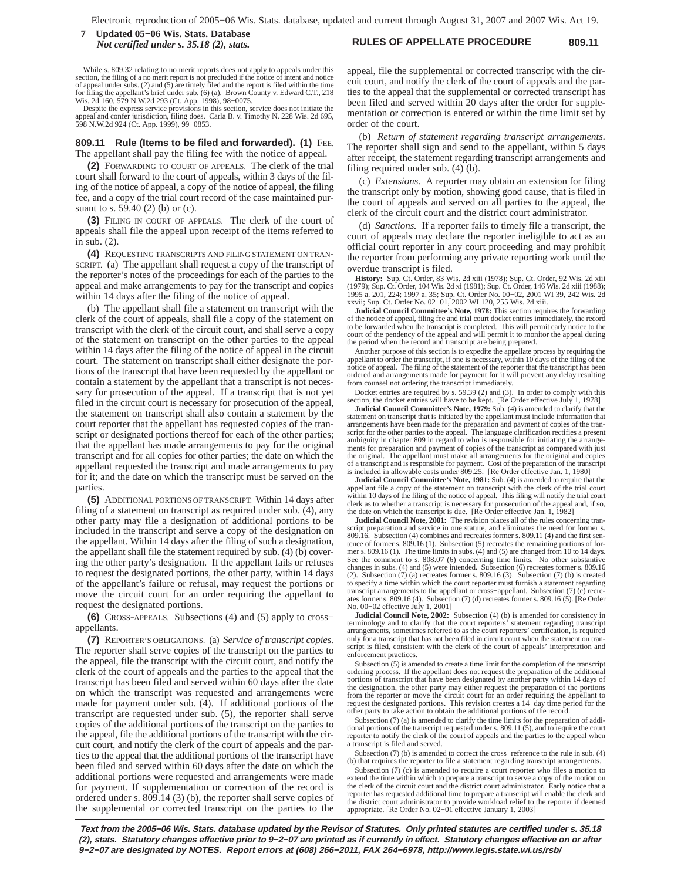While s. 809.32 relating to no merit reports does not apply to appeals under this section, the filing of a no merit report is not precluded if the notice of intent and notice of appeal under subs. (2) and (5) are timely filed and the report is filed within the time for filing the appellant's brief under sub. (6) (a). Brown County v. Edward C.T., 218 Wis. 2d 160, 579 N.W.2d 293 (Ct. App. 1998), 98−0075.

Despite the express service provisions in this section, service does not initiate the appeal and confer jurisdiction, filing does. Carla B. v. Timothy N. 228 Wis. 2d 695, 598 N.W.2d 924 (Ct. App. 1999), 99−0853.

**809.11 Rule (Items to be filed and forwarded). (1)** FEE. The appellant shall pay the filing fee with the notice of appeal.

**(2)** FORWARDING TO COURT OF APPEALS. The clerk of the trial court shall forward to the court of appeals, within 3 days of the filing of the notice of appeal, a copy of the notice of appeal, the filing fee, and a copy of the trial court record of the case maintained pursuant to s. 59.40 (2) (b) or (c).

**(3)** FILING IN COURT OF APPEALS. The clerk of the court of appeals shall file the appeal upon receipt of the items referred to in sub. (2).

**(4)** REQUESTING TRANSCRIPTS AND FILING STATEMENT ON TRANSCRIPT. (a) The appellant shall request a copy of the transcript of the reporter's notes of the proceedings for each of the parties to the appeal and make arrangements to pay for the transcript and copies within 14 days after the filing of the notice of appeal.

(b) The appellant shall file a statement on transcript with the clerk of the court of appeals, shall file a copy of the statement on transcript with the clerk of the circuit court, and shall serve a copy of the statement on transcript on the other parties to the appeal within 14 days after the filing of the notice of appeal in the circuit court. The statement on transcript shall either designate the portions of the transcript that have been requested by the appellant or contain a statement by the appellant that a transcript is not necessary for prosecution of the appeal. If a transcript that is not yet filed in the circuit court is necessary for prosecution of the appeal, the statement on transcript shall also contain a statement by the court reporter that the appellant has requested copies of the transcript or designated portions thereof for each of the other parties; that the appellant has made arrangements to pay for the original transcript and for all copies for other parties; the date on which the appellant requested the transcript and made arrangements to pay for it; and the date on which the transcript must be served on the parties.

**(5)** ADDITIONAL PORTIONS OF TRANSCRIPT. Within 14 days after filing of a statement on transcript as required under sub. (4), any other party may file a designation of additional portions to be included in the transcript and serve a copy of the designation on the appellant. Within 14 days after the filing of such a designation, the appellant shall file the statement required by sub. (4) (b) covering the other party's designation. If the appellant fails or refuses to request the designated portions, the other party, within 14 days of the appellant's failure or refusal, may request the portions or move the circuit court for an order requiring the appellant to request the designated portions.

**(6)** CROSS−APPEALS. Subsections (4) and (5) apply to cross−appellants.

**(7)** REPORTER'S OBLIGATIONS. (a) *Service of transcript copies.* The reporter shall serve copies of the transcript on the parties to the appeal, file the transcript with the circuit court, and notify the clerk of the court of appeals and the parties to the appeal that the transcript has been filed and served within 60 days after the date on which the transcript was requested and arrangements were made for payment under sub. (4). If additional portions of the transcript are requested under sub. (5), the reporter shall serve copies of the additional portions of the transcript on the parties to the appeal, file the additional portions of the transcript with the circuit court, and notify the clerk of the court of appeals and the parties to the appeal that the additional portions of the transcript have been filed and served within 60 days after the date on which the additional portions were requested and arrangements were made for payment. If supplementation or correction of the record is ordered under s. 809.14 (3) (b), the reporter shall serve copies of the supplemental or corrected transcript on the parties to the appeal, file the supplemental or corrected transcript with the circuit court, and notify the clerk of the court of appeals and the parties to the appeal that the supplemental or corrected transcript has been filed and served within 20 days after the order for supplementation or correction is entered or within the time limit set by order of the court.

(b) *Return of statement regarding transcript arrangements.* The reporter shall sign and send to the appellant, within 5 days after receipt, the statement regarding transcript arrangements and filing required under sub. (4) (b).

(c) *Extensions.* A reporter may obtain an extension for filing the transcript only by motion, showing good cause, that is filed in the court of appeals and served on all parties to the appeal, the clerk of the circuit court and the district court administrator.

(d) *Sanctions.* If a reporter fails to timely file a transcript, the court of appeals may declare the reporter ineligible to act as an official court reporter in any court proceeding and may prohibit the reporter from performing any private reporting work until the overdue transcript is filed.

**History:** Sup. Ct. Order, 83 Wis. 2d xiii (1978); Sup. Ct. Order, 92 Wis. 2d xiii (1979); Sup. Ct. Order, 104 Wis. 2d xi (1981); Sup. Ct. Order, 146 Wis. 2d xiii (1988); 1995 a. 201, 224; 1997 a. 35; Sup. Ct. Order No. 00−02, 2001 WI 39, 242 Wis. 2d xxvii; Sup. Ct. Order No. 02−01, 2002 WI 120, 255 Wis. 2d xiii.

**Judicial Council Committee's Note, 1978:** This section requires the forwarding of the notice of appeal, filing fee and trial court docket entries immediately, the record to be forwarded when the transcript is completed. This will permit early notice to the court of the pendency of the appeal and will permit it to monitor the appeal during the period when the record and transcript are being prepared.

Another purpose of this section is to expedite the appellate process by requiring the appellant to order the transcript, if one is necessary, within 10 days of the filing of the notice of appeal. The filing of the statement of the reporter that the transcript has been ordered and arrangements made for payment for it will prevent any delay resulting from counsel not ordering the transcript immediately.

Docket entries are required by s. 59.39 (2) and (3). In order to comply with this section, the docket entries will have to be kept. [Re Order effective July 1, 1978]

**Judicial Council Committee's Note, 1979:** Sub. (4) is amended to clarify that the statement on transcript that is initiated by the appellant must include information that arrangements have been made for the preparation and payment of copies of the transcript for the other parties to the appeal. The language clarification rectifies a present ambiguity in chapter 809 in regard to who is responsible for initiating the arrangements for preparation and payment of copies of the transcript as compared with just the original. The appellant must make all arrangements for the original and copies of a transcript and is responsible for payment. Cost of the preparation of the transcript is included in allowable costs under 809.25. [Re Order effective Jan. 1, 1980]

**Judicial Council Committee's Note, 1981:** Sub. (4) is amended to require that the appellant file a copy of the statement on transcript with the clerk of the trial court within 10 days of the filing of the notice of appeal. This filing will notify the trial court clerk as to whether a transcript is necessary for prosecution of the appeal and, if so, the date on which the transcript is due. [Re Order effective Jan. 1, 1982]

**Judicial Council Note, 2001:** The revision places all of the rules concerning transcript preparation and service in one statute, and eliminates the need for former s. 809.16. Subsection (4) combines and recreates former s. 809.11 (4) and the first sentence of former s. 809.16 (1). Subsection (5) recreates the remaining portions of former s. 809.16 (1). The time limits in subs. (4) and (5) are changed from 10 to 14 days. See the comment to s. 808.07 (6) concerning time limits. No other substantive changes in subs. (4) and (5) were intended. Subsection (6) recreates former s. 809.16 (2). Subsection (7) (a) recreates former s. 809.16 (3). Subsection (7) (b) is created to specify a time within which the court reporter must furnish a statement regarding transcript arrangements to the appellant or cross−appellant. Subsection (7) (c) recreates former s. 809.16 (4). Subsection (7) (d) recreates former s. 809.16 (5). [Re Order No. 00−02 effective July 1, 2001]

**Judicial Council Note, 2002:** Subsection (4) (b) is amended for consistency in terminology and to clarify that the court reporters' statement regarding transcript arrangements, sometimes referred to as the court reporters' certification, is required only for a transcript that has not been filed in circuit court when the statement on transcript is filed, consistent with the clerk of the court of appeals' interpretation and enforcement practices.

Subsection (5) is amended to create a time limit for the completion of the transcript ordering process. If the appellant does not request the preparation of the additional portions of transcript that have been designated by another party within 14 days of the designation, the other party may either request the preparation of the portions from the reporter or move the circuit court for an order requiring the appellant to request the designated portions. This revision creates a 14−day time period for the other party to take action to obtain the additional portions of the record.

Subsection (7) (a) is amended to clarify the time limits for the preparation of additional portions of the transcript requested under s. 809.11 (5), and to require the court reporter to notify the clerk of the court of appeals and the parties to the appeal when a transcript is filed and served.

Subsection (7) (b) is amended to correct the cross−reference to the rule in sub. (4) (b) that requires the reporter to file a statement regarding transcript arrangements.

Subsection (7) (c) is amended to require a court reporter who files a motion to extend the time within which to prepare a transcript to serve a copy of the motion on the clerk of the circuit court and the district court administrator. Early notice that a reporter has requested additional time to prepare a transcript will enable the clerk and the district court administrator to provide workload relief to the reporter if deemed appropriate. [Re Order No. 02−01 effective January 1, 2003]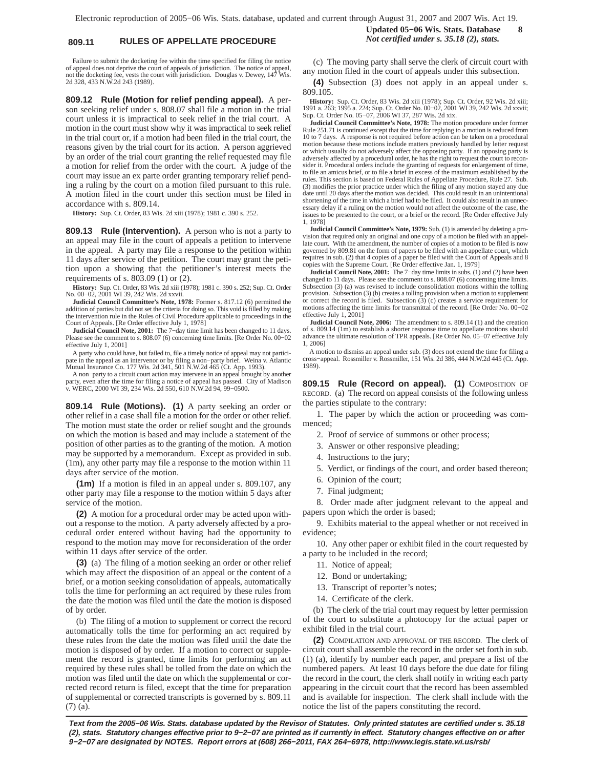Failure to submit the docketing fee within the time specified for filing the notice of appeal does not deprive the court of appeals of jurisdiction. The notice of appeal, not the docketing fee, vests the court with jurisdiction. Douglas v. Dewey, 147 Wis. 2d 328, 433 N.W.2d 243 (1989).

**809.12 Rule (Motion for relief pending appeal).** A person seeking relief under s. 808.07 shall file a motion in the trial court unless it is impractical to seek relief in the trial court. A motion in the court must show why it was impractical to seek relief in the trial court or, if a motion had been filed in the trial court, the reasons given by the trial court for its action. A person aggrieved by an order of the trial court granting the relief requested may file a motion for relief from the order with the court. A judge of the court may issue an ex parte order granting temporary relief pending a ruling by the court on a motion filed pursuant to this rule. A motion filed in the court under this section must be filed in accordance with s. 809.14.

**History:** Sup. Ct. Order, 83 Wis. 2d xiii (1978); 1981 c. 390 s. 252.

**809.13 Rule (Intervention).** A person who is not a party to an appeal may file in the court of appeals a petition to intervene in the appeal. A party may file a response to the petition within 11 days after service of the petition. The court may grant the petition upon a showing that the petitioner's interest meets the requirements of s. 803.09 (1) or (2).

**History:** Sup. Ct. Order, 83 Wis. 2d xiii (1978); 1981 c. 390 s. 252; Sup. Ct. Order No. 00−02, 2001 WI 39, 242 Wis. 2d xxvii.

**Judicial Council Committee's Note, 1978:** Former s. 817.12 (6) permitted the addition of parties but did not set the criteria for doing so. This void is filled by making the intervention rule in the Rules of Civil Procedure applicable to proceedings in the Court of Appeals. [Re Order effective July 1, 1978]

**Judicial Council Note, 2001:** The 7−day time limit has been changed to 11 days. Please see the comment to s. 808.07 (6) concerning time limits. [Re Order No. 00−02 effective July 1, 2001]

A party who could have, but failed to, file a timely notice of appeal may not participate in the appeal as an intervenor or by filing a non−party brief. Weina v. Atlantic Mutual Insurance Co. 177 Wis. 2d 341, 501 N.W.2d 465 (Ct. App. 1993).

A non−party to a circuit court action may intervene in an appeal brought by another party, even after the time for filing a notice of appeal has passed. City of Madison v. WERC, 2000 WI 39, 234 Wis. 2d 550, 610 N.W.2d 94, 99−0500.

**809.14 Rule (Motions). (1)** A party seeking an order or other relief in a case shall file a motion for the order or other relief. The motion must state the order or relief sought and the grounds on which the motion is based and may include a statement of the position of other parties as to the granting of the motion. A motion may be supported by a memorandum. Except as provided in sub. (1m), any other party may file a response to the motion within 11 days after service of the motion.

**(1m)** If a motion is filed in an appeal under s. 809.107, any other party may file a response to the motion within 5 days after service of the motion.

**(2)** A motion for a procedural order may be acted upon without a response to the motion. A party adversely affected by a procedural order entered without having had the opportunity to respond to the motion may move for reconsideration of the order within 11 days after service of the order.

**(3)** (a) The filing of a motion seeking an order or other relief which may affect the disposition of an appeal or the content of a brief, or a motion seeking consolidation of appeals, automatically tolls the time for performing an act required by these rules from the date the motion was filed until the date the motion is disposed of by order.

(b) The filing of a motion to supplement or correct the record automatically tolls the time for performing an act required by these rules from the date the motion was filed until the date the motion is disposed of by order. If a motion to correct or supplement the record is granted, time limits for performing an act required by these rules shall be tolled from the date on which the motion was filed until the date on which the supplemental or corrected record return is filed, except that the time for preparation of supplemental or corrected transcripts is governed by s. 809.11 (7) (a).

(c) The moving party shall serve the clerk of circuit court with any motion filed in the court of appeals under this subsection.

**(4)** Subsection (3) does not apply in an appeal under s. 809.105.

**History:** Sup. Ct. Order, 83 Wis. 2d xiii (1978); Sup. Ct. Order, 92 Wis. 2d xiii; 1991 a. 263; 1995 a. 224; Sup. Ct. Order No. 00−02, 2001 WI 39, 242 Wis. 2d xxvii; Sup. Ct. Order No. 05−07, 2006 WI 37, 287 Wis. 2d xix.

**Judicial Council Committee's Note, 1978:** The motion procedure under former Rule 251.71 is continued except that the time for replying to a motion is reduced from 10 to 7 days. A response is not required before action can be taken on a procedural motion because these motions include matters previously handled by letter request or which usually do not adversely affect the opposing party. If an opposing party is adversely affected by a procedural order, he has the right to request the court to reconsider it. Procedural orders include the granting of requests for enlargement of time, to file an amicus brief, or to file a brief in excess of the maximum established by the rules. This section is based on Federal Rules of Appellate Procedure, Rule 27. Sub. (3) modifies the prior practice under which the filing of any motion stayed any due date until 20 days after the motion was decided. This could result in an unintentional shortening of the time in which a brief had to be filed. It could also result in an unnecessary delay if a ruling on the motion would not affect the outcome of the case, the issues to be presented to the court, or a brief or the record. [Re Order effective July 1, 1978]

**Judicial Council Committee's Note, 1979:** Sub. (1) is amended by deleting a provision that required only an original and one copy of a motion be filed with an appellate court. With the amendment, the number of copies of a motion to be filed is now governed by 809.81 on the form of papers to be filed with an appellate court, which requires in sub. (2) that 4 copies of a paper be filed with the Court of Appeals and 8 copies with the Supreme Court. [Re Order effective Jan. 1, 1979]

**Judicial Council Note, 2001:** The 7−day time limits in subs. (1) and (2) have been changed to 11 days. Please see the comment to s. 808.07 (6) concerning time limits. Subsection (3) (a) was revised to include consolidation motions within the tolling provision. Subsection (3) (b) creates a tolling provision when a motion to supplement or correct the record is filed. Subsection (3) (c) creates a service requirement for motions affecting the time limits for transmittal of the record. [Re Order No. 00−02 effective July 1, 2001]

**Judicial Council Note, 2006:** The amendment to s. 809.14 (1) and the creation of s. 809.14 (1m) to establish a shorter response time to appellate motions should advance the ultimate resolution of TPR appeals. [Re Order No. 05−07 effective July 1, 2006]

A motion to dismiss an appeal under sub. (3) does not extend the time for filing a cross−appeal. Rossmiller v. Rossmiller, 151 Wis. 2d 386, 444 N.W.2d 445 (Ct. App. 1989).

**809.15 Rule (Record on appeal). (1)** COMPOSITION OF RECORD. (a) The record on appeal consists of the following unless the parties stipulate to the contrary:

1. The paper by which the action or proceeding was commenced;
2. Proof of service of summons or other process;
3. Answer or other responsive pleading;
4. Instructions to the jury;
5. Verdict, or findings of the court, and order based thereon;
6. Opinion of the court;
7. Final judgment;
8. Order made after judgment relevant to the appeal and papers upon which the order is based;
9. Exhibits material to the appeal whether or not received in evidence;
10. Any other paper or exhibit filed in the court requested by a party to be included in the record;
11. Notice of appeal;
12. Bond or undertaking;
13. Transcript of reporter's notes;
14. Certificate of the clerk.

(b) The clerk of the trial court may request by letter permission of the court to substitute a photocopy for the actual paper or exhibit filed in the trial court.

**(2)** COMPILATION AND APPROVAL OF THE RECORD. The clerk of circuit court shall assemble the record in the order set forth in sub. (1) (a), identify by number each paper, and prepare a list of the numbered papers. At least 10 days before the due date for filing the record in the court, the clerk shall notify in writing each party appearing in the circuit court that the record has been assembled and is available for inspection. The clerk shall include with the notice the list of the papers constituting the record.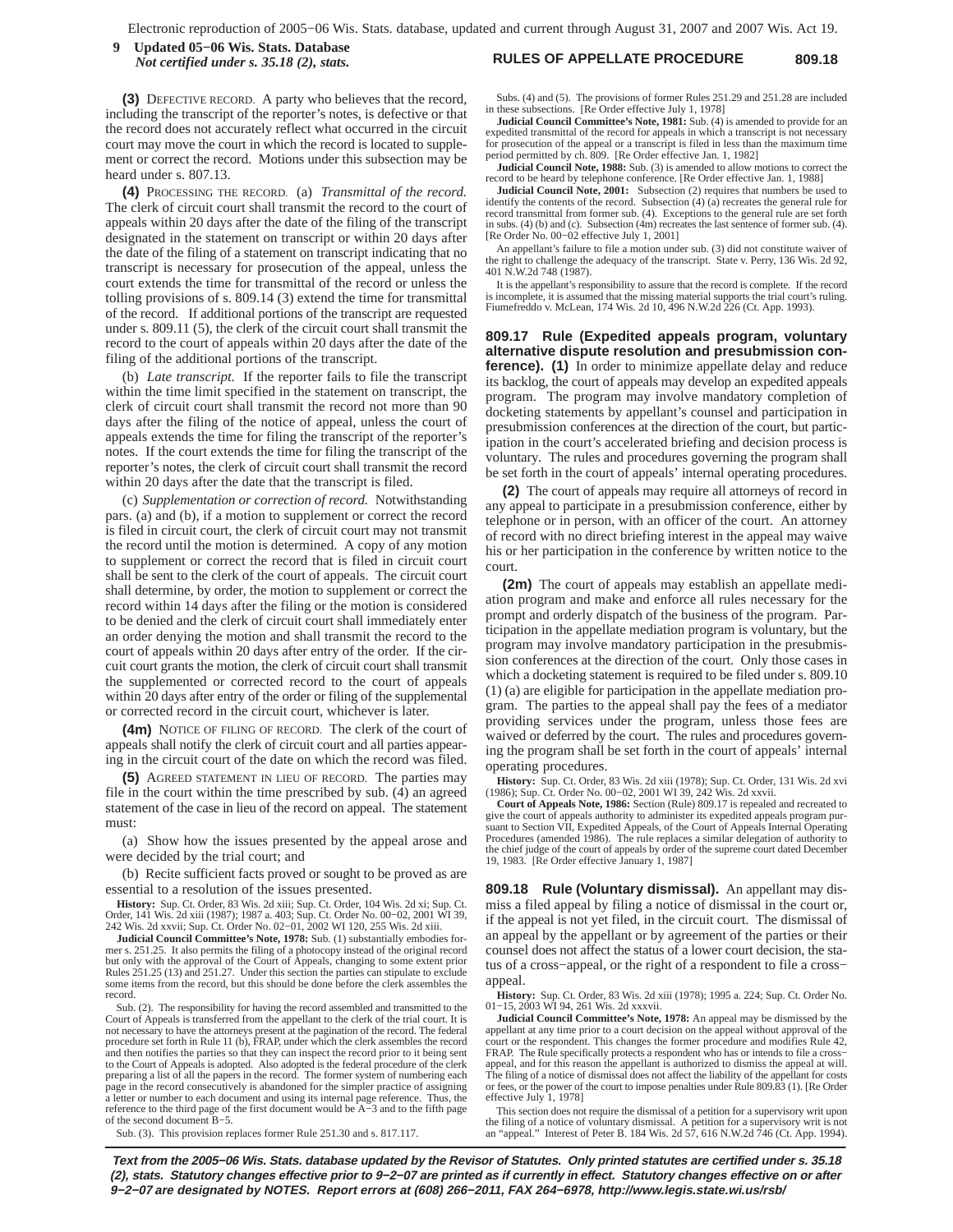**(3)** DEFECTIVE RECORD. A party who believes that the record, including the transcript of the reporter's notes, is defective or that the record does not accurately reflect what occurred in the circuit court may move the court in which the record is located to supplement or correct the record. Motions under this subsection may be heard under s. 807.13.

**(4)** PROCESSING THE RECORD. (a) *Transmittal of the record.* The clerk of circuit court shall transmit the record to the court of appeals within 20 days after the date of the filing of the transcript designated in the statement on transcript or within 20 days after the date of the filing of a statement on transcript indicating that no transcript is necessary for prosecution of the appeal, unless the court extends the time for transmittal of the record or unless the tolling provisions of s. 809.14 (3) extend the time for transmittal of the record. If additional portions of the transcript are requested under s. 809.11 (5), the clerk of the circuit court shall transmit the record to the court of appeals within 20 days after the date of the filing of the additional portions of the transcript.

(b) *Late transcript.* If the reporter fails to file the transcript within the time limit specified in the statement on transcript, the clerk of circuit court shall transmit the record not more than 90 days after the filing of the notice of appeal, unless the court of appeals extends the time for filing the transcript of the reporter's notes. If the court extends the time for filing the transcript of the reporter's notes, the clerk of circuit court shall transmit the record within 20 days after the date that the transcript is filed.

(c) *Supplementation or correction of record.* Notwithstanding pars. (a) and (b), if a motion to supplement or correct the record is filed in circuit court, the clerk of circuit court may not transmit the record until the motion is determined. A copy of any motion to supplement or correct the record that is filed in circuit court shall be sent to the clerk of the court of appeals. The circuit court shall determine, by order, the motion to supplement or correct the record within 14 days after the filing or the motion is considered to be denied and the clerk of circuit court shall immediately enter an order denying the motion and shall transmit the record to the court of appeals within 20 days after entry of the order. If the circuit court grants the motion, the clerk of circuit court shall transmit the supplemented or corrected record to the court of appeals within 20 days after entry of the order or filing of the supplemental or corrected record in the circuit court, whichever is later.

**(4m)** NOTICE OF FILING OF RECORD. The clerk of the court of appeals shall notify the clerk of circuit court and all parties appearing in the circuit court of the date on which the record was filed.

**(5)** AGREED STATEMENT IN LIEU OF RECORD. The parties may file in the court within the time prescribed by sub. (4) an agreed statement of the case in lieu of the record on appeal. The statement must:

(a) Show how the issues presented by the appeal arose and were decided by the trial court; and

(b) Recite sufficient facts proved or sought to be proved as are essential to a resolution of the issues presented.

**History:** Sup. Ct. Order, 83 Wis. 2d xiii; Sup. Ct. Order, 104 Wis. 2d xi; Sup. Ct. Order, 141 Wis. 2d xiii (1987); 1987 a. 403; Sup. Ct. Order No. 00−02, 2001 WI 39, 242 Wis. 2d xxvii; Sup. Ct. Order No. 02−01, 2002 WI 120, 255 Wis. 2d xiii.

**Judicial Council Committee's Note, 1978:** Sub. (1) substantially embodies former s. 251.25. It also permits the filing of a photocopy instead of the original record but only with the approval of the Court of Appeals, changing to some extent prior Rules 251.25 (13) and 251.27. Under this section the parties can stipulate to exclude some items from the record, but this should be done before the clerk assembles the record.

Sub. (2). The responsibility for having the record assembled and transmitted to the Court of Appeals is transferred from the appellant to the clerk of the trial court. It is not necessary to have the attorneys present at the pagination of the record. The federal procedure set forth in Rule 11 (b), FRAP, under which the clerk assembles the record and then notifies the parties so that they can inspect the record prior to it being sent to the Court of Appeals is adopted. Also adopted is the federal procedure of the clerk preparing a list of all the papers in the record. The former system of numbering each page in the record consecutively is abandoned for the simpler practice of assigning a letter or number to each document and using its internal page reference. Thus, the reference to the third page of the first document would be A−3 and to the fifth page of the second document B−5.

Sub. (3). This provision replaces former Rule 251.30 and s. 817.117.

Subs. (4) and (5). The provisions of former Rules 251.29 and 251.28 are included in these subsections. [Re Order effective July 1, 1978]

**Judicial Council Committee's Note, 1981:** Sub. (4) is amended to provide for an expedited transmittal of the record for appeals in which a transcript is not necessary for prosecution of the appeal or a transcript is filed in less than the maximum time period permitted by ch. 809. [Re Order effective Jan. 1, 1982]

**Judicial Council Note, 1988:** Sub. (3) is amended to allow motions to correct the record to be heard by telephone conference. [Re Order effective Jan. 1, 1988]

**Judicial Council Note, 2001:** Subsection (2) requires that numbers be used to identify the contents of the record. Subsection (4) (a) recreates the general rule for record transmittal from former sub. (4). Exceptions to the general rule are set forth in subs. (4) (b) and (c). Subsection (4m) recreates the last sentence of former sub. (4). [Re Order No. 00−02 effective July 1, 2001]

An appellant's failure to file a motion under sub. (3) did not constitute waiver of the right to challenge the adequacy of the transcript. State v. Perry, 136 Wis. 2d 92, 401 N.W.2d 748 (1987).

It is the appellant's responsibility to assure that the record is complete. If the record is incomplete, it is assumed that the missing material supports the trial court's ruling. Fiumefreddo v. McLean, 174 Wis. 2d 10, 496 N.W.2d 226 (Ct. App. 1993).

## 809.17 Rule (Expedited appeals program, voluntary alternative dispute resolution and presubmission conference).

**(1)** In order to minimize appellate delay and reduce its backlog, the court of appeals may develop an expedited appeals program. The program may involve mandatory completion of docketing statements by appellant's counsel and participation in presubmission conferences at the direction of the court, but participation in the court's accelerated briefing and decision process is voluntary. The rules and procedures governing the program shall be set forth in the court of appeals' internal operating procedures.

**(2)** The court of appeals may require all attorneys of record in any appeal to participate in a presubmission conference, either by telephone or in person, with an officer of the court. An attorney of record with no direct briefing interest in the appeal may waive his or her participation in the conference by written notice to the court.

**(2m)** The court of appeals may establish an appellate mediation program and make and enforce all rules necessary for the prompt and orderly dispatch of the business of the program. Participation in the appellate mediation program is voluntary, but the program may involve mandatory participation in the presubmission conferences at the direction of the court. Only those cases in which a docketing statement is required to be filed under s. 809.10 (1) (a) are eligible for participation in the appellate mediation program. The parties to the appeal shall pay the fees of a mediator providing services under the program, unless those fees are waived or deferred by the court. The rules and procedures governing the program shall be set forth in the court of appeals' internal operating procedures.

**History:** Sup. Ct. Order, 83 Wis. 2d xiii (1978); Sup. Ct. Order, 131 Wis. 2d xvi (1986); Sup. Ct. Order No. 00−02, 2001 WI 39, 242 Wis. 2d xxvii.

**Court of Appeals Note, 1986:** Section (Rule) 809.17 is repealed and recreated to give the court of appeals authority to administer its expedited appeals program pursuant to Section VII, Expedited Appeals, of the Court of Appeals Internal Operating Procedures (amended 1986). The rule replaces a similar delegation of authority to the chief judge of the court of appeals by order of the supreme court dated December 19, 1983. [Re Order effective January 1, 1987]

## 809.18 Rule (Voluntary dismissal).

An appellant may dismiss a filed appeal by filing a notice of dismissal in the court or, if the appeal is not yet filed, in the circuit court. The dismissal of an appeal by the appellant or by agreement of the parties or their counsel does not affect the status of a lower court decision, the status of a cross−appeal, or the right of a respondent to file a cross−appeal.

**History:** Sup. Ct. Order, 83 Wis. 2d xiii (1978); 1995 a. 224; Sup. Ct. Order No. 01−15, 2003 WI 94, 261 Wis. 2d xxxvii.

**Judicial Council Committee's Note, 1978:** An appeal may be dismissed by the appellant at any time prior to a court decision on the appeal without approval of the court or the respondent. This changes the former procedure and modifies Rule 42, FRAP. The Rule specifically protects a respondent who has or intends to file a cross−appeal, and for this reason the appellant is authorized to dismiss the appeal at will. The filing of a notice of dismissal does not affect the liability of the appellant for costs or fees, or the power of the court to impose penalties under Rule 809.83 (1). [Re Order effective July 1, 1978]

This section does not require the dismissal of a petition for a supervisory writ upon the filing of a notice of voluntary dismissal. A petition for a supervisory writ is not an "appeal." Interest of Peter B. 184 Wis. 2d 57, 616 N.W.2d 746 (Ct. App. 1994).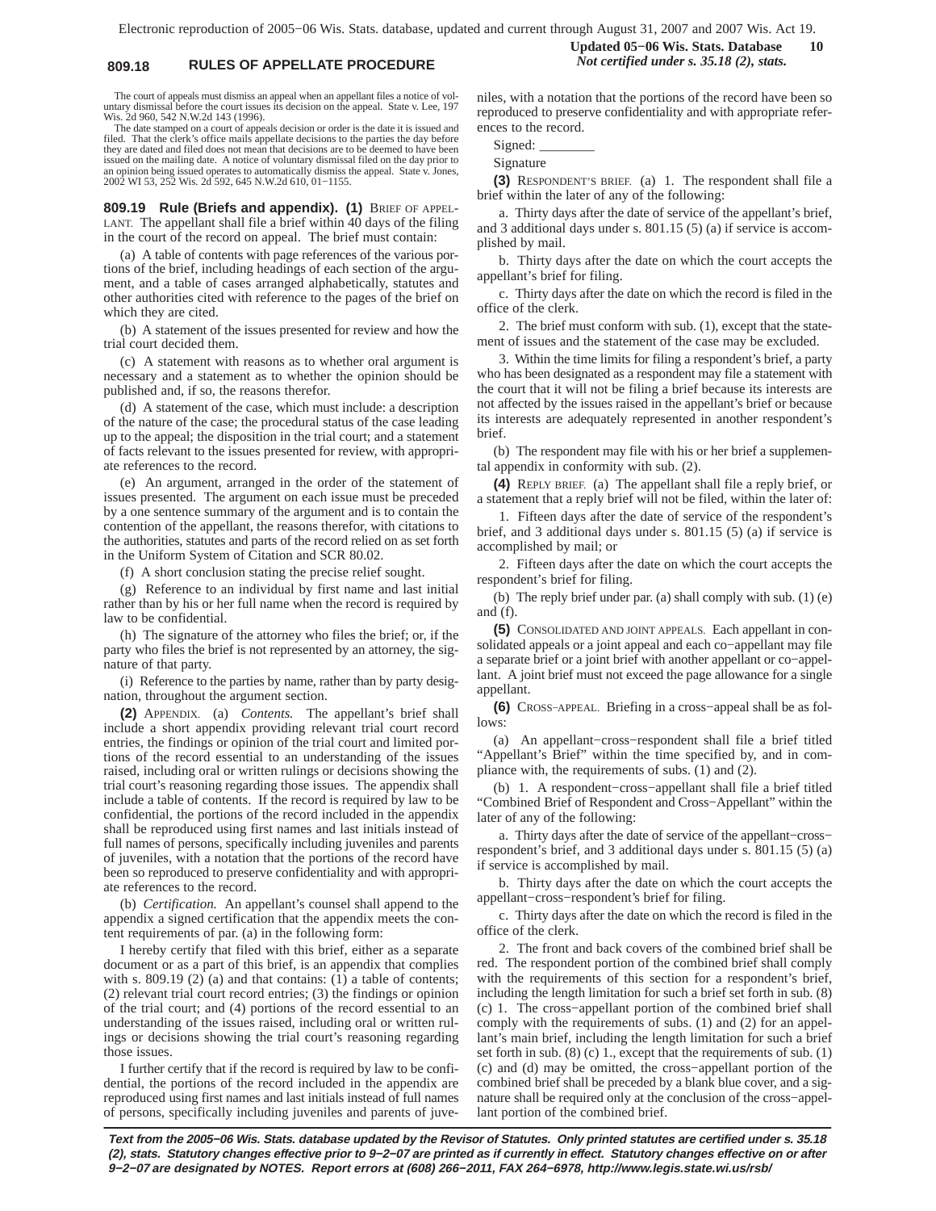The court of appeals must dismiss an appeal when an appellant files a notice of voluntary dismissal before the court issues its decision on the appeal. State v. Lee, 197 Wis. 2d 960, 542 N.W.2d 143 (1996).

The date stamped on a court of appeals decision or order is the date it is issued and filed. That the clerk's office mails appellate decisions to the parties the day before they are dated and filed does not mean that decisions are to be deemed to have been issued on the mailing date. A notice of voluntary dismissal filed on the day prior to an opinion being issued operates to automatically dismiss the appeal. State v. Jones, 2002 WI 53, 252 Wis. 2d 592, 645 N.W.2d 610, 01−1155.

**809.19 Rule (Briefs and appendix). (1)** BRIEF OF APPELLANT. The appellant shall file a brief within 40 days of the filing in the court of the record on appeal. The brief must contain:

(a) A table of contents with page references of the various portions of the brief, including headings of each section of the argument, and a table of cases arranged alphabetically, statutes and other authorities cited with reference to the pages of the brief on which they are cited.

(b) A statement of the issues presented for review and how the trial court decided them.

(c) A statement with reasons as to whether oral argument is necessary and a statement as to whether the opinion should be published and, if so, the reasons therefor.

(d) A statement of the case, which must include: a description of the nature of the case; the procedural status of the case leading up to the appeal; the disposition in the trial court; and a statement of facts relevant to the issues presented for review, with appropriate references to the record.

(e) An argument, arranged in the order of the statement of issues presented. The argument on each issue must be preceded by a one sentence summary of the argument and is to contain the contention of the appellant, the reasons therefor, with citations to the authorities, statutes and parts of the record relied on as set forth in the Uniform System of Citation and SCR 80.02.

(f) A short conclusion stating the precise relief sought.

(g) Reference to an individual by first name and last initial rather than by his or her full name when the record is required by law to be confidential.

(h) The signature of the attorney who files the brief; or, if the party who files the brief is not represented by an attorney, the signature of that party.

(i) Reference to the parties by name, rather than by party designation, throughout the argument section.

**(2)** APPENDIX. (a) *Contents.* The appellant's brief shall include a short appendix providing relevant trial court record entries, the findings or opinion of the trial court and limited portions of the record essential to an understanding of the issues raised, including oral or written rulings or decisions showing the trial court's reasoning regarding those issues. The appendix shall include a table of contents. If the record is required by law to be confidential, the portions of the record included in the appendix shall be reproduced using first names and last initials instead of full names of persons, specifically including juveniles and parents of juveniles, with a notation that the portions of the record have been so reproduced to preserve confidentiality and with appropriate references to the record.

(b) *Certification.* An appellant's counsel shall append to the appendix a signed certification that the appendix meets the content requirements of par. (a) in the following form:

I hereby certify that filed with this brief, either as a separate document or as a part of this brief, is an appendix that complies with s. 809.19 (2) (a) and that contains: (1) a table of contents; (2) relevant trial court record entries; (3) the findings or opinion of the trial court; and (4) portions of the record essential to an understanding of the issues raised, including oral or written rulings or decisions showing the trial court's reasoning regarding those issues.

I further certify that if the record is required by law to be confidential, the portions of the record included in the appendix are reproduced using first names and last initials instead of full names of persons, specifically including juveniles and parents of juveniles, with a notation that the portions of the record have been so reproduced to preserve confidentiality and with appropriate references to the record.

Signed: ________

Signature

**(3)** RESPONDENT'S BRIEF. (a) 1. The respondent shall file a brief within the later of any of the following:

a. Thirty days after the date of service of the appellant's brief, and 3 additional days under s. 801.15 (5) (a) if service is accomplished by mail.

b. Thirty days after the date on which the court accepts the appellant's brief for filing.

c. Thirty days after the date on which the record is filed in the office of the clerk.

2. The brief must conform with sub. (1), except that the statement of issues and the statement of the case may be excluded.

3. Within the time limits for filing a respondent's brief, a party who has been designated as a respondent may file a statement with the court that it will not be filing a brief because its interests are not affected by the issues raised in the appellant's brief or because its interests are adequately represented in another respondent's brief.

(b) The respondent may file with his or her brief a supplemental appendix in conformity with sub. (2).

**(4)** REPLY BRIEF. (a) The appellant shall file a reply brief, or a statement that a reply brief will not be filed, within the later of:

1. Fifteen days after the date of service of the respondent's brief, and 3 additional days under s. 801.15 (5) (a) if service is accomplished by mail; or

2. Fifteen days after the date on which the court accepts the respondent's brief for filing.

(b) The reply brief under par. (a) shall comply with sub. (1) (e) and (f).

**(5)** CONSOLIDATED AND JOINT APPEALS. Each appellant in consolidated appeals or a joint appeal and each co−appellant may file a separate brief or a joint brief with another appellant or co−appellant. A joint brief must not exceed the page allowance for a single appellant.

**(6)** CROSS−APPEAL. Briefing in a cross−appeal shall be as follows:

(a) An appellant−cross−respondent shall file a brief titled "Appellant's Brief" within the time specified by, and in compliance with, the requirements of subs. (1) and (2).

(b) 1. A respondent−cross−appellant shall file a brief titled "Combined Brief of Respondent and Cross−Appellant" within the later of any of the following:

a. Thirty days after the date of service of the appellant−cross−respondent's brief, and 3 additional days under s. 801.15 (5) (a) if service is accomplished by mail.

b. Thirty days after the date on which the court accepts the appellant−cross−respondent's brief for filing.

c. Thirty days after the date on which the record is filed in the office of the clerk.

2. The front and back covers of the combined brief shall be red. The respondent portion of the combined brief shall comply with the requirements of this section for a respondent's brief, including the length limitation for such a brief set forth in sub. (8) (c) 1. The cross−appellant portion of the combined brief shall comply with the requirements of subs. (1) and (2) for an appellant's main brief, including the length limitation for such a brief set forth in sub. (8) (c) 1., except that the requirements of sub. (1) (c) and (d) may be omitted, the cross−appellant portion of the combined brief shall be preceded by a blank blue cover, and a signature shall be required only at the conclusion of the cross−appellant portion of the combined brief.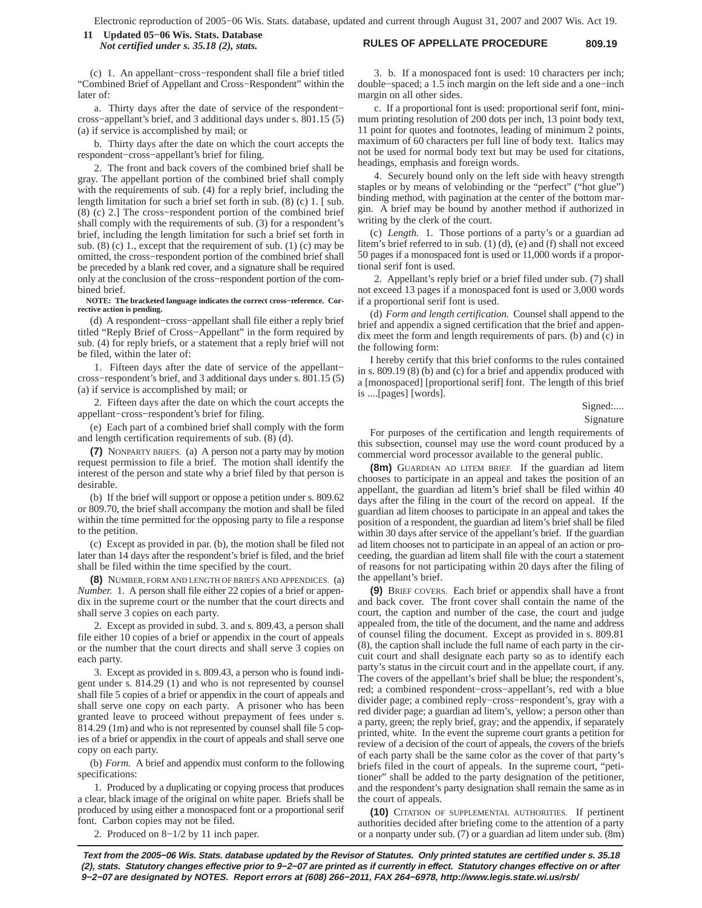(c) 1. An appellant−cross−respondent shall file a brief titled "Combined Brief of Appellant and Cross−Respondent" within the later of:

a. Thirty days after the date of service of the respondent−cross−appellant's brief, and 3 additional days under s. 801.15 (5) (a) if service is accomplished by mail; or

b. Thirty days after the date on which the court accepts the respondent−cross−appellant's brief for filing.

2. The front and back covers of the combined brief shall be gray. The appellant portion of the combined brief shall comply with the requirements of sub. (4) for a reply brief, including the length limitation for such a brief set forth in sub. (8) (c) 1. [ sub. (8) (c) 2.] The cross−respondent portion of the combined brief shall comply with the requirements of sub. (3) for a respondent's brief, including the length limitation for such a brief set forth in sub. (8) (c) 1., except that the requirement of sub. (1) (c) may be omitted, the cross−respondent portion of the combined brief shall be preceded by a blank red cover, and a signature shall be required only at the conclusion of the cross−respondent portion of the combined brief.

**NOTE: The bracketed language indicates the correct cross−reference. Corrective action is pending.**

(d) A respondent−cross−appellant shall file either a reply brief titled "Reply Brief of Cross−Appellant" in the form required by sub. (4) for reply briefs, or a statement that a reply brief will not be filed, within the later of:

1. Fifteen days after the date of service of the appellant−cross−respondent's brief, and 3 additional days under s. 801.15 (5) (a) if service is accomplished by mail; or

2. Fifteen days after the date on which the court accepts the appellant−cross−respondent's brief for filing.

(e) Each part of a combined brief shall comply with the form and length certification requirements of sub. (8) (d).

**(7)** NONPARTY BRIEFS. (a) A person not a party may by motion request permission to file a brief. The motion shall identify the interest of the person and state why a brief filed by that person is desirable.

(b) If the brief will support or oppose a petition under s. 809.62 or 809.70, the brief shall accompany the motion and shall be filed within the time permitted for the opposing party to file a response to the petition.

(c) Except as provided in par. (b), the motion shall be filed not later than 14 days after the respondent's brief is filed, and the brief shall be filed within the time specified by the court.

**(8)** NUMBER, FORM AND LENGTH OF BRIEFS AND APPENDICES. (a) *Number.* 1. A person shall file either 22 copies of a brief or appendix in the supreme court or the number that the court directs and shall serve 3 copies on each party.

2. Except as provided in subd. 3. and s. 809.43, a person shall file either 10 copies of a brief or appendix in the court of appeals or the number that the court directs and shall serve 3 copies on each party.

3. Except as provided in s. 809.43, a person who is found indigent under s. 814.29 (1) and who is not represented by counsel shall file 5 copies of a brief or appendix in the court of appeals and shall serve one copy on each party. A prisoner who has been granted leave to proceed without prepayment of fees under s. 814.29 (1m) and who is not represented by counsel shall file 5 copies of a brief or appendix in the court of appeals and shall serve one copy on each party.

(b) *Form.* A brief and appendix must conform to the following specifications:

1. Produced by a duplicating or copying process that produces a clear, black image of the original on white paper. Briefs shall be produced by using either a monospaced font or a proportional serif font. Carbon copies may not be filed.

2. Produced on 8−1/2 by 11 inch paper.

3. b. If a monospaced font is used: 10 characters per inch; double−spaced; a 1.5 inch margin on the left side and a one−inch margin on all other sides.

c. If a proportional font is used: proportional serif font, minimum printing resolution of 200 dots per inch, 13 point body text, 11 point for quotes and footnotes, leading of minimum 2 points, maximum of 60 characters per full line of body text. Italics may not be used for normal body text but may be used for citations, headings, emphasis and foreign words.

4. Securely bound only on the left side with heavy strength staples or by means of velobinding or the "perfect" ("hot glue") binding method, with pagination at the center of the bottom margin. A brief may be bound by another method if authorized in writing by the clerk of the court.

(c) *Length.* 1. Those portions of a party's or a guardian ad litem's brief referred to in sub. (1) (d), (e) and (f) shall not exceed 50 pages if a monospaced font is used or 11,000 words if a proportional serif font is used.

2. Appellant's reply brief or a brief filed under sub. (7) shall not exceed 13 pages if a monospaced font is used or 3,000 words if a proportional serif font is used.

(d) *Form and length certification.* Counsel shall append to the brief and appendix a signed certification that the brief and appendix meet the form and length requirements of pars. (b) and (c) in the following form:

I hereby certify that this brief conforms to the rules contained in s. 809.19 (8) (b) and (c) for a brief and appendix produced with a [monospaced] [proportional serif] font. The length of this brief is ....[pages] [words].

Signed:....

Signature

For purposes of the certification and length requirements of this subsection, counsel may use the word count produced by a commercial word processor available to the general public.

**(8m)** GUARDIAN AD LITEM BRIEF. If the guardian ad litem chooses to participate in an appeal and takes the position of an appellant, the guardian ad litem's brief shall be filed within 40 days after the filing in the court of the record on appeal. If the guardian ad litem chooses to participate in an appeal and takes the position of a respondent, the guardian ad litem's brief shall be filed within 30 days after service of the appellant's brief. If the guardian ad litem chooses not to participate in an appeal of an action or proceeding, the guardian ad litem shall file with the court a statement of reasons for not participating within 20 days after the filing of the appellant's brief.

**(9)** BRIEF COVERS. Each brief or appendix shall have a front and back cover. The front cover shall contain the name of the court, the caption and number of the case, the court and judge appealed from, the title of the document, and the name and address of counsel filing the document. Except as provided in s. 809.81 (8), the caption shall include the full name of each party in the circuit court and shall designate each party so as to identify each party's status in the circuit court and in the appellate court, if any. The covers of the appellant's brief shall be blue; the respondent's, red; a combined respondent−cross−appellant's, red with a blue divider page; a combined reply−cross−respondent's, gray with a red divider page; a guardian ad litem's, yellow; a person other than a party, green; the reply brief, gray; and the appendix, if separately printed, white. In the event the supreme court grants a petition for review of a decision of the court of appeals, the covers of the briefs of each party shall be the same color as the cover of that party's briefs filed in the court of appeals. In the supreme court, "petitioner" shall be added to the party designation of the petitioner, and the respondent's party designation shall remain the same as in the court of appeals.

**(10)** CITATION OF SUPPLEMENTAL AUTHORITIES. If pertinent authorities decided after briefing come to the attention of a party or a nonparty under sub. (7) or a guardian ad litem under sub. (8m)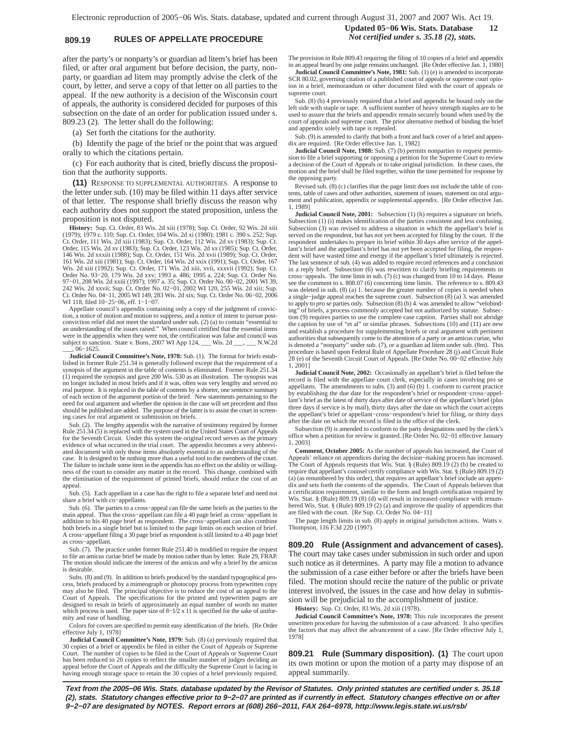after the party's or nonparty's or guardian ad litem's brief has been filed, or after oral argument but before decision, the party, nonparty, or guardian ad litem may promptly advise the clerk of the court, by letter, and serve a copy of that letter on all parties to the appeal. If the new authority is a decision of the Wisconsin court of appeals, the authority is considered decided for purposes of this subsection on the date of an order for publication issued under s. 809.23 (2). The letter shall do the following:

(a) Set forth the citations for the authority.

(b) Identify the page of the brief or the point that was argued orally to which the citations pertain.

(c) For each authority that is cited, briefly discuss the proposition that the authority supports.

**(11)** RESPONSE TO SUPPLEMENTAL AUTHORITIES. A response to the letter under sub. (10) may be filed within 11 days after service of that letter. The response shall briefly discuss the reason why each authority does not support the stated proposition, unless the proposition is not disputed.

**History:** Sup. Ct. Order, 83 Wis. 2d xiii (1978); Sup. Ct. Order, 92 Wis. 2d xiii (1979); 1979 c. 110; Sup. Ct. Order, 104 Wis. 2d xi (1980); 1981 c. 390 s. 252; Sup. Ct. Order, 111 Wis. 2d xiii (1983); Sup. Ct. Order, 112 Wis. 2d xv (1983); Sup. Ct. Order, 115 Wis. 2d xv (1983); Sup. Ct. Order, 123 Wis. 2d xx (1985); Sup. Ct. Order, 146 Wis. 2d xxxiii (1988); Sup. Ct. Order, 151 Wis. 2d xvii (1989); Sup. Ct. Order, 161 Wis. 2d xiii (1981); Sup. Ct. Order, 164 Wis. 2d xxix (1991); Sup. Ct. Order, 167 Wis. 2d xiii (1992); Sup. Ct. Order, 171 Wis. 2d xiii, xvii, xxxvii (1992); Sup. Ct. Order No. 93−20, 179 Wis. 2d xxv; 1993 a. 486; 1995 a. 224; Sup. Ct. Order No. 97−01, 208 Wis. 2d xxiii (1997); 1997 a. 35; Sup. Ct. Order No. 00−02, 2001 WI 39, 242 Wis. 2d xxvii; Sup. Ct. Order No. 02−01, 2002 WI 120, 255 Wis. 2d xiii; Sup. Ct. Order No. 04−11, 2005 WI 149, 283 Wis. 2d xix; Sup. Ct. Order No. 06−02, 2006 WI 118, filed 10−25−06, eff. 1−1−07.

Appellate council's appendix containing only a copy of the judgment of conviction, a notice of motion and motion to suppress, and a notice of intent to pursue postconviction relief did not meet the standard under sub. (2) (a) to contain "essential to an understanding of the issues raised." When council certified that the essential items were in the appendix when they were not, the certification was false and council was subject to sanction. State v. Bons, 2007 WI App 124, ___ Wis. 2d ___, ___ N.W.2d ___, 06−1625.

**Judicial Council Committee's Note, 1978:** Sub. (1). The format for briefs established in former Rule 251.34 is generally followed except that the requirement of a synopsis of the argument in the table of contents is eliminated. Former Rule 251.34 (1) required the synopsis and gave 200 Wis. 530 as an illustration. The synopsis was no longer included in most briefs and if it was, often was very lengthy and served no real purpose. It is replaced in the table of contents by a shorter, one sentence summary of each section of the argument portion of the brief. New statements pertaining to the need for oral argument and whether the opinion in the case will set precedent and thus should be published are added. The purpose of the latter is to assist the court in screening cases for oral argument or submission on briefs.

Sub. (2). The lengthy appendix with the narrative of testimony required by former Rule 251.34 (5) is replaced with the system used in the United States Court of Appeals for the Seventh Circuit. Under this system the original record serves as the primary evidence of what occurred in the trial court. The appendix becomes a very abbreviated document with only those items absolutely essential to an understanding of the case. It is designed to be nothing more than a useful tool to the members of the court. The failure to include some item in the appendix has no effect on the ability or willingness of the court to consider any matter in the record. This change, combined with the elimination of the requirement of printed briefs, should reduce the cost of an appeal.

Sub. (5). Each appellant in a case has the right to file a separate brief and need not share a brief with co−appellants.

Sub. (6). The parties to a cross−appeal can file the same briefs as the parties to the main appeal. Thus the cross−appellant can file a 40 page brief as cross−appellant in addition to his 40 page brief as respondent. The cross−appellant can also combine both briefs in a single brief but is limited to the page limits on each section of brief. A cross−appellant filing a 30 page brief as respondent is still limited to a 40 page brief as cross−appellant.

Sub. (7). The practice under former Rule 251.40 is modified to require the request to file an amicus curiae brief be made by motion rather than by letter. Rule 29, FRAP. The motion should indicate the interest of the amicus and why a brief by the amicus is desirable.

Subs. (8) and (9). In addition to briefs produced by the standard typographical process, briefs produced by a mimeograph or photocopy process from typewritten copy may also be filed. The principal objective is to reduce the cost of an appeal to the Court of Appeals. The specifications for the printed and typewritten pages are designed to result in briefs of approximately an equal number of words no matter which process is used. The paper size of 8−1/2 x 11 is specified for the sake of uniformity and ease of handling.

Colors for covers are specified to permit easy identification of the briefs. [Re Order effective July 1, 1978]

**Judicial Council Committee's Note, 1979:** Sub. (8) (a) previously required that 30 copies of a brief or appendix be filed in either the Court of Appeals or Supreme Court. The number of copies to be filed in the Court of Appeals or Supreme Court has been reduced to 20 copies to reflect the smaller number of judges deciding an appeal before the Court of Appeals and the difficulty the Supreme Court is facing in having enough storage space to retain the 30 copies of a brief previously required. The provision in Rule 809.43 requiring the filing of 10 copies of a brief and appendix in an appeal heard by one judge remains unchanged. [Re Order effective Jan. 1, 1980]

**Judicial Council Committee's Note, 1981:** Sub. (1) (e) is amended to incorporate SCR 80.02, governing citation of a published court of appeals or supreme court opinion in a brief, memorandum or other document filed with the court of appeals or supreme court.

Sub. (8) (b) 4 previously required that a brief and appendix be bound only on the left side with staple or tape. A sufficient number of heavy strength staples are to be used to assure that the briefs and appendix remain securely bound when used by the court of appeals and supreme court. The prior alternative method of binding the brief and appendix solely with tape is repealed.

Sub. (9) is amended to clarify that both a front and back cover of a brief and appendix are required. [Re Order effective Jan. 1, 1982]

**Judicial Council Note, 1988:** Sub. (7) (b) permits nonparties to request permission to file a brief supporting or opposing a petition for the Supreme Court to review a decision of the Court of Appeals or to take original jurisdiction. In these cases, the motion and the brief shall be filed together, within the time permitted for response by the opposing party.

Revised sub. (8) (c) clarifies that the page limit does not include the table of contents, table of cases and other authorities, statement of issues, statement on oral argument and publication, appendix or supplemental appendix. [Re Order effective Jan. 1, 1989]

**Judicial Council Note, 2001:** Subsection (1) (h) requires a signature on briefs. Subsection (1) (i) makes identification of the parties consistent and less confusing. Subsection (3) was revised to address a situation in which the appellant's brief is served on the respondent, but has not yet been accepted for filing by the court. If the respondent undertakes to prepare its brief within 30 days after service of the appellant's brief and the appellant's brief has not yet been accepted for filing, the respondent will have wasted time and energy if the appellant's brief ultimately is rejected. The last sentence of sub. (4) was added to require record references and a conclusion in a reply brief. Subsection (6) was rewritten to clarify briefing requirements in cross−appeals. The time limit in sub. (7) (c) was changed from 10 to 14 days. Please see the comment to s. 808.07 (6) concerning time limits. The reference to s. 809.43 was deleted in sub. (8) (a) 1. because the greater number of copies is needed when a single−judge appeal reaches the supreme court. Subsection (8) (a) 3. was amended to apply to *pro se* parties only. Subsection (8) (b) 4. was amended to allow "velobinding" of briefs, a process commonly accepted but not authorized by statute. Subsection (9) requires parties to use the complete case caption. Parties shall not abridge the caption by use of "et al" or similar phrases. Subsections (10) and (11) are new and establish a procedure for supplementing briefs or oral argument with pertinent authorities that subsequently come to the attention of a party or an amicus curiae, who is denoted a "nonparty" under sub. (7), or a guardian ad litem under sub. (8m). This procedure is based upon Federal Rule of Appellate Procedure 28 (j) and Circuit Rule 28 (e) of the Seventh Circuit Court of Appeals. [Re Order No. 00−02 effective July 1, 2001]

**Judicial Council Note, 2002:** Occasionally an appellant's brief is filed before the record is filed with the appellate court clerk, especially in cases involving pro se appellants. The amendments to subs. (3) and (6) (b) 1. conform to current practice by establishing the due date for the respondent's brief or respondent−cross−appellant's brief as the latest of thirty days after date of service of the appellant's brief (plus three days if service is by mail), thirty days after the date on which the court accepts the appellant's brief or appellant−cross−respondent's brief for filing, or thirty days after the date on which the record is filed in the office of the clerk.

Subsection (9) is amended to conform to the party designations used by the clerk's office when a petition for review is granted. [Re Order No. 02−01 effective January 1, 2003]

**Comment, October 2005:** As the number of appeals has increased, the Court of Appeals' reliance on appendices during the decision−making process has increased. The Court of Appeals requests that Wis. Stat. § (Rule) 809.19 (2) (b) be created to require that appellant's counsel certify compliance with Wis. Stat. § (Rule) 809.19 (2) (a) (as renumbered by this order), that requires an appellant's brief include an appendix and sets forth the contents of the appendix. The Court of Appeals believes that a certification requirement, similar to the form and length certification required by Wis. Stat. § (Rule) 809.19 (8) (d) will result in increased compliance with renumbered Wis. Stat. § (Rule) 809.19 (2) (a) and improve the quality of appendices that are filed with the court. [Re Sup. Ct. Order No. 04−11]

The page length limits in sub. (8) apply in original jurisdiction actions. Watts v. Thompson, 116 F.3d 220 (1997).

**809.20 Rule (Assignment and advancement of cases).** The court may take cases under submission in such order and upon such notice as it determines. A party may file a motion to advance the submission of a case either before or after the briefs have been filed. The motion should recite the nature of the public or private interest involved, the issues in the case and how delay in submission will be prejudicial to the accomplishment of justice.

**History:** Sup. Ct. Order, 83 Wis. 2d xiii (1978).

**Judicial Council Committee's Note, 1978:** This rule incorporates the present unwritten procedure for having the submission of a case advanced. It also specifies the factors that may affect the advancement of a case. [Re Order effective July 1, 1978]

**809.21 Rule (Summary disposition). (1)** The court upon its own motion or upon the motion of a party may dispose of an appeal summarily.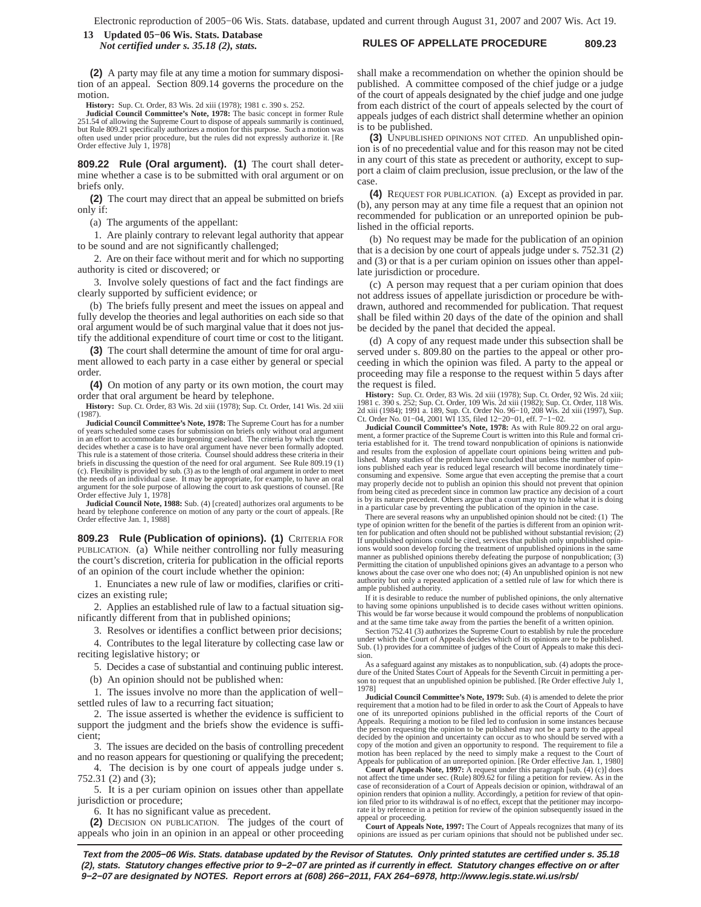**(2)** A party may file at any time a motion for summary disposition of an appeal. Section 809.14 governs the procedure on the motion.

**History:** Sup. Ct. Order, 83 Wis. 2d xiii (1978); 1981 c. 390 s. 252.

**Judicial Council Committee's Note, 1978:** The basic concept in former Rule 251.54 of allowing the Supreme Court to dispose of appeals summarily is continued, but Rule 809.21 specifically authorizes a motion for this purpose. Such a motion was often used under prior procedure, but the rules did not expressly authorize it. [Re Order effective July 1, 1978]

**809.22 Rule (Oral argument). (1)** The court shall determine whether a case is to be submitted with oral argument or on briefs only.

**(2)** The court may direct that an appeal be submitted on briefs only if:

(a) The arguments of the appellant:

1. Are plainly contrary to relevant legal authority that appear to be sound and are not significantly challenged;

2. Are on their face without merit and for which no supporting authority is cited or discovered; or

3. Involve solely questions of fact and the fact findings are clearly supported by sufficient evidence; or

(b) The briefs fully present and meet the issues on appeal and fully develop the theories and legal authorities on each side so that oral argument would be of such marginal value that it does not justify the additional expenditure of court time or cost to the litigant.

**(3)** The court shall determine the amount of time for oral argument allowed to each party in a case either by general or special order.

**(4)** On motion of any party or its own motion, the court may order that oral argument be heard by telephone.

**History:** Sup. Ct. Order, 83 Wis. 2d xiii (1978); Sup. Ct. Order, 141 Wis. 2d xiii (1987).

**Judicial Council Committee's Note, 1978:** The Supreme Court has for a number of years scheduled some cases for submission on briefs only without oral argument in an effort to accommodate its burgeoning caseload. The criteria by which the court decides whether a case is to have oral argument have never been formally adopted. This rule is a statement of those criteria. Counsel should address these criteria in their briefs in discussing the question of the need for oral argument. See Rule 809.19 (1) (c). Flexibility is provided by sub. (3) as to the length of oral argument in order to meet the needs of an individual case. It may be appropriate, for example, to have an oral argument for the sole purpose of allowing the court to ask questions of counsel. [Re Order effective July 1, 1978]

**Judicial Council Note, 1988:** Sub. (4) [created] authorizes oral arguments to be heard by telephone conference on motion of any party or the court of appeals. [Re Order effective Jan. 1, 1988]

**809.23 Rule (Publication of opinions). (1)** CRITERIA FOR PUBLICATION. (a) While neither controlling nor fully measuring the court's discretion, criteria for publication in the official reports of an opinion of the court include whether the opinion:

1. Enunciates a new rule of law or modifies, clarifies or criticizes an existing rule;

2. Applies an established rule of law to a factual situation significantly different from that in published opinions;

3. Resolves or identifies a conflict between prior decisions;

4. Contributes to the legal literature by collecting case law or reciting legislative history; or

5. Decides a case of substantial and continuing public interest.

(b) An opinion should not be published when:

1. The issues involve no more than the application of well−settled rules of law to a recurring fact situation;

2. The issue asserted is whether the evidence is sufficient to support the judgment and the briefs show the evidence is sufficient;

3. The issues are decided on the basis of controlling precedent and no reason appears for questioning or qualifying the precedent;

4. The decision is by one court of appeals judge under s. 752.31 (2) and (3);

5. It is a per curiam opinion on issues other than appellate jurisdiction or procedure;

6. It has no significant value as precedent.

**(2)** DECISION ON PUBLICATION. The judges of the court of appeals who join in an opinion in an appeal or other proceeding shall make a recommendation on whether the opinion should be published. A committee composed of the chief judge or a judge of the court of appeals designated by the chief judge and one judge from each district of the court of appeals selected by the court of appeals judges of each district shall determine whether an opinion is to be published.

**(3)** UNPUBLISHED OPINIONS NOT CITED. An unpublished opinion is of no precedential value and for this reason may not be cited in any court of this state as precedent or authority, except to support a claim of claim preclusion, issue preclusion, or the law of the case.

**(4)** REQUEST FOR PUBLICATION. (a) Except as provided in par. (b), any person may at any time file a request that an opinion not recommended for publication or an unreported opinion be published in the official reports.

(b) No request may be made for the publication of an opinion that is a decision by one court of appeals judge under s. 752.31 (2) and (3) or that is a per curiam opinion on issues other than appellate jurisdiction or procedure.

(c) A person may request that a per curiam opinion that does not address issues of appellate jurisdiction or procedure be withdrawn, authored and recommended for publication. That request shall be filed within 20 days of the date of the opinion and shall be decided by the panel that decided the appeal.

(d) A copy of any request made under this subsection shall be served under s. 809.80 on the parties to the appeal or other proceeding in which the opinion was filed. A party to the appeal or proceeding may file a response to the request within 5 days after the request is filed.

**History:** Sup. Ct. Order, 83 Wis. 2d xiii (1978); Sup. Ct. Order, 92 Wis. 2d xiii; 1981 c. 390 s. 252; Sup. Ct. Order, 109 Wis. 2d xiii (1982); Sup. Ct. Order, 118 Wis. 2d xiii (1984); 1991 a. 189, Sup. Ct. Order No. 96−10, 208 Wis. 2d xiii (1997), Sup. Ct. Order No. 01−04, 2001 WI 135, filed 12−20−01, eff. 7−1−02.

**Judicial Council Committee's Note, 1978:** As with Rule 809.22 on oral argument, a former practice of the Supreme Court is written into this Rule and formal criteria established for it. The trend toward nonpublication of opinions is nationwide and results from the explosion of appellate court opinions being written and published. Many studies of the problem have concluded that unless the number of opinions published each year is reduced legal research will become inordinately time−consuming and expensive. Some argue that even accepting the premise that a court may properly decide not to publish an opinion this should not prevent that opinion from being cited as precedent since in common law practice any decision of a court is by its nature precedent. Others argue that a court may try to hide what it is doing in a particular case by preventing the publication of the opinion in the case.

There are several reasons why an unpublished opinion should not be cited: (1) The type of opinion written for the benefit of the parties is different from an opinion written for publication and often should not be published without substantial revision; (2) If unpublished opinions could be cited, services that publish only unpublished opinions would soon develop forcing the treatment of unpublished opinions in the same manner as published opinions thereby defeating the purpose of nonpublication; (3) Permitting the citation of unpublished opinions gives an advantage to a person who knows about the case over one who does not; (4) An unpublished opinion is not new authority but only a repeated application of a settled rule of law for which there is ample published authority.

If it is desirable to reduce the number of published opinions, the only alternative to having some opinions unpublished is to decide cases without written opinions. This would be far worse because it would compound the problems of nonpublication and at the same time take away from the parties the benefit of a written opinion.

Section 752.41 (3) authorizes the Supreme Court to establish by rule the procedure under which the Court of Appeals decides which of its opinions are to be published. Sub. (1) provides for a committee of judges of the Court of Appeals to make this decision.

As a safeguard against any mistakes as to nonpublication, sub. (4) adopts the procedure of the United States Court of Appeals for the Seventh Circuit in permitting a person to request that an unpublished opinion be published. [Re Order effective July 1, 1978]

**Judicial Council Committee's Note, 1979:** Sub. (4) is amended to delete the prior requirement that a motion had to be filed in order to ask the Court of Appeals to have one of its unreported opinions published in the official reports of the Court of Appeals. Requiring a motion to be filed led to confusion in some instances because the person requesting the opinion to be published may not be a party to the appeal decided by the opinion and uncertainty can occur as to who should be served with a copy of the motion and given an opportunity to respond. The requirement to file a motion has been replaced by the need to simply make a request to the Court of Appeals for publication of an unreported opinion. [Re Order effective Jan. 1, 1980]

**Court of Appeals Note, 1997:** A request under this paragraph [sub. (4) (c)] does not affect the time under sec. (Rule) 809.62 for filing a petition for review. As in the case of reconsideration of a Court of Appeals decision or opinion, withdrawal of an opinion renders that opinion a nullity. Accordingly, a petition for review of that opinion filed prior to its withdrawal is of no effect, except that the petitioner may incorporate it by reference in a petition for review of the opinion subsequently issued in the appeal or proceeding.

**Court of Appeals Note, 1997:** The Court of Appeals recognizes that many of its opinions are issued as per curiam opinions that should not be published under sec.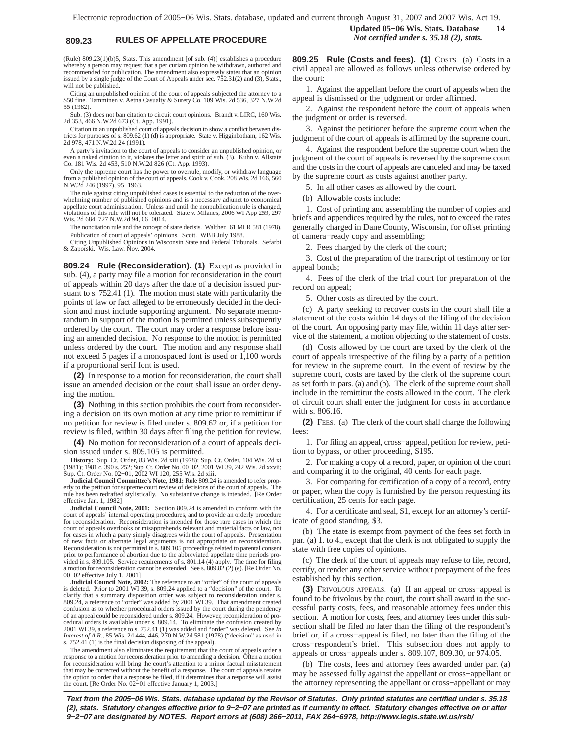(Rule) 809.23(1)(b)5, Stats. This amendment [of sub. (4)] establishes a procedure whereby a person may request that a per curiam opinion be withdrawn, authored and recommended for publication. The amendment also expressly states that an opinion issued by a single judge of the Court of Appeals under sec. 752.31(2) and (3), Stats., will not be published.

Citing an unpublished opinion of the court of appeals subjected the attorney to a $50 fine. Tamminen v. Aetna Casualty & Surety Co. 109 Wis. 2d 536, 327 N.W.2d 55 (1982).

Sub. (3) does not ban citation to circuit court opinions. Brandt v. LIRC, 160 Wis. 2d 353, 466 N.W.2d 673 (Ct. App. 1991).

Citation to an unpublished court of appeals decision to show a conflict between districts for purposes of s. 809.62 (1) (d) is appropriate. State v. Higginbotham, 162 Wis. 2d 978, 471 N.W.2d 24 (1991).

A party's invitation to the court of appeals to consider an unpublished opinion, or even a naked citation to it, violates the letter and spirit of sub. (3). Kuhn v. Allstate Co. 181 Wis. 2d 453, 510 N.W.2d 826 (Ct. App. 1993).

Only the supreme court has the power to overrule, modify, or withdraw language from a published opinion of the court of appeals. Cook v. Cook, 208 Wis. 2d 166, 560 N.W.2d 246 (1997), 95−1963.

The rule against citing unpublished cases is essential to the reduction of the overwhelming number of published opinions and is a necessary adjunct to economical appellate court administration. Unless and until the nonpublication rule is changed, violations of this rule will not be tolerated. State v. Milanes, 2006 WI App 259, 297 Wis. 2d 684, 727 N.W.2d 94, 06−0014.

The noncitation rule and the concept of stare decisis. Walther. 61 MLR 581 (1978).

Publication of court of appeals' opinions. Scott. WBB July 1988.

Citing Unpublished Opinions in Wisconsin State and Federal Tribunals. Sefarbi & Zaporski. Wis. Law. Nov. 2004.

**809.24 Rule (Reconsideration). (1)** Except as provided in sub. (4), a party may file a motion for reconsideration in the court of appeals within 20 days after the date of a decision issued pursuant to s. 752.41 (1). The motion must state with particularity the points of law or fact alleged to be erroneously decided in the decision and must include supporting argument. No separate memorandum in support of the motion is permitted unless subsequently ordered by the court. The court may order a response before issuing an amended decision. No response to the motion is permitted unless ordered by the court. The motion and any response shall not exceed 5 pages if a monospaced font is used or 1,100 words if a proportional serif font is used.

**(2)** In response to a motion for reconsideration, the court shall issue an amended decision or the court shall issue an order denying the motion.

**(3)** Nothing in this section prohibits the court from reconsidering a decision on its own motion at any time prior to remittitur if no petition for review is filed under s. 809.62 or, if a petition for review is filed, within 30 days after filing the petition for review.

**(4)** No motion for reconsideration of a court of appeals decision issued under s. 809.105 is permitted.

**History:** Sup. Ct. Order, 83 Wis. 2d xiii (1978); Sup. Ct. Order, 104 Wis. 2d xi (1981); 1981 c. 390 s. 252; Sup. Ct. Order No. 00−02, 2001 WI 39, 242 Wis. 2d xxvii; Sup. Ct. Order No. 02−01, 2002 WI 120, 255 Wis. 2d xiii.

**Judicial Council Committee's Note, 1981:** Rule 809.24 is amended to refer properly to the petition for supreme court review of decisions of the court of appeals. The rule has been redrafted stylistically. No substantive change is intended. [Re Order effective Jan. 1, 1982]

**Judicial Council Note, 2001:** Section 809.24 is amended to conform with the court of appeals' internal operating procedures, and to provide an orderly procedure for reconsideration. Reconsideration is intended for those rare cases in which the court of appeals overlooks or misapprehends relevant and material facts or law, not for cases in which a party simply disagrees with the court of appeals. Presentation of new facts or alternate legal arguments is not appropriate on reconsideration. Reconsideration is not permitted in s. 809.105 proceedings related to parental consent prior to performance of abortion due to the abbreviated appellate time periods provided in s. 809.105. Service requirements of s. 801.14 (4) apply. The time for filing a motion for reconsideration cannot be extended. See s. 809.82 (2) (e). [Re Order No. 00−02 effective July 1, 2001]

**Judicial Council Note, 2002:** The reference to an "order" of the court of appeals is deleted. Prior to 2001 WI 39, s. 809.24 applied to a "decision" of the court. To clarify that a summary disposition order was subject to reconsideration under s. 809.24, a reference to "order" was added by 2001 WI 39. That amendment created confusion as to whether procedural orders issued by the court during the pendency of an appeal could be reconsidered under s. 809.24. However, reconsideration of procedural orders is available under s. 809.14. To eliminate the confusion created by 2001 WI 39, a reference to s. 752.41 (1) was added and "order" was deleted. See *In Interest of A.R.*, 85 Wis. 2d 444, 446, 270 N.W.2d 581 (1978) ("decision" as used in s. 752.41 (1) is the final decision disposing of the appeal).

The amendment also eliminates the requirement that the court of appeals order a response to a motion for reconsideration prior to amending a decision. Often a motion for reconsideration will bring the court's attention to a minor factual misstatement that may be corrected without the benefit of a response. The court of appeals retains the option to order that a response be filed, if it determines that a response will assist the court. [Re Order No. 02−01 effective January 1, 2003.]

**809.25 Rule (Costs and fees). (1)** COSTS. (a) Costs in a civil appeal are allowed as follows unless otherwise ordered by the court:

1. Against the appellant before the court of appeals when the appeal is dismissed or the judgment or order affirmed.

2. Against the respondent before the court of appeals when the judgment or order is reversed.

3. Against the petitioner before the supreme court when the judgment of the court of appeals is affirmed by the supreme court.

4. Against the respondent before the supreme court when the judgment of the court of appeals is reversed by the supreme court and the costs in the court of appeals are canceled and may be taxed by the supreme court as costs against another party.

5. In all other cases as allowed by the court.

(b) Allowable costs include:

1. Cost of printing and assembling the number of copies and briefs and appendices required by the rules, not to exceed the rates generally charged in Dane County, Wisconsin, for offset printing of camera−ready copy and assembling;

2. Fees charged by the clerk of the court;

3. Cost of the preparation of the transcript of testimony or for appeal bonds;

4. Fees of the clerk of the trial court for preparation of the record on appeal;

5. Other costs as directed by the court.

(c) A party seeking to recover costs in the court shall file a statement of the costs within 14 days of the filing of the decision of the court. An opposing party may file, within 11 days after service of the statement, a motion objecting to the statement of costs.

(d) Costs allowed by the court are taxed by the clerk of the court of appeals irrespective of the filing by a party of a petition for review in the supreme court. In the event of review by the supreme court, costs are taxed by the clerk of the supreme court as set forth in pars. (a) and (b). The clerk of the supreme court shall include in the remittitur the costs allowed in the court. The clerk of circuit court shall enter the judgment for costs in accordance with s. 806.16.

**(2)** FEES. (a) The clerk of the court shall charge the following fees:

1. For filing an appeal, cross−appeal, petition for review, petition to bypass, or other proceeding, $195.

2. For making a copy of a record, paper, or opinion of the court and comparing it to the original, 40 cents for each page.

3. For comparing for certification of a copy of a record, entry or paper, when the copy is furnished by the person requesting its certification, 25 cents for each page.

4. For a certificate and seal, $1, except for an attorney's certificate of good standing, $3.

(b) The state is exempt from payment of the fees set forth in par. (a) 1. to 4., except that the clerk is not obligated to supply the state with free copies of opinions.

(c) The clerk of the court of appeals may refuse to file, record, certify, or render any other service without prepayment of the fees established by this section.

**(3)** FRIVOLOUS APPEALS. (a) If an appeal or cross−appeal is found to be frivolous by the court, the court shall award to the successful party costs, fees, and reasonable attorney fees under this section. A motion for costs, fees, and attorney fees under this subsection shall be filed no later than the filing of the respondent's brief or, if a cross−appeal is filed, no later than the filing of the cross−respondent's brief. This subsection does not apply to appeals or cross−appeals under s. 809.107, 809.30, or 974.05.

(b) The costs, fees and attorney fees awarded under par. (a) may be assessed fully against the appellant or cross−appellant or the attorney representing the appellant or cross−appellant or may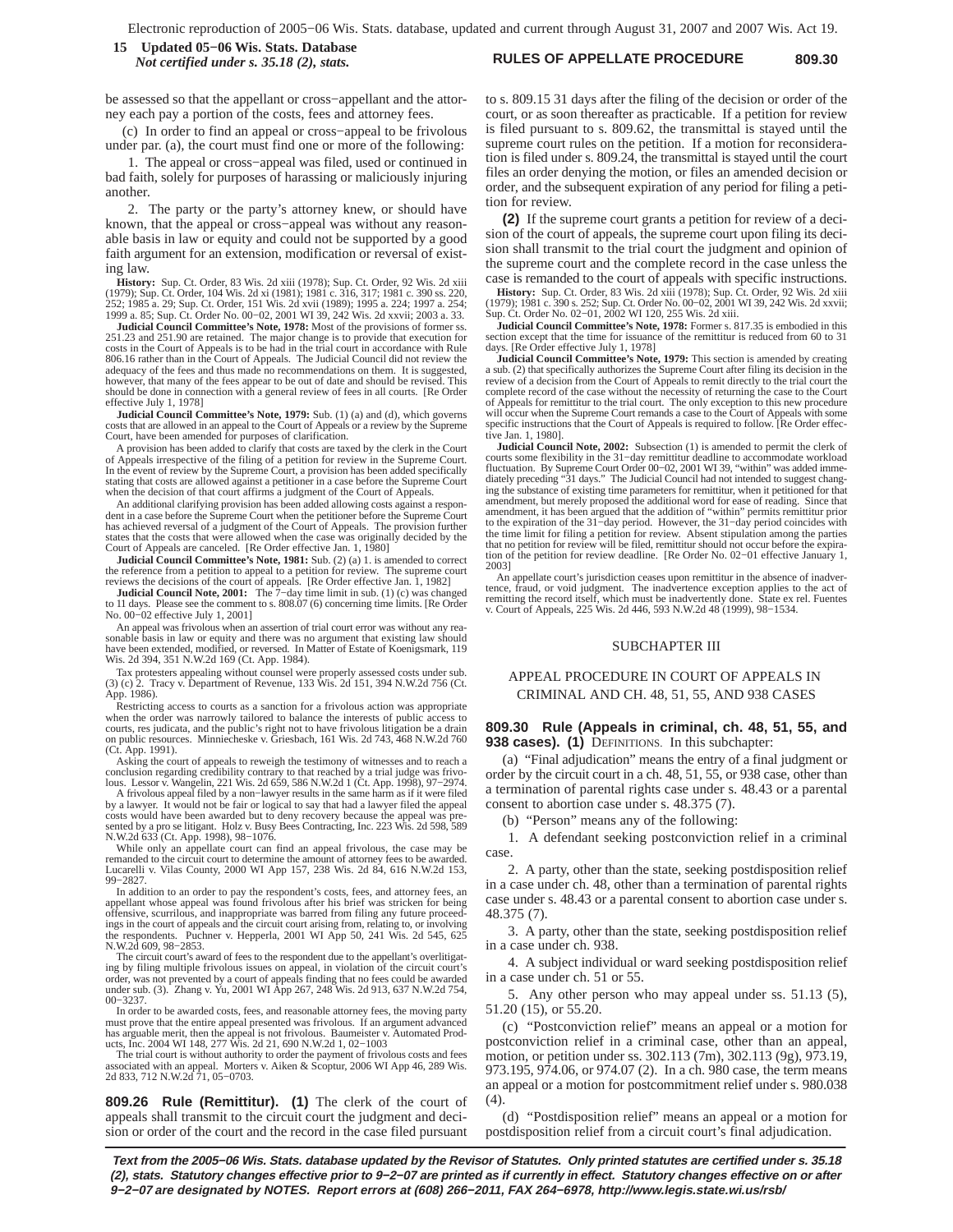be assessed so that the appellant or cross−appellant and the attorney each pay a portion of the costs, fees and attorney fees.

(c) In order to find an appeal or cross−appeal to be frivolous under par. (a), the court must find one or more of the following:

1. The appeal or cross−appeal was filed, used or continued in bad faith, solely for purposes of harassing or maliciously injuring another.

2. The party or the party's attorney knew, or should have known, that the appeal or cross−appeal was without any reasonable basis in law or equity and could not be supported by a good faith argument for an extension, modification or reversal of existing law.

**History:** Sup. Ct. Order, 83 Wis. 2d xiii (1978); Sup. Ct. Order, 92 Wis. 2d xiii (1979); Sup. Ct. Order, 104 Wis. 2d xi (1981); 1981 c. 316, 317; 1981 c. 390 ss. 220, 252; 1985 a. 29; Sup. Ct. Order, 151 Wis. 2d xvii (1989); 1995 a. 224; 1997 a. 254; 1999 a. 85; Sup. Ct. Order No. 00−02, 2001 WI 39, 242 Wis. 2d xxvii; 2003 a. 33.

**Judicial Council Committee's Note, 1978:** Most of the provisions of former ss. 251.23 and 251.90 are retained. The major change is to provide that execution for costs in the Court of Appeals is to be had in the trial court in accordance with Rule 806.16 rather than in the Court of Appeals. The Judicial Council did not review the adequacy of the fees and thus made no recommendations on them. It is suggested, however, that many of the fees appear to be out of date and should be revised. This should be done in connection with a general review of fees in all courts. [Re Order effective July 1, 1978]

**Judicial Council Committee's Note, 1979:** Sub. (1) (a) and (d), which governs costs that are allowed in an appeal to the Court of Appeals or a review by the Supreme Court, have been amended for purposes of clarification.

A provision has been added to clarify that costs are taxed by the clerk in the Court of Appeals irrespective of the filing of a petition for review in the Supreme Court. In the event of review by the Supreme Court, a provision has been added specifically stating that costs are allowed against a petitioner in a case before the Supreme Court when the decision of that court affirms a judgment of the Court of Appeals.

An additional clarifying provision has been added allowing costs against a respondent in a case before the Supreme Court when the petitioner before the Supreme Court has achieved reversal of a judgment of the Court of Appeals. The provision further states that the costs that were allowed when the case was originally decided by the Court of Appeals are canceled. [Re Order effective Jan. 1, 1980]

**Judicial Council Committee's Note, 1981:** Sub. (2) (a) 1. is amended to correct the reference from a petition to appeal to a petition for review. The supreme court reviews the decisions of the court of appeals. [Re Order effective Jan. 1, 1982]

**Judicial Council Note, 2001:** The 7−day time limit in sub. (1) (c) was changed to 11 days. Please see the comment to s. 808.07 (6) concerning time limits. [Re Order No. 00−02 effective July 1, 2001]

An appeal was frivolous when an assertion of trial court error was without any reasonable basis in law or equity and there was no argument that existing law should have been extended, modified, or reversed. In Matter of Estate of Koenigsmark, 119 Wis. 2d 394, 351 N.W.2d 169 (Ct. App. 1984).

Tax protesters appealing without counsel were properly assessed costs under sub. (3) (c) 2. Tracy v. Department of Revenue, 133 Wis. 2d 151, 394 N.W.2d 756 (Ct. App. 1986).

Restricting access to courts as a sanction for a frivolous action was appropriate when the order was narrowly tailored to balance the interests of public access to courts, res judicata, and the public's right not to have frivolous litigation be a drain on public resources. Minniecheske v. Griesbach, 161 Wis. 2d 743, 468 N.W.2d 760 (Ct. App. 1991).

Asking the court of appeals to reweigh the testimony of witnesses and to reach a conclusion regarding credibility contrary to that reached by a trial judge was frivolous. Lessor v. Wangelin, 221 Wis. 2d 659, 586 N.W.2d 1 (Ct. App. 1998), 97−2974.

A frivolous appeal filed by a non−lawyer results in the same harm as if it were filed by a lawyer. It would not be fair or logical to say that had a lawyer filed the appeal costs would have been awarded but to deny recovery because the appeal was presented by a pro se litigant. Holz v. Busy Bees Contracting, Inc. 223 Wis. 2d 598, 589 N.W.2d 633 (Ct. App. 1998), 98−1076.

While only an appellate court can find an appeal frivolous, the case may be remanded to the circuit court to determine the amount of attorney fees to be awarded. Lucarelli v. Vilas County, 2000 WI App 157, 238 Wis. 2d 84, 616 N.W.2d 153, 99−2827.

In addition to an order to pay the respondent's costs, fees, and attorney fees, an appellant whose appeal was found frivolous after his brief was stricken for being offensive, scurrilous, and inappropriate was barred from filing any future proceedings in the court of appeals and the circuit court arising from, relating to, or involving the respondents. Puchner v. Hepperla, 2001 WI App 50, 241 Wis. 2d 545, 625 N.W.2d 609, 98−2853.

The circuit court's award of fees to the respondent due to the appellant's overlitigating by filing multiple frivolous issues on appeal, in violation of the circuit court's order, was not prevented by a court of appeals finding that no fees could be awarded under sub. (3). Zhang v. Yu, 2001 WI App 267, 248 Wis. 2d 913, 637 N.W.2d 754, 00−3237.

In order to be awarded costs, fees, and reasonable attorney fees, the moving party must prove that the entire appeal presented was frivolous. If an argument advanced has arguable merit, then the appeal is not frivolous. Baumeister v. Automated Products, Inc. 2004 WI 148, 277 Wis. 2d 21, 690 N.W.2d 1, 02−1003

The trial court is without authority to order the payment of frivolous costs and fees associated with an appeal. Morters v. Aiken & Scoptur, 2006 WI App 46, 289 Wis. 2d 833, 712 N.W.2d 71, 05−0703.

**809.26 Rule (Remittitur). (1)** The clerk of the court of appeals shall transmit to the circuit court the judgment and decision or order of the court and the record in the case filed pursuant to s. 809.15 31 days after the filing of the decision or order of the court, or as soon thereafter as practicable. If a petition for review is filed pursuant to s. 809.62, the transmittal is stayed until the supreme court rules on the petition. If a motion for reconsideration is filed under s. 809.24, the transmittal is stayed until the court files an order denying the motion, or files an amended decision or order, and the subsequent expiration of any period for filing a petition for review.

**(2)** If the supreme court grants a petition for review of a decision of the court of appeals, the supreme court upon filing its decision shall transmit to the trial court the judgment and opinion of the supreme court and the complete record in the case unless the case is remanded to the court of appeals with specific instructions.

**History:** Sup. Ct. Order, 83 Wis. 2d xiii (1978); Sup. Ct. Order, 92 Wis. 2d xiii (1979); 1981 c. 390 s. 252; Sup. Ct. Order No. 00−02, 2001 WI 39, 242 Wis. 2d xxvii; Sup. Ct. Order No. 02−01, 2002 WI 120, 255 Wis. 2d xiii.

**Judicial Council Committee's Note, 1978:** Former s. 817.35 is embodied in this section except that the time for issuance of the remittitur is reduced from 60 to 31 days. [Re Order effective July 1, 1978]

**Judicial Council Committee's Note, 1979:** This section is amended by creating a sub. (2) that specifically authorizes the Supreme Court after filing its decision in the review of a decision from the Court of Appeals to remit directly to the trial court the complete record of the case without the necessity of returning the case to the Court of Appeals for remittitur to the trial court. The only exception to this new procedure will occur when the Supreme Court remands a case to the Court of Appeals with some specific instructions that the Court of Appeals is required to follow. [Re Order effective Jan. 1, 1980].

**Judicial Council Note, 2002:** Subsection (1) is amended to permit the clerk of courts some flexibility in the 31−day remittitur deadline to accommodate workload fluctuation. By Supreme Court Order 00−02, 2001 WI 39, "within" was added immediately preceding "31 days." The Judicial Council had not intended to suggest changing the substance of existing time parameters for remittitur, when it petitioned for that amendment, but merely proposed the additional word for ease of reading. Since that amendment, it has been argued that the addition of "within" permits remittitur prior to the expiration of the 31−day period. However, the 31−day period coincides with the time limit for filing a petition for review. Absent stipulation among the parties that no petition for review will be filed, remittitur should not occur before the expiration of the petition for review deadline. [Re Order No. 02−01 effective January 1, 2003]

An appellate court's jurisdiction ceases upon remittitur in the absence of inadvertence, fraud, or void judgment. The inadvertence exception applies to the act of remitting the record itself, which must be inadvertently done. State ex rel. Fuentes v. Court of Appeals, 225 Wis. 2d 446, 593 N.W.2d 48 (1999), 98−1534.

## SUBCHAPTER III

## APPEAL PROCEDURE IN COURT OF APPEALS IN CRIMINAL AND CH. 48, 51, 55, AND 938 CASES

**809.30 Rule (Appeals in criminal, ch. 48, 51, 55, and 938 cases). (1)** DEFINITIONS. In this subchapter:

(a) "Final adjudication" means the entry of a final judgment or order by the circuit court in a ch. 48, 51, 55, or 938 case, other than a termination of parental rights case under s. 48.43 or a parental consent to abortion case under s. 48.375 (7).

(b) "Person" means any of the following:

1. A defendant seeking postconviction relief in a criminal case.

2. A party, other than the state, seeking postdisposition relief in a case under ch. 48, other than a termination of parental rights case under s. 48.43 or a parental consent to abortion case under s. 48.375 (7).

3. A party, other than the state, seeking postdisposition relief in a case under ch. 938.

4. A subject individual or ward seeking postdisposition relief in a case under ch. 51 or 55.

5. Any other person who may appeal under ss. 51.13 (5), 51.20 (15), or 55.20.

(c) "Postconviction relief" means an appeal or a motion for postconviction relief in a criminal case, other than an appeal, motion, or petition under ss. 302.113 (7m), 302.113 (9g), 973.19, 973.195, 974.06, or 974.07 (2). In a ch. 980 case, the term means an appeal or a motion for postcommitment relief under s. 980.038 (4).

(d) "Postdisposition relief" means an appeal or a motion for postdisposition relief from a circuit court's final adjudication.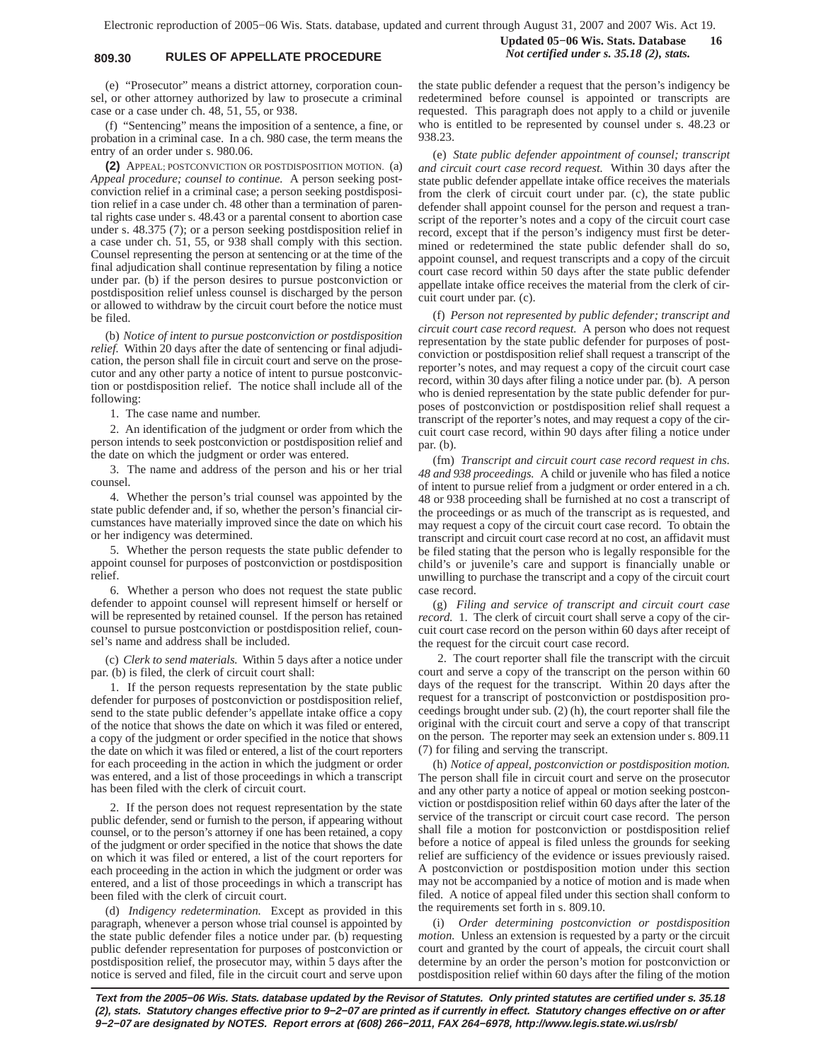(e) "Prosecutor" means a district attorney, corporation counsel, or other attorney authorized by law to prosecute a criminal case or a case under ch. 48, 51, 55, or 938.

(f) "Sentencing" means the imposition of a sentence, a fine, or probation in a criminal case. In a ch. 980 case, the term means the entry of an order under s. 980.06.

**(2)** APPEAL; POSTCONVICTION OR POSTDISPOSITION MOTION. (a) *Appeal procedure; counsel to continue.* A person seeking postconviction relief in a criminal case; a person seeking postdisposition relief in a case under ch. 48 other than a termination of parental rights case under s. 48.43 or a parental consent to abortion case under s. 48.375 (7); or a person seeking postdisposition relief in a case under ch. 51, 55, or 938 shall comply with this section. Counsel representing the person at sentencing or at the time of the final adjudication shall continue representation by filing a notice under par. (b) if the person desires to pursue postconviction or postdisposition relief unless counsel is discharged by the person or allowed to withdraw by the circuit court before the notice must be filed.

(b) *Notice of intent to pursue postconviction or postdisposition relief.* Within 20 days after the date of sentencing or final adjudication, the person shall file in circuit court and serve on the prosecutor and any other party a notice of intent to pursue postconviction or postdisposition relief. The notice shall include all of the following:

1. The case name and number.

2. An identification of the judgment or order from which the person intends to seek postconviction or postdisposition relief and the date on which the judgment or order was entered.

3. The name and address of the person and his or her trial counsel.

4. Whether the person's trial counsel was appointed by the state public defender and, if so, whether the person's financial circumstances have materially improved since the date on which his or her indigency was determined.

5. Whether the person requests the state public defender to appoint counsel for purposes of postconviction or postdisposition relief.

6. Whether a person who does not request the state public defender to appoint counsel will represent himself or herself or will be represented by retained counsel. If the person has retained counsel to pursue postconviction or postdisposition relief, counsel's name and address shall be included.

(c) *Clerk to send materials.* Within 5 days after a notice under par. (b) is filed, the clerk of circuit court shall:

1. If the person requests representation by the state public defender for purposes of postconviction or postdisposition relief, send to the state public defender's appellate intake office a copy of the notice that shows the date on which it was filed or entered, a copy of the judgment or order specified in the notice that shows the date on which it was filed or entered, a list of the court reporters for each proceeding in the action in which the judgment or order was entered, and a list of those proceedings in which a transcript has been filed with the clerk of circuit court.

2. If the person does not request representation by the state public defender, send or furnish to the person, if appearing without counsel, or to the person's attorney if one has been retained, a copy of the judgment or order specified in the notice that shows the date on which it was filed or entered, a list of the court reporters for each proceeding in the action in which the judgment or order was entered, and a list of those proceedings in which a transcript has been filed with the clerk of circuit court.

(d) *Indigency redetermination.* Except as provided in this paragraph, whenever a person whose trial counsel is appointed by the state public defender files a notice under par. (b) requesting public defender representation for purposes of postconviction or postdisposition relief, the prosecutor may, within 5 days after the notice is served and filed, file in the circuit court and serve upon the state public defender a request that the person's indigency be redetermined before counsel is appointed or transcripts are requested. This paragraph does not apply to a child or juvenile who is entitled to be represented by counsel under s. 48.23 or 938.23.

(e) *State public defender appointment of counsel; transcript and circuit court case record request.* Within 30 days after the state public defender appellate intake office receives the materials from the clerk of circuit court under par. (c), the state public defender shall appoint counsel for the person and request a transcript of the reporter's notes and a copy of the circuit court case record, except that if the person's indigency must first be determined or redetermined the state public defender shall do so, appoint counsel, and request transcripts and a copy of the circuit court case record within 50 days after the state public defender appellate intake office receives the material from the clerk of circuit court under par. (c).

(f) *Person not represented by public defender; transcript and circuit court case record request.* A person who does not request representation by the state public defender for purposes of postconviction or postdisposition relief shall request a transcript of the reporter's notes, and may request a copy of the circuit court case record, within 30 days after filing a notice under par. (b). A person who is denied representation by the state public defender for purposes of postconviction or postdisposition relief shall request a transcript of the reporter's notes, and may request a copy of the circuit court case record, within 90 days after filing a notice under par. (b).

(fm) *Transcript and circuit court case record request in chs. 48 and 938 proceedings.* A child or juvenile who has filed a notice of intent to pursue relief from a judgment or order entered in a ch. 48 or 938 proceeding shall be furnished at no cost a transcript of the proceedings or as much of the transcript as is requested, and may request a copy of the circuit court case record. To obtain the transcript and circuit court case record at no cost, an affidavit must be filed stating that the person who is legally responsible for the child's or juvenile's care and support is financially unable or unwilling to purchase the transcript and a copy of the circuit court case record.

(g) *Filing and service of transcript and circuit court case record.* 1. The clerk of circuit court shall serve a copy of the circuit court case record on the person within 60 days after receipt of the request for the circuit court case record.

2. The court reporter shall file the transcript with the circuit court and serve a copy of the transcript on the person within 60 days of the request for the transcript. Within 20 days after the request for a transcript of postconviction or postdisposition proceedings brought under sub. (2) (h), the court reporter shall file the original with the circuit court and serve a copy of that transcript on the person. The reporter may seek an extension under s. 809.11 (7) for filing and serving the transcript.

(h) *Notice of appeal, postconviction or postdisposition motion.* The person shall file in circuit court and serve on the prosecutor and any other party a notice of appeal or motion seeking postconviction or postdisposition relief within 60 days after the later of the service of the transcript or circuit court case record. The person shall file a motion for postconviction or postdisposition relief before a notice of appeal is filed unless the grounds for seeking relief are sufficiency of the evidence or issues previously raised. A postconviction or postdisposition motion under this section may not be accompanied by a notice of motion and is made when filed. A notice of appeal filed under this section shall conform to the requirements set forth in s. 809.10.

(i) *Order determining postconviction or postdisposition motion.* Unless an extension is requested by a party or the circuit court and granted by the court of appeals, the circuit court shall determine by an order the person's motion for postconviction or postdisposition relief within 60 days after the filing of the motion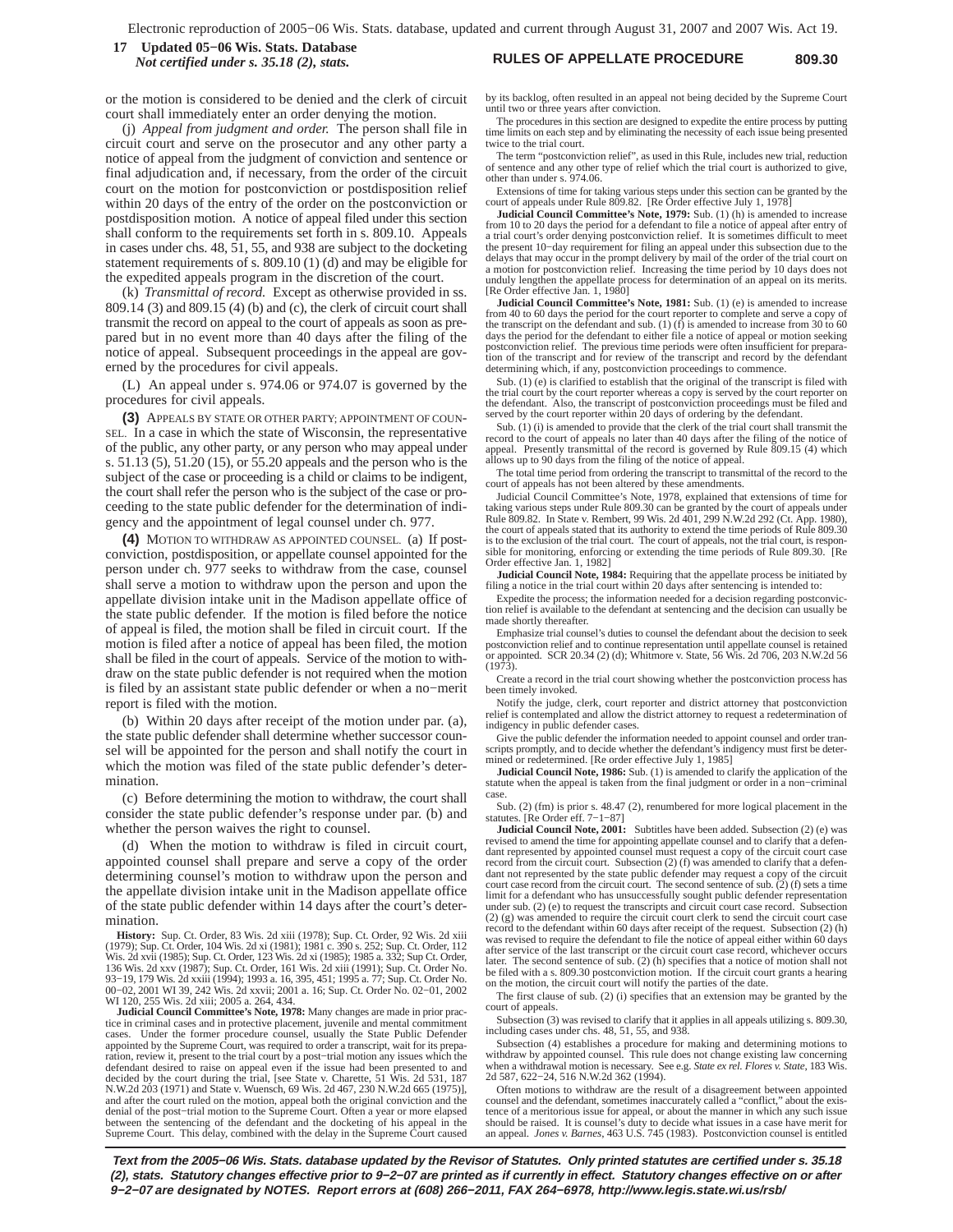or the motion is considered to be denied and the clerk of circuit court shall immediately enter an order denying the motion.

(j) *Appeal from judgment and order.* The person shall file in circuit court and serve on the prosecutor and any other party a notice of appeal from the judgment of conviction and sentence or final adjudication and, if necessary, from the order of the circuit court on the motion for postconviction or postdisposition relief within 20 days of the entry of the order on the postconviction or postdisposition motion. A notice of appeal filed under this section shall conform to the requirements set forth in s. 809.10. Appeals in cases under chs. 48, 51, 55, and 938 are subject to the docketing statement requirements of s. 809.10 (1) (d) and may be eligible for the expedited appeals program in the discretion of the court.

(k) *Transmittal of record.* Except as otherwise provided in ss. 809.14 (3) and 809.15 (4) (b) and (c), the clerk of circuit court shall transmit the record on appeal to the court of appeals as soon as prepared but in no event more than 40 days after the filing of the notice of appeal. Subsequent proceedings in the appeal are governed by the procedures for civil appeals.

(L) An appeal under s. 974.06 or 974.07 is governed by the procedures for civil appeals.

**(3)** APPEALS BY STATE OR OTHER PARTY; APPOINTMENT OF COUNSEL. In a case in which the state of Wisconsin, the representative of the public, any other party, or any person who may appeal under s. 51.13 (5), 51.20 (15), or 55.20 appeals and the person who is the subject of the case or proceeding is a child or claims to be indigent, the court shall refer the person who is the subject of the case or proceeding to the state public defender for the determination of indigency and the appointment of legal counsel under ch. 977.

**(4)** MOTION TO WITHDRAW AS APPOINTED COUNSEL. (a) If postconviction, postdisposition, or appellate counsel appointed for the person under ch. 977 seeks to withdraw from the case, counsel shall serve a motion to withdraw upon the person and upon the appellate division intake unit in the Madison appellate office of the state public defender. If the motion is filed before the notice of appeal is filed, the motion shall be filed in circuit court. If the motion is filed after a notice of appeal has been filed, the motion shall be filed in the court of appeals. Service of the motion to withdraw on the state public defender is not required when the motion is filed by an assistant state public defender or when a no−merit report is filed with the motion.

(b) Within 20 days after receipt of the motion under par. (a), the state public defender shall determine whether successor counsel will be appointed for the person and shall notify the court in which the motion was filed of the state public defender's determination.

(c) Before determining the motion to withdraw, the court shall consider the state public defender's response under par. (b) and whether the person waives the right to counsel.

(d) When the motion to withdraw is filed in circuit court, appointed counsel shall prepare and serve a copy of the order determining counsel's motion to withdraw upon the person and the appellate division intake unit in the Madison appellate office of the state public defender within 14 days after the court's determination.

**History:** Sup. Ct. Order, 83 Wis. 2d xiii (1978); Sup. Ct. Order, 92 Wis. 2d xiii (1979); Sup. Ct. Order, 104 Wis. 2d xi (1981); 1981 c. 390 s. 252; Sup. Ct. Order, 112 Wis. 2d xvii (1985); Sup. Ct. Order, 123 Wis. 2d xi (1985); 1985 a. 332; Sup Ct. Order, 136 Wis. 2d xxv (1987); Sup. Ct. Order, 161 Wis. 2d xiii (1991); Sup. Ct. Order No. 93−19, 179 Wis. 2d xxiii (1994); 1993 a. 16, 395, 451; 1995 a. 77; Sup. Ct. Order No. 00−02, 2001 WI 39, 242 Wis. 2d xxvii; 2001 a. 16; Sup. Ct. Order No. 02−01, 2002 WI 120, 255 Wis. 2d xiii; 2005 a. 264, 434.

**Judicial Council Committee's Note, 1978:** Many changes are made in prior practice in criminal cases and in protective placement, juvenile and mental commitment cases. Under the former procedure counsel, usually the State Public Defender appointed by the Supreme Court, was required to order a transcript, wait for its preparation, review it, present to the trial court by a post−trial motion any issues which the defendant desired to raise on appeal even if the issue had been presented to and decided by the court during the trial, [see State v. Charette, 51 Wis. 2d 531, 187 N.W.2d 203 (1971) and State v. Wuensch, 69 Wis. 2d 467, 230 N.W.2d 665 (1975)], and after the court ruled on the motion, appeal both the original conviction and the denial of the post−trial motion to the Supreme Court. Often a year or more elapsed between the sentencing of the defendant and the docketing of his appeal in the Supreme Court. This delay, combined with the delay in the Supreme Court caused by its backlog, often resulted in an appeal not being decided by the Supreme Court until two or three years after conviction.

The procedures in this section are designed to expedite the entire process by putting time limits on each step and by eliminating the necessity of each issue being presented twice to the trial court.

The term "postconviction relief", as used in this Rule, includes new trial, reduction of sentence and any other type of relief which the trial court is authorized to give, other than under s. 974.06.

Extensions of time for taking various steps under this section can be granted by the court of appeals under Rule 809.82. [Re Order effective July 1, 1978]

**Judicial Council Committee's Note, 1979:** Sub. (1) (h) is amended to increase from 10 to 20 days the period for a defendant to file a notice of appeal after entry of a trial court's order denying postconviction relief. It is sometimes difficult to meet the present 10−day requirement for filing an appeal under this subsection due to the delays that may occur in the prompt delivery by mail of the order of the trial court on a motion for postconviction relief. Increasing the time period by 10 days does not unduly lengthen the appellate process for determination of an appeal on its merits. [Re Order effective Jan. 1, 1980]

**Judicial Council Committee's Note, 1981:** Sub. (1) (e) is amended to increase from 40 to 60 days the period for the court reporter to complete and serve a copy of the transcript on the defendant and sub. (1) (f) is amended to increase from 30 to 60 days the period for the defendant to either file a notice of appeal or motion seeking postconviction relief. The previous time periods were often insufficient for preparation of the transcript and for review of the transcript and record by the defendant determining which, if any, postconviction proceedings to commence.

Sub. (1) (e) is clarified to establish that the original of the transcript is filed with the trial court by the court reporter whereas a copy is served by the court reporter on the defendant. Also, the transcript of postconviction proceedings must be filed and served by the court reporter within 20 days of ordering by the defendant.

Sub. (1) (i) is amended to provide that the clerk of the trial court shall transmit the record to the court of appeals no later than 40 days after the filing of the notice of appeal. Presently transmittal of the record is governed by Rule 809.15 (4) which allows up to 90 days from the filing of the notice of appeal.

The total time period from ordering the transcript to transmittal of the record to the court of appeals has not been altered by these amendments.

Judicial Council Committee's Note, 1978, explained that extensions of time for taking various steps under Rule 809.30 can be granted by the court of appeals under Rule 809.82. In State v. Rembert, 99 Wis. 2d 401, 299 N.W.2d 292 (Ct. App. 1980), the court of appeals stated that its authority to extend the time periods of Rule 809.30 is to the exclusion of the trial court. The court of appeals, not the trial court, is responsible for monitoring, enforcing or extending the time periods of Rule 809.30. [Re Order effective Jan. 1, 1982]

**Judicial Council Note, 1984:** Requiring that the appellate process be initiated by filing a notice in the trial court within 20 days after sentencing is intended to:

Expedite the process; the information needed for a decision regarding postconviction relief is available to the defendant at sentencing and the decision can usually be made shortly thereafter.

Emphasize trial counsel's duties to counsel the defendant about the decision to seek postconviction relief and to continue representation until appellate counsel is retained or appointed. SCR 20.34 (2) (d); Whitmore v. State, 56 Wis. 2d 706, 203 N.W.2d 56 (1973).

Create a record in the trial court showing whether the postconviction process has been timely invoked.

Notify the judge, clerk, court reporter and district attorney that postconviction relief is contemplated and allow the district attorney to request a redetermination of indigency in public defender cases.

Give the public defender the information needed to appoint counsel and order transcripts promptly, and to decide whether the defendant's indigency must first be determined or redetermined. [Re order effective July 1, 1985]

**Judicial Council Note, 1986:** Sub. (1) is amended to clarify the application of the statute when the appeal is taken from the final judgment or order in a non−criminal case.

Sub. (2) (fm) is prior s. 48.47 (2), renumbered for more logical placement in the statutes. [Re Order eff. 7−1−87]

**Judicial Council Note, 2001:** Subtitles have been added. Subsection (2) (e) was revised to amend the time for appointing appellate counsel and to clarify that a defendant represented by appointed counsel must request a copy of the circuit court case record from the circuit court. Subsection (2) (f) was amended to clarify that a defendant not represented by the state public defender may request a copy of the circuit court case record from the circuit court. The second sentence of sub. (2) (f) sets a time limit for a defendant who has unsuccessfully sought public defender representation under sub. (2) (e) to request the transcripts and circuit court case record. Subsection (2) (g) was amended to require the circuit court clerk to send the circuit court case record to the defendant within 60 days after receipt of the request. Subsection (2) (h) was revised to require the defendant to file the notice of appeal either within 60 days after service of the last transcript or the circuit court case record, whichever occurs later. The second sentence of sub. (2) (h) specifies that a notice of motion shall not be filed with a s. 809.30 postconviction motion. If the circuit court grants a hearing on the motion, the circuit court will notify the parties of the date.

The first clause of sub. (2) (i) specifies that an extension may be granted by the court of appeals.

Subsection (3) was revised to clarify that it applies in all appeals utilizing s. 809.30, including cases under chs. 48, 51, 55, and 938.

Subsection (4) establishes a procedure for making and determining motions to withdraw by appointed counsel. This rule does not change existing law concerning when a withdrawal motion is necessary. See e.g. *State ex rel. Flores v. State*, 183 Wis. 2d 587, 622−24, 516 N.W.2d 362 (1994).

Often motions to withdraw are the result of a disagreement between appointed counsel and the defendant, sometimes inaccurately called a "conflict," about the existence of a meritorious issue for appeal, or about the manner in which any such issue should be raised. It is counsel's duty to decide what issues in a case have merit for an appeal. *Jones v. Barnes*, 463 U.S. 745 (1983). Postconviction counsel is entitled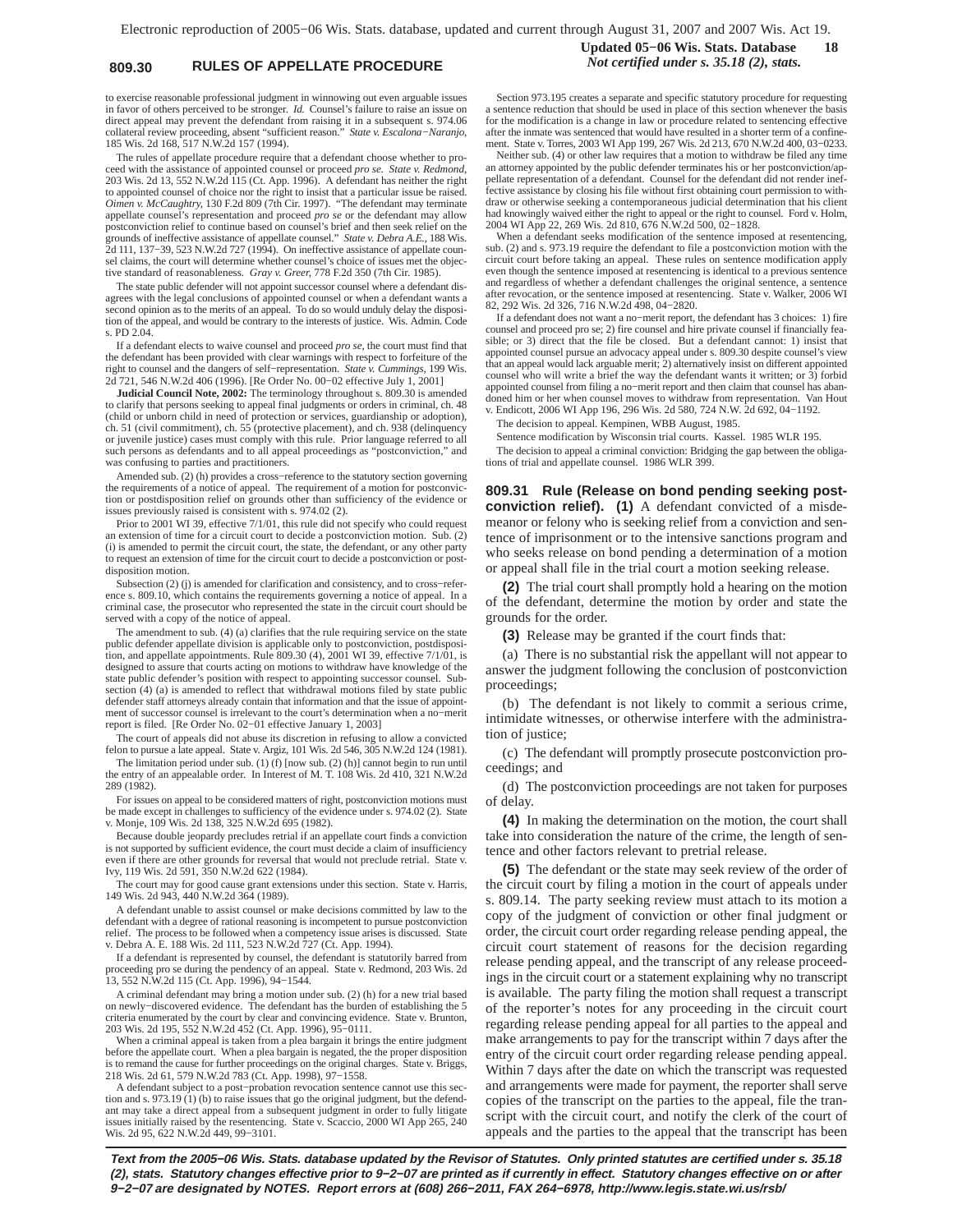to exercise reasonable professional judgment in winnowing out even arguable issues in favor of others perceived to be stronger. *Id.* Counsel's failure to raise an issue on direct appeal may prevent the defendant from raising it in a subsequent s. 974.06 collateral review proceeding, absent "sufficient reason." *State v. Escalona−Naranjo,* 185 Wis. 2d 168, 517 N.W.2d 157 (1994).

The rules of appellate procedure require that a defendant choose whether to proceed with the assistance of appointed counsel or proceed *pro se. State v. Redmond,* 203 Wis. 2d 13, 552 N.W.2d 115 (Ct. App. 1996). A defendant has neither the right to appointed counsel of choice nor the right to insist that a particular issue be raised. *Oimen v. McCaughtry,* 130 F.2d 809 (7th Cir. 1997). "The defendant may terminate appellate counsel's representation and proceed *pro se* or the defendant may allow postconviction relief to continue based on counsel's brief and then seek relief on the grounds of ineffective assistance of appellate counsel." *State v. Debra A.E.,* 188 Wis. 2d 111, 137−39, 523 N.W.2d 727 (1994). On ineffective assistance of appellate counsel claims, the court will determine whether counsel's choice of issues met the objective standard of reasonableness. *Gray v. Greer,* 778 F.2d 350 (7th Cir. 1985).

The state public defender will not appoint successor counsel where a defendant disagrees with the legal conclusions of appointed counsel or when a defendant wants a second opinion as to the merits of an appeal. To do so would unduly delay the disposition of the appeal, and would be contrary to the interests of justice. Wis. Admin. Code s. PD 2.04.

If a defendant elects to waive counsel and proceed *pro se,* the court must find that the defendant has been provided with clear warnings with respect to forfeiture of the right to counsel and the dangers of self−representation. *State v. Cummings,* 199 Wis. 2d 721, 546 N.W.2d 406 (1996). [Re Order No. 00−02 effective July 1, 2001]

**Judicial Council Note, 2002:** The terminology throughout s. 809.30 is amended to clarify that persons seeking to appeal final judgments or orders in criminal, ch. 48 (child or unborn child in need of protection or services, guardianship or adoption), ch. 51 (civil commitment), ch. 55 (protective placement), and ch. 938 (delinquency or juvenile justice) cases must comply with this rule. Prior language referred to all such persons as defendants and to all appeal proceedings as "postconviction," and was confusing to parties and practitioners.

Amended sub. (2) (h) provides a cross−reference to the statutory section governing the requirements of a notice of appeal. The requirement of a motion for postconviction or postdisposition relief on grounds other than sufficiency of the evidence or issues previously raised is consistent with s. 974.02 (2).

Prior to 2001 WI 39, effective 7/1/01, this rule did not specify who could request an extension of time for a circuit court to decide a postconviction motion. Sub. (2) (i) is amended to permit the circuit court, the state, the defendant, or any other party to request an extension of time for the circuit court to decide a postconviction or postdisposition motion.

Subsection (2) (j) is amended for clarification and consistency, and to cross−reference s. 809.10, which contains the requirements governing a notice of appeal. In a criminal case, the prosecutor who represented the state in the circuit court should be served with a copy of the notice of appeal.

The amendment to sub. (4) (a) clarifies that the rule requiring service on the state public defender appellate division is applicable only to postconviction, postdisposition, and appellate appointments. Rule 809.30 (4), 2001 WI 39, effective 7/1/01, is designed to assure that courts acting on motions to withdraw have knowledge of the state public defender's position with respect to appointing successor counsel. Subsection (4) (a) is amended to reflect that withdrawal motions filed by state public defender staff attorneys already contain that information and that the issue of appointment of successor counsel is irrelevant to the court's determination when a no−merit report is filed. [Re Order No. 02−01 effective January 1, 2003]

The court of appeals did not abuse its discretion in refusing to allow a convicted felon to pursue a late appeal. State v. Argiz, 101 Wis. 2d 546, 305 N.W.2d 124 (1981).

The limitation period under sub. (1) (f) [now sub. (2) (h)] cannot begin to run until the entry of an appealable order. In Interest of M. T. 108 Wis. 2d 410, 321 N.W.2d 289 (1982).

For issues on appeal to be considered matters of right, postconviction motions must be made except in challenges to sufficiency of the evidence under s. 974.02 (2). State v. Monje, 109 Wis. 2d 138, 325 N.W.2d 695 (1982).

Because double jeopardy precludes retrial if an appellate court finds a conviction is not supported by sufficient evidence, the court must decide a claim of insufficiency even if there are other grounds for reversal that would not preclude retrial. State v. Ivy, 119 Wis. 2d 591, 350 N.W.2d 622 (1984).

The court may for good cause grant extensions under this section. State v. Harris, 149 Wis. 2d 943, 440 N.W.2d 364 (1989).

A defendant unable to assist counsel or make decisions committed by law to the defendant with a degree of rational reasoning is incompetent to pursue postconviction relief. The process to be followed when a competency issue arises is discussed. State v. Debra A. E. 188 Wis. 2d 111, 523 N.W.2d 727 (Ct. App. 1994).

If a defendant is represented by counsel, the defendant is statutorily barred from proceeding pro se during the pendency of an appeal. State v. Redmond, 203 Wis. 2d 13, 552 N.W.2d 115 (Ct. App. 1996), 94−1544.

A criminal defendant may bring a motion under sub. (2) (h) for a new trial based on newly−discovered evidence. The defendant has the burden of establishing the 5 criteria enumerated by the court by clear and convincing evidence. State v. Brunton, 203 Wis. 2d 195, 552 N.W.2d 452 (Ct. App. 1996), 95−0111.

When a criminal appeal is taken from a plea bargain it brings the entire judgment before the appellate court. When a plea bargain is negated, the the proper disposition is to remand the cause for further proceedings on the original charges. State v. Briggs, 218 Wis. 2d 61, 579 N.W.2d 783 (Ct. App. 1998), 97−1558.

A defendant subject to a post−probation revocation sentence cannot use this section and s. 973.19 (1) (b) to raise issues that go the original judgment, but the defendant may take a direct appeal from a subsequent judgment in order to fully litigate issues initially raised by the resentencing. State v. Scaccio, 2000 WI App 265, 240 Wis. 2d 95, 622 N.W.2d 449, 99−3101.

Section 973.195 creates a separate and specific statutory procedure for requesting a sentence reduction that should be used in place of this section whenever the basis for the modification is a change in law or procedure related to sentencing effective after the inmate was sentenced that would have resulted in a shorter term of a confinement. State v. Torres, 2003 WI App 199, 267 Wis. 2d 213, 670 N.W.2d 400, 03−0233.

Neither sub. (4) or other law requires that a motion to withdraw be filed any time an attorney appointed by the public defender terminates his or her postconviction/appellate representation of a defendant. Counsel for the defendant did not render ineffective assistance by closing his file without first obtaining court permission to withdraw or otherwise seeking a contemporaneous judicial determination that his client had knowingly waived either the right to appeal or the right to counsel. Ford v. Holm, 2004 WI App 22, 269 Wis. 2d 810, 676 N.W.2d 500, 02−1828.

When a defendant seeks modification of the sentence imposed at resentencing, sub. (2) and s. 973.19 require the defendant to file a postconviction motion with the circuit court before taking an appeal. These rules on sentence modification apply even though the sentence imposed at resentencing is identical to a previous sentence and regardless of whether a defendant challenges the original sentence, a sentence after revocation, or the sentence imposed at resentencing. State v. Walker, 2006 WI 82, 292 Wis. 2d 326, 716 N.W.2d 498, 04−2820.

If a defendant does not want a no−merit report, the defendant has 3 choices: 1) fire counsel and proceed pro se; 2) fire counsel and hire private counsel if financially feasible; or 3) direct that the file be closed. But a defendant cannot: 1) insist that appointed counsel pursue an advocacy appeal under s. 809.30 despite counsel's view that an appeal would lack arguable merit; 2) alternatively insist on different appointed counsel who will write a brief the way the defendant wants it written; or 3) forbid appointed counsel from filing a no−merit report and then claim that counsel has abandoned him or her when counsel moves to withdraw from representation. Van Hout v. Endicott, 2006 WI App 196, 296 Wis. 2d 580, 724 N.W. 2d 692, 04−1192.

The decision to appeal. Kempinen, WBB August, 1985.

Sentence modification by Wisconsin trial courts. Kassel. 1985 WLR 195.

The decision to appeal a criminal conviction: Bridging the gap between the obligations of trial and appellate counsel. 1986 WLR 399.

**809.31 Rule (Release on bond pending seeking postconviction relief). (1)** A defendant convicted of a misdemeanor or felony who is seeking relief from a conviction and sentence of imprisonment or to the intensive sanctions program and who seeks release on bond pending a determination of a motion or appeal shall file in the trial court a motion seeking release.

**(2)** The trial court shall promptly hold a hearing on the motion of the defendant, determine the motion by order and state the grounds for the order.

**(3)** Release may be granted if the court finds that:

(a) There is no substantial risk the appellant will not appear to answer the judgment following the conclusion of postconviction proceedings;

(b) The defendant is not likely to commit a serious crime, intimidate witnesses, or otherwise interfere with the administration of justice;

(c) The defendant will promptly prosecute postconviction proceedings; and

(d) The postconviction proceedings are not taken for purposes of delay.

**(4)** In making the determination on the motion, the court shall take into consideration the nature of the crime, the length of sentence and other factors relevant to pretrial release.

**(5)** The defendant or the state may seek review of the order of the circuit court by filing a motion in the court of appeals under s. 809.14. The party seeking review must attach to its motion a copy of the judgment of conviction or other final judgment or order, the circuit court order regarding release pending appeal, the circuit court statement of reasons for the decision regarding release pending appeal, and the transcript of any release proceedings in the circuit court or a statement explaining why no transcript is available. The party filing the motion shall request a transcript of the reporter's notes for any proceeding in the circuit court regarding release pending appeal for all parties to the appeal and make arrangements to pay for the transcript within 7 days after the entry of the circuit court order regarding release pending appeal. Within 7 days after the date on which the transcript was requested and arrangements were made for payment, the reporter shall serve copies of the transcript on the parties to the appeal, file the transcript with the circuit court, and notify the clerk of the court of appeals and the parties to the appeal that the transcript has been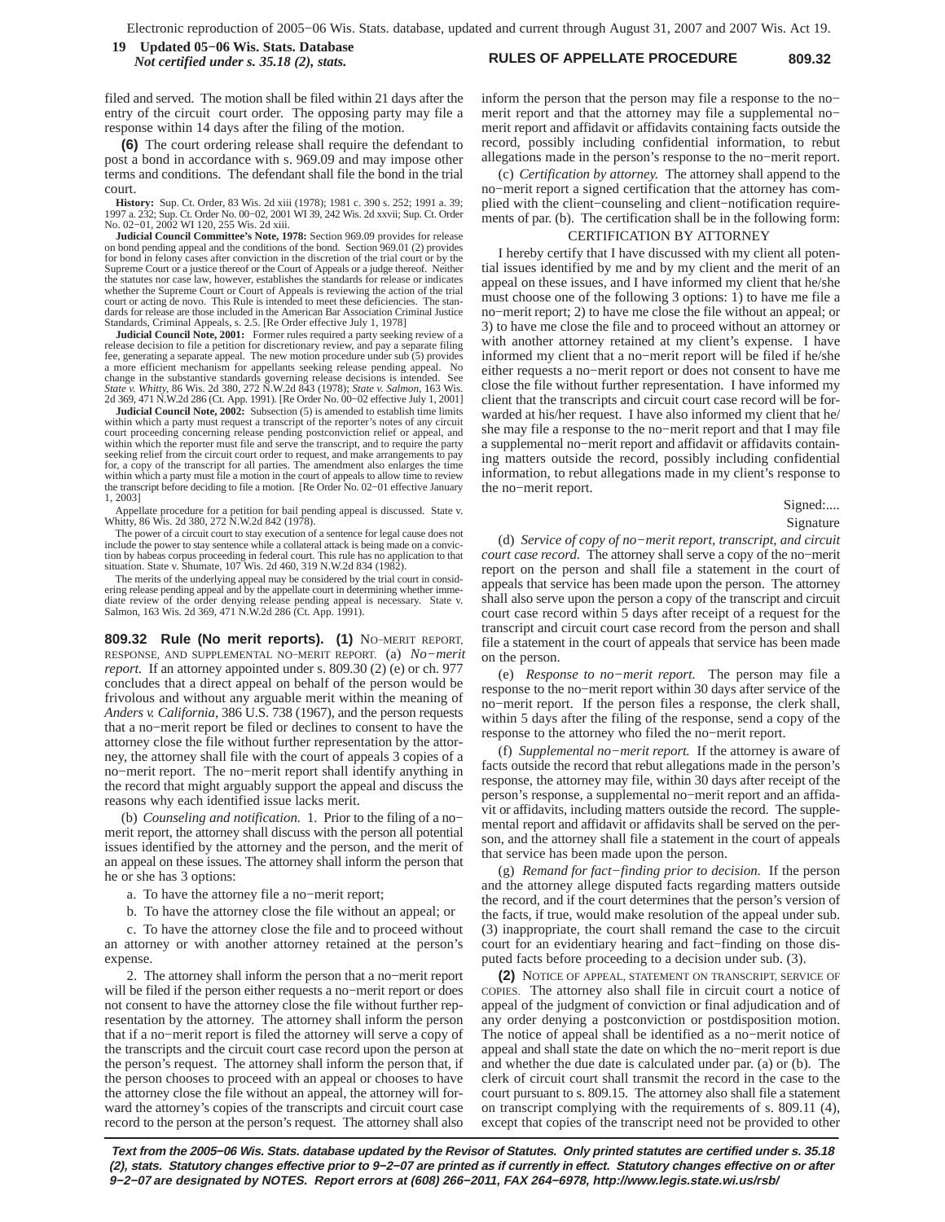filed and served. The motion shall be filed within 21 days after the entry of the circuit court order. The opposing party may file a response within 14 days after the filing of the motion.

**(6)** The court ordering release shall require the defendant to post a bond in accordance with s. 969.09 and may impose other terms and conditions. The defendant shall file the bond in the trial court.

**History:** Sup. Ct. Order, 83 Wis. 2d xiii (1978); 1981 c. 390 s. 252; 1991 a. 39; 1997 a. 232; Sup. Ct. Order No. 00−02, 2001 WI 39, 242 Wis. 2d xxvii; Sup. Ct. Order No. 02−01, 2002 WI 120, 255 Wis. 2d xiii.

**Judicial Council Committee's Note, 1978:** Section 969.09 provides for release on bond pending appeal and the conditions of the bond. Section 969.01 (2) provides for bond in felony cases after conviction in the discretion of the trial court or by the Supreme Court or a justice thereof or the Court of Appeals or a judge thereof. Neither the statutes nor case law, however, establishes the standards for release or indicates whether the Supreme Court or Court of Appeals is reviewing the action of the trial court or acting de novo. This Rule is intended to meet these deficiencies. The standards for release are those included in the American Bar Association Criminal Justice Standards, Criminal Appeals, s. 2.5. [Re Order effective July 1, 1978]

**Judicial Council Note, 2001:** Former rules required a party seeking review of a release decision to file a petition for discretionary review, and pay a separate filing fee, generating a separate appeal. The new motion procedure under sub (5) provides a more efficient mechanism for appellants seeking release pending appeal. No change in the substantive standards governing release decisions is intended. See *State v. Whitty*, 86 Wis. 2d 380, 272 N.W.2d 843 (1978); *State v. Salmon*, 163 Wis. 2d 369, 471 N.W.2d 286 (Ct. App. 1991). [Re Order No. 00−02 effective July 1, 2001]

**Judicial Council Note, 2002:** Subsection (5) is amended to establish time limits within which a party must request a transcript of the reporter's notes of any circuit court proceeding concerning release pending postconviction relief or appeal, and within which the reporter must file and serve the transcript, and to require the party seeking relief from the circuit court order to request, and make arrangements to pay for, a copy of the transcript for all parties. The amendment also enlarges the time within which a party must file a motion in the court of appeals to allow time to review the transcript before deciding to file a motion. [Re Order No. 02−01 effective January 1, 2003]

Appellate procedure for a petition for bail pending appeal is discussed. State v. Whitty, 86 Wis. 2d 380, 272 N.W.2d 842 (1978).

The power of a circuit court to stay execution of a sentence for legal cause does not include the power to stay sentence while a collateral attack is being made on a conviction by habeas corpus proceeding in federal court. This rule has no application to that situation. State v. Shumate, 107 Wis. 2d 460, 319 N.W.2d 834 (1982).

The merits of the underlying appeal may be considered by the trial court in considering release pending appeal and by the appellate court in determining whether immediate review of the order denying release pending appeal is necessary. State v. Salmon, 163 Wis. 2d 369, 471 N.W.2d 286 (Ct. App. 1991).

**809.32 Rule (No merit reports). (1)** NO−MERIT REPORT, RESPONSE, AND SUPPLEMENTAL NO−MERIT REPORT. (a) *No−merit report.* If an attorney appointed under s. 809.30 (2) (e) or ch. 977 concludes that a direct appeal on behalf of the person would be frivolous and without any arguable merit within the meaning of *Anders v. California*, 386 U.S. 738 (1967), and the person requests that a no−merit report be filed or declines to consent to have the attorney close the file without further representation by the attorney, the attorney shall file with the court of appeals 3 copies of a no−merit report. The no−merit report shall identify anything in the record that might arguably support the appeal and discuss the reasons why each identified issue lacks merit.

(b) *Counseling and notification.* 1. Prior to the filing of a no−merit report, the attorney shall discuss with the person all potential issues identified by the attorney and the person, and the merit of an appeal on these issues. The attorney shall inform the person that he or she has 3 options:

a. To have the attorney file a no−merit report;

b. To have the attorney close the file without an appeal; or

c. To have the attorney close the file and to proceed without an attorney or with another attorney retained at the person's expense.

2. The attorney shall inform the person that a no−merit report will be filed if the person either requests a no−merit report or does not consent to have the attorney close the file without further representation by the attorney. The attorney shall inform the person that if a no−merit report is filed the attorney will serve a copy of the transcripts and the circuit court case record upon the person at the person's request. The attorney shall inform the person that, if the person chooses to proceed with an appeal or chooses to have the attorney close the file without an appeal, the attorney will forward the attorney's copies of the transcripts and circuit court case record to the person at the person's request. The attorney shall also inform the person that the person may file a response to the no−merit report and that the attorney may file a supplemental no−merit report and affidavit or affidavits containing facts outside the record, possibly including confidential information, to rebut allegations made in the person's response to the no−merit report.

(c) *Certification by attorney.* The attorney shall append to the no−merit report a signed certification that the attorney has complied with the client−counseling and client−notification requirements of par. (b). The certification shall be in the following form:

CERTIFICATION BY ATTORNEY

I hereby certify that I have discussed with my client all potential issues identified by me and by my client and the merit of an appeal on these issues, and I have informed my client that he/she must choose one of the following 3 options: 1) to have me file a no−merit report; 2) to have me close the file without an appeal; or 3) to have me close the file and to proceed without an attorney or with another attorney retained at my client's expense. I have informed my client that a no−merit report will be filed if he/she either requests a no−merit report or does not consent to have me close the file without further representation. I have informed my client that the transcripts and circuit court case record will be forwarded at his/her request. I have also informed my client that he/she may file a response to the no−merit report and that I may file a supplemental no−merit report and affidavit or affidavits containing matters outside the record, possibly including confidential information, to rebut allegations made in my client's response to the no−merit report.

Signed:....

Signature

(d) *Service of copy of no−merit report, transcript, and circuit court case record.* The attorney shall serve a copy of the no−merit report on the person and shall file a statement in the court of appeals that service has been made upon the person. The attorney shall also serve upon the person a copy of the transcript and circuit court case record within 5 days after receipt of a request for the transcript and circuit court case record from the person and shall file a statement in the court of appeals that service has been made on the person.

(e) *Response to no−merit report.* The person may file a response to the no−merit report within 30 days after service of the no−merit report. If the person files a response, the clerk shall, within 5 days after the filing of the response, send a copy of the response to the attorney who filed the no−merit report.

(f) *Supplemental no−merit report.* If the attorney is aware of facts outside the record that rebut allegations made in the person's response, the attorney may file, within 30 days after receipt of the person's response, a supplemental no−merit report and an affidavit or affidavits, including matters outside the record. The supplemental report and affidavit or affidavits shall be served on the person, and the attorney shall file a statement in the court of appeals that service has been made upon the person.

(g) *Remand for fact−finding prior to decision.* If the person and the attorney allege disputed facts regarding matters outside the record, and if the court determines that the person's version of the facts, if true, would make resolution of the appeal under sub. (3) inappropriate, the court shall remand the case to the circuit court for an evidentiary hearing and fact−finding on those disputed facts before proceeding to a decision under sub. (3).

**(2)** NOTICE OF APPEAL, STATEMENT ON TRANSCRIPT, SERVICE OF COPIES. The attorney also shall file in circuit court a notice of appeal of the judgment of conviction or final adjudication and of any order denying a postconviction or postdisposition motion. The notice of appeal shall be identified as a no−merit notice of appeal and shall state the date on which the no−merit report is due and whether the due date is calculated under par. (a) or (b). The clerk of circuit court shall transmit the record in the case to the court pursuant to s. 809.15. The attorney also shall file a statement on transcript complying with the requirements of s. 809.11 (4), except that copies of the transcript need not be provided to other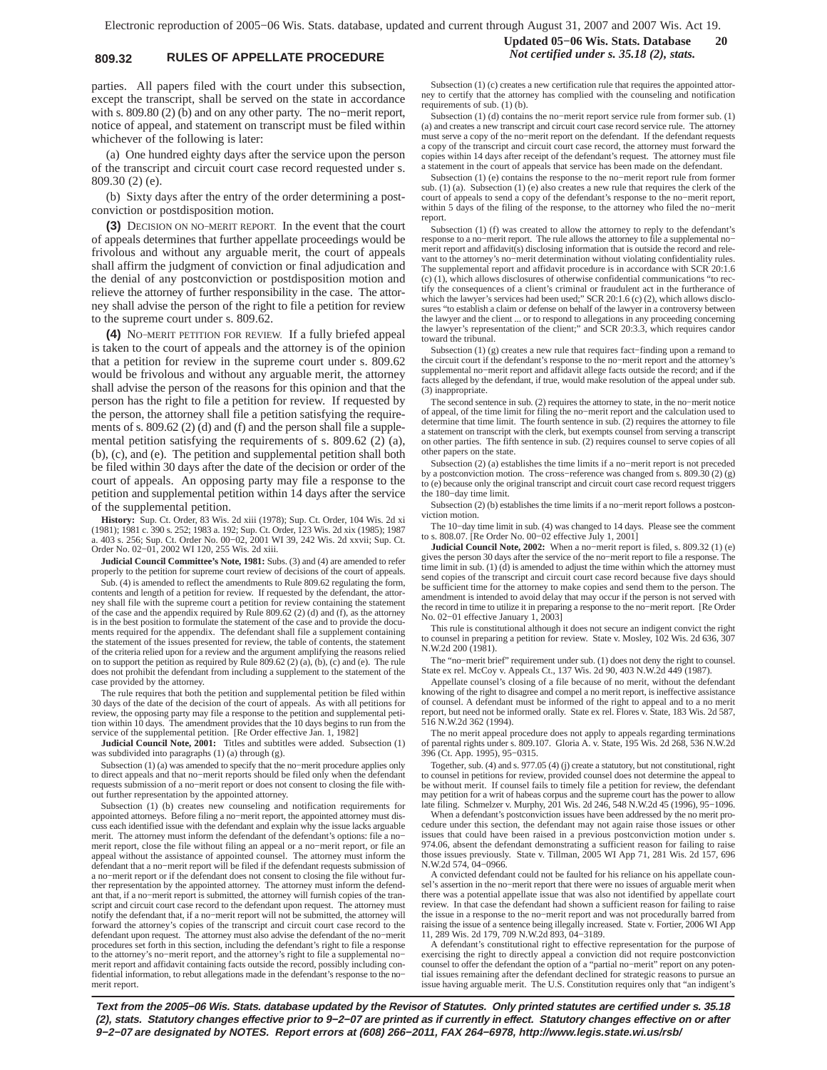parties. All papers filed with the court under this subsection, except the transcript, shall be served on the state in accordance with s. 809.80 (2) (b) and on any other party. The no−merit report, notice of appeal, and statement on transcript must be filed within whichever of the following is later:

(a) One hundred eighty days after the service upon the person of the transcript and circuit court case record requested under s. 809.30 (2) (e).

(b) Sixty days after the entry of the order determining a postconviction or postdisposition motion.

**(3)** DECISION ON NO−MERIT REPORT. In the event that the court of appeals determines that further appellate proceedings would be frivolous and without any arguable merit, the court of appeals shall affirm the judgment of conviction or final adjudication and the denial of any postconviction or postdisposition motion and relieve the attorney of further responsibility in the case. The attorney shall advise the person of the right to file a petition for review to the supreme court under s. 809.62.

**(4)** NO−MERIT PETITION FOR REVIEW. If a fully briefed appeal is taken to the court of appeals and the attorney is of the opinion that a petition for review in the supreme court under s. 809.62 would be frivolous and without any arguable merit, the attorney shall advise the person of the reasons for this opinion and that the person has the right to file a petition for review. If requested by the person, the attorney shall file a petition satisfying the requirements of s. 809.62 (2) (d) and (f) and the person shall file a supplemental petition satisfying the requirements of s. 809.62 (2) (a), (b), (c), and (e). The petition and supplemental petition shall both be filed within 30 days after the date of the decision or order of the court of appeals. An opposing party may file a response to the petition and supplemental petition within 14 days after the service of the supplemental petition.

**History:** Sup. Ct. Order, 83 Wis. 2d xiii (1978); Sup. Ct. Order, 104 Wis. 2d xi (1981); 1981 c. 390 s. 252; 1983 a. 192; Sup. Ct. Order, 123 Wis. 2d xix (1985); 1987 a. 403 s. 256; Sup. Ct. Order No. 00−02, 2001 WI 39, 242 Wis. 2d xxvii; Sup. Ct. Order No. 02−01, 2002 WI 120, 255 Wis. 2d xiii.

**Judicial Council Committee's Note, 1981:** Subs. (3) and (4) are amended to refer properly to the petition for supreme court review of decisions of the court of appeals.

Sub. (4) is amended to reflect the amendments to Rule 809.62 regulating the form, contents and length of a petition for review. If requested by the defendant, the attorney shall file with the supreme court a petition for review containing the statement of the case and the appendix required by Rule 809.62 (2) (d) and (f), as the attorney is in the best position to formulate the statement of the case and to provide the documents required for the appendix. The defendant shall file a supplement containing the statement of the issues presented for review, the table of contents, the statement of the criteria relied upon for a review and the argument amplifying the reasons relied on to support the petition as required by Rule 809.62 (2) (a), (b), (c) and (e). The rule does not prohibit the defendant from including a supplement to the statement of the case provided by the attorney.

The rule requires that both the petition and supplemental petition be filed within 30 days of the date of the decision of the court of appeals. As with all petitions for review, the opposing party may file a response to the petition and supplemental petition within 10 days. The amendment provides that the 10 days begins to run from the service of the supplemental petition. [Re Order effective Jan. 1, 1982]

**Judicial Council Note, 2001:** Titles and subtitles were added. Subsection (1) was subdivided into paragraphs (1) (a) through (g).

Subsection (1) (a) was amended to specify that the no−merit procedure applies only to direct appeals and that no−merit reports should be filed only when the defendant requests submission of a no−merit report or does not consent to closing the file without further representation by the appointed attorney.

Subsection (1) (b) creates new counseling and notification requirements for appointed attorneys. Before filing a no−merit report, the appointed attorney must discuss each identified issue with the defendant and explain why the issue lacks arguable merit. The attorney must inform the defendant of the defendant's options: file a no−merit report, close the file without filing an appeal or a no−merit report, or file an appeal without the assistance of appointed counsel. The attorney must inform the defendant that a no−merit report will be filed if the defendant requests submission of a no−merit report or if the defendant does not consent to closing the file without further representation by the appointed attorney. The attorney must inform the defendant that, if a no−merit report is submitted, the attorney will furnish copies of the transcript and circuit court case record to the defendant upon request. The attorney must notify the defendant that, if a no−merit report will not be submitted, the attorney will forward the attorney's copies of the transcript and circuit court case record to the defendant upon request. The attorney must also advise the defendant of the no−merit procedures set forth in this section, including the defendant's right to file a response to the attorney's no−merit report, and the attorney's right to file a supplemental no−merit report and affidavit containing facts outside the record, possibly including confidential information, to rebut allegations made in the defendant's response to the no−merit report.

Subsection (1) (c) creates a new certification rule that requires the appointed attorney to certify that the attorney has complied with the counseling and notification requirements of sub. (1) (b).

Subsection (1) (d) contains the no−merit report service rule from former sub. (1) (a) and creates a new transcript and circuit court case record service rule. The attorney must serve a copy of the no−merit report on the defendant. If the defendant requests a copy of the transcript and circuit court case record, the attorney must forward the copies within 14 days after receipt of the defendant's request. The attorney must file a statement in the court of appeals that service has been made on the defendant.

Subsection (1) (e) contains the response to the no−merit report rule from former sub. (1) (a). Subsection (1) (e) also creates a new rule that requires the clerk of the court of appeals to send a copy of the defendant's response to the no−merit report, within 5 days of the filing of the response, to the attorney who filed the no−merit report.

Subsection (1) (f) was created to allow the attorney to reply to the defendant's response to a no−merit report. The rule allows the attorney to file a supplemental no−merit report and affidavit(s) disclosing information that is outside the record and relevant to the attorney's no−merit determination without violating confidentiality rules. The supplemental report and affidavit procedure is in accordance with SCR 20:1.6 (c) (1), which allows disclosures of otherwise confidential communications "to rectify the consequences of a client's criminal or fraudulent act in the furtherance of which the lawyer's services had been used;" SCR 20:1.6 (c) (2), which allows disclosures "to establish a claim or defense on behalf of the lawyer in a controversy between the lawyer and the client ... or to respond to allegations in any proceeding concerning the lawyer's representation of the client;" and SCR 20:3.3, which requires candor toward the tribunal.

Subsection (1) (g) creates a new rule that requires fact−finding upon a remand to the circuit court if the defendant's response to the no−merit report and the attorney's supplemental no−merit report and affidavit allege facts outside the record; and if the facts alleged by the defendant, if true, would make resolution of the appeal under sub. (3) inappropriate.

The second sentence in sub. (2) requires the attorney to state, in the no−merit notice of appeal, of the time limit for filing the no−merit report and the calculation used to determine that time limit. The fourth sentence in sub. (2) requires the attorney to file a statement on transcript with the clerk, but exempts counsel from serving a transcript on other parties. The fifth sentence in sub. (2) requires counsel to serve copies of all other papers on the state.

Subsection (2) (a) establishes the time limits if a no−merit report is not preceded by a postconviction motion. The cross−reference was changed from s. 809.30 (2) (g) to (e) because only the original transcript and circuit court case record request triggers the 180−day time limit.

Subsection (2) (b) establishes the time limits if a no−merit report follows a postconviction motion.

The 10−day time limit in sub. (4) was changed to 14 days. Please see the comment to s. 808.07. [Re Order No. 00−02 effective July 1, 2001]

**Judicial Council Note, 2002:** When a no−merit report is filed, s. 809.32 (1) (e) gives the person 30 days after the service of the no−merit report to file a response. The time limit in sub. (1) (d) is amended to adjust the time within which the attorney must send copies of the transcript and circuit court case record because five days should be sufficient time for the attorney to make copies and send them to the person. The amendment is intended to avoid delay that may occur if the person is not served with the record in time to utilize it in preparing a response to the no−merit report. [Re Order No. 02−01 effective January 1, 2003]

This rule is constitutional although it does not secure an indigent convict the right to counsel in preparing a petition for review. State v. Mosley, 102 Wis. 2d 636, 307 N.W.2d 200 (1981).

The "no−merit brief" requirement under sub. (1) does not deny the right to counsel. State ex rel. McCoy v. Appeals Ct., 137 Wis. 2d 90, 403 N.W.2d 449 (1987).

Appellate counsel's closing of a file because of no merit, without the defendant knowing of the right to disagree and compel a no merit report, is ineffective assistance of counsel. A defendant must be informed of the right to appeal and to a no merit report, but need not be informed orally. State ex rel. Flores v. State, 183 Wis. 2d 587, 516 N.W.2d 362 (1994).

The no merit appeal procedure does not apply to appeals regarding terminations of parental rights under s. 809.107. Gloria A. v. State, 195 Wis. 2d 268, 536 N.W.2d 396 (Ct. App. 1995), 95−0315.

Together, sub. (4) and s. 977.05 (4) (j) create a statutory, but not constitutional, right to counsel in petitions for review, provided counsel does not determine the appeal to be without merit. If counsel fails to timely file a petition for review, the defendant may petition for a writ of habeas corpus and the supreme court has the power to allow late filing. Schmelzer v. Murphy, 201 Wis. 2d 246, 548 N.W.2d 45 (1996), 95−1096.

When a defendant's postconviction issues have been addressed by the no merit procedure under this section, the defendant may not again raise those issues or other issues that could have been raised in a previous postconviction motion under s. 974.06, absent the defendant demonstrating a sufficient reason for failing to raise those issues previously. State v. Tillman, 2005 WI App 71, 281 Wis. 2d 157, 696 N.W.2d 574, 04−0966.

A convicted defendant could not be faulted for his reliance on his appellate counsel's assertion in the no−merit report that there were no issues of arguable merit when there was a potential appellate issue that was also not identified by appellate court review. In that case the defendant had shown a sufficient reason for failing to raise the issue in a response to the no−merit report and was not procedurally barred from raising the issue of a sentence being illegally increased. State v. Fortier, 2006 WI App 11, 289 Wis. 2d 179, 709 N.W.2d 893, 04−3189.

A defendant's constitutional right to effective representation for the purpose of exercising the right to directly appeal a conviction did not require postconviction counsel to offer the defendant the option of a "partial no−merit" report on any potential issues remaining after the defendant declined for strategic reasons to pursue an issue having arguable merit. The U.S. Constitution requires only that "an indigent's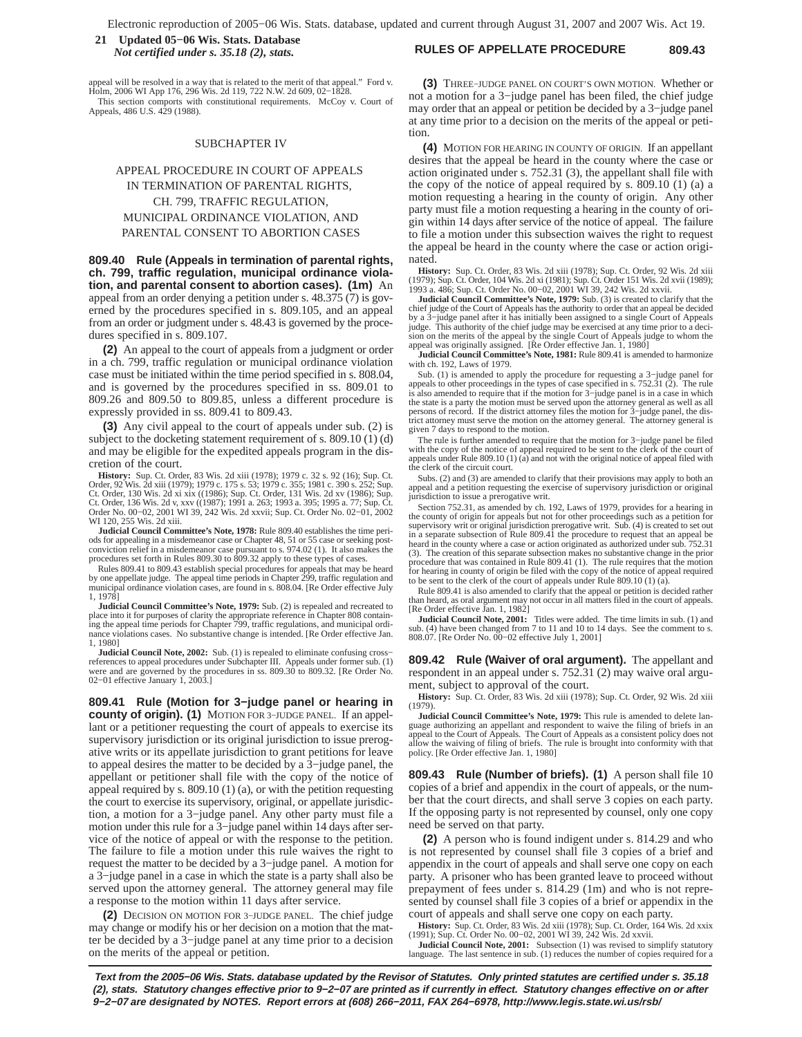appeal will be resolved in a way that is related to the merit of that appeal." Ford v. Holm, 2006 WI App 176, 296 Wis. 2d 119, 722 N.W. 2d 609, 02−1828.

This section comports with constitutional requirements. McCoy v. Court of Appeals, 486 U.S. 429 (1988).

## SUBCHAPTER IV

## APPEAL PROCEDURE IN COURT OF APPEALS IN TERMINATION OF PARENTAL RIGHTS, CH. 799, TRAFFIC REGULATION, MUNICIPAL ORDINANCE VIOLATION, AND PARENTAL CONSENT TO ABORTION CASES

**809.40 Rule (Appeals in termination of parental rights, ch. 799, traffic regulation, municipal ordinance violation, and parental consent to abortion cases). (1m)** An appeal from an order denying a petition under s. 48.375 (7) is governed by the procedures specified in s. 809.105, and an appeal from an order or judgment under s. 48.43 is governed by the procedures specified in s. 809.107.

**(2)** An appeal to the court of appeals from a judgment or order in a ch. 799, traffic regulation or municipal ordinance violation case must be initiated within the time period specified in s. 808.04, and is governed by the procedures specified in ss. 809.01 to 809.26 and 809.50 to 809.85, unless a different procedure is expressly provided in ss. 809.41 to 809.43.

**(3)** Any civil appeal to the court of appeals under sub. (2) is subject to the docketing statement requirement of s. 809.10 (1) (d) and may be eligible for the expedited appeals program in the discretion of the court.

**History:** Sup. Ct. Order, 83 Wis. 2d xiii (1978); 1979 c. 32 s. 92 (16); Sup. Ct. Order, 92 Wis. 2d xiii (1979); 1979 c. 175 s. 53; 1979 c. 355; 1981 c. 390 s. 252; Sup. Ct. Order, 130 Wis. 2d xi xix ((1986); Sup. Ct. Order, 131 Wis. 2d xv (1986); Sup. Ct. Order, 136 Wis. 2d v, xxv ((1987); 1991 a. 263; 1993 a. 395; 1995 a. 77; Sup. Ct. Order No. 00−02, 2001 WI 39, 242 Wis. 2d xxvii; Sup. Ct. Order No. 02−01, 2002 WI 120, 255 Wis. 2d xiii.

**Judicial Council Committee's Note, 1978:** Rule 809.40 establishes the time periods for appealing in a misdemeanor case or Chapter 48, 51 or 55 case or seeking postconviction relief in a misdemeanor case pursuant to s. 974.02 (1). It also makes the procedures set forth in Rules 809.30 to 809.32 apply to these types of cases.

Rules 809.41 to 809.43 establish special procedures for appeals that may be heard by one appellate judge. The appeal time periods in Chapter 299, traffic regulation and municipal ordinance violation cases, are found in s. 808.04. [Re Order effective July 1, 1978]

**Judicial Council Committee's Note, 1979:** Sub. (2) is repealed and recreated to place into it for purposes of clarity the appropriate reference in Chapter 808 containing the appeal time periods for Chapter 799, traffic regulations, and municipal ordinance violations cases. No substantive change is intended. [Re Order effective Jan. 1, 1980]

**Judicial Council Note, 2002:** Sub. (1) is repealed to eliminate confusing cross−references to appeal procedures under Subchapter III. Appeals under former sub. (1) were and are governed by the procedures in ss. 809.30 to 809.32. [Re Order No. 02−01 effective January 1, 2003.]

**809.41 Rule (Motion for 3−judge panel or hearing in county of origin). (1)** MOTION FOR 3−JUDGE PANEL. If an appellant or a petitioner requesting the court of appeals to exercise its supervisory jurisdiction or its original jurisdiction to issue prerogative writs or its appellate jurisdiction to grant petitions for leave to appeal desires the matter to be decided by a 3−judge panel, the appellant or petitioner shall file with the copy of the notice of appeal required by s. 809.10 (1) (a), or with the petition requesting the court to exercise its supervisory, original, or appellate jurisdiction, a motion for a 3−judge panel. Any other party must file a motion under this rule for a 3−judge panel within 14 days after service of the notice of appeal or with the response to the petition. The failure to file a motion under this rule waives the right to request the matter to be decided by a 3−judge panel. A motion for a 3−judge panel in a case in which the state is a party shall also be served upon the attorney general. The attorney general may file a response to the motion within 11 days after service.

**(2)** DECISION ON MOTION FOR 3−JUDGE PANEL. The chief judge may change or modify his or her decision on a motion that the matter be decided by a 3−judge panel at any time prior to a decision on the merits of the appeal or petition.

**(3)** THREE−JUDGE PANEL ON COURT'S OWN MOTION. Whether or not a motion for a 3−judge panel has been filed, the chief judge may order that an appeal or petition be decided by a 3−judge panel at any time prior to a decision on the merits of the appeal or petition.

**(4)** MOTION FOR HEARING IN COUNTY OF ORIGIN. If an appellant desires that the appeal be heard in the county where the case or action originated under s. 752.31 (3), the appellant shall file with the copy of the notice of appeal required by s. 809.10 (1) (a) a motion requesting a hearing in the county of origin. Any other party must file a motion requesting a hearing in the county of origin within 14 days after service of the notice of appeal. The failure to file a motion under this subsection waives the right to request the appeal be heard in the county where the case or action originated.

**History:** Sup. Ct. Order, 83 Wis. 2d xiii (1978); Sup. Ct. Order, 92 Wis. 2d xiii (1979); Sup. Ct. Order, 104 Wis. 2d xi (1981); Sup. Ct. Order 151 Wis. 2d xvii (1989); 1993 a. 486; Sup. Ct. Order No. 00−02, 2001 WI 39, 242 Wis. 2d xxvii.

**Judicial Council Committee's Note, 1979:** Sub. (3) is created to clarify that the chief judge of the Court of Appeals has the authority to order that an appeal be decided by a 3−judge panel after it has initially been assigned to a single Court of Appeals judge. This authority of the chief judge may be exercised at any time prior to a decision on the merits of the appeal by the single Court of Appeals judge to whom the appeal was originally assigned. [Re Order effective Jan. 1, 1980]

**Judicial Council Committee's Note, 1981:** Rule 809.41 is amended to harmonize with ch. 192, Laws of 1979.

Sub. (1) is amended to apply the procedure for requesting a 3−judge panel for appeals to other proceedings in the types of case specified in s. 752.31 (2). The rule is also amended to require that if the motion for 3−judge panel is in a case in which the state is a party the motion must be served upon the attorney general as well as all persons of record. If the district attorney files the motion for 3−judge panel, the district attorney must serve the motion on the attorney general. The attorney general is given 7 days to respond to the motion.

The rule is further amended to require that the motion for 3−judge panel be filed with the copy of the notice of appeal required to be sent to the clerk of the court of appeals under Rule 809.10 (1) (a) and not with the original notice of appeal filed with the clerk of the circuit court.

Subs. (2) and (3) are amended to clarify that their provisions may apply to both an appeal and a petition requesting the exercise of supervisory jurisdiction or original jurisdiction to issue a prerogative writ.

Section 752.31, as amended by ch. 192, Laws of 1979, provides for a hearing in the county of origin for appeals but not for other proceedings such as a petition for supervisory writ or original jurisdiction prerogative writ. Sub. (4) is created to set out in a separate subsection of Rule 809.41 the procedure to request that an appeal be heard in the county where a case or action originated as authorized under sub. 752.31 (3). The creation of this separate subsection makes no substantive change in the prior procedure that was contained in Rule 809.41 (1). The rule requires that the motion for hearing in county of origin be filed with the copy of the notice of appeal required to be sent to the clerk of the court of appeals under Rule 809.10 (1) (a).

Rule 809.41 is also amended to clarify that the appeal or petition is decided rather than heard, as oral argument may not occur in all matters filed in the court of appeals. [Re Order effective Jan. 1, 1982]

**Judicial Council Note, 2001:** Titles were added. The time limits in sub. (1) and sub. (4) have been changed from 7 to 11 and 10 to 14 days. See the comment to s. 808.07. [Re Order No. 00−02 effective July 1, 2001]

**809.42 Rule (Waiver of oral argument).** The appellant and respondent in an appeal under s. 752.31 (2) may waive oral argument, subject to approval of the court.

**History:** Sup. Ct. Order, 83 Wis. 2d xiii (1978); Sup. Ct. Order, 92 Wis. 2d xiii (1979).

**Judicial Council Committee's Note, 1979:** This rule is amended to delete language authorizing an appellant and respondent to waive the filing of briefs in an appeal to the Court of Appeals. The Court of Appeals as a consistent policy does not allow the waiving of filing of briefs. The rule is brought into conformity with that policy. [Re Order effective Jan. 1, 1980]

**809.43 Rule (Number of briefs). (1)** A person shall file 10 copies of a brief and appendix in the court of appeals, or the number that the court directs, and shall serve 3 copies on each party. If the opposing party is not represented by counsel, only one copy need be served on that party.

**(2)** A person who is found indigent under s. 814.29 and who is not represented by counsel shall file 3 copies of a brief and appendix in the court of appeals and shall serve one copy on each party. A prisoner who has been granted leave to proceed without prepayment of fees under s. 814.29 (1m) and who is not represented by counsel shall file 3 copies of a brief or appendix in the court of appeals and shall serve one copy on each party.

**History:** Sup. Ct. Order, 83 Wis. 2d xiii (1978); Sup. Ct. Order, 164 Wis. 2d xxix (1991); Sup. Ct. Order No. 00−02, 2001 WI 39, 242 Wis. 2d xxvii.

**Judicial Council Note, 2001:** Subsection (1) was revised to simplify statutory language. The last sentence in sub. (1) reduces the number of copies required for a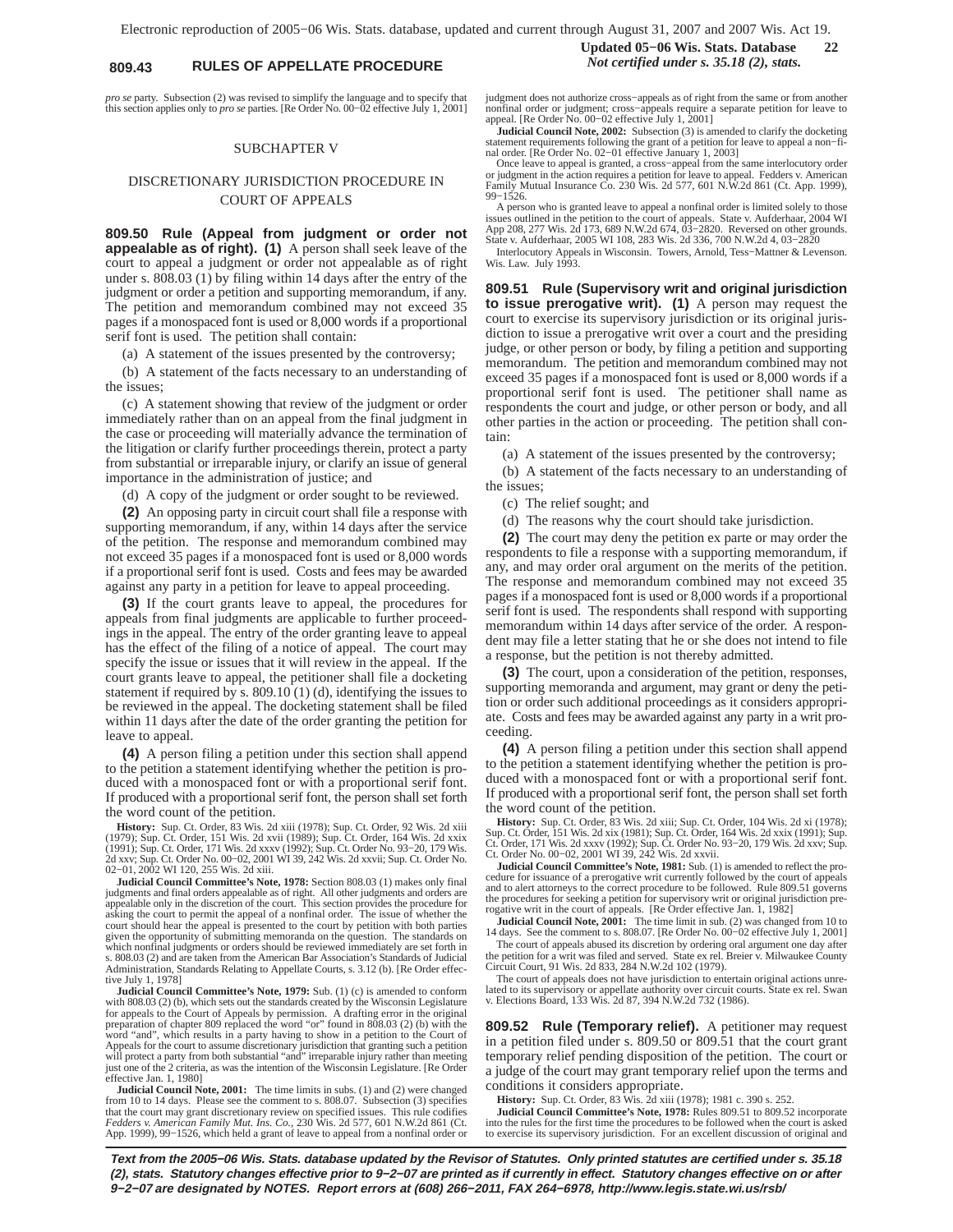*pro se* party. Subsection (2) was revised to simplify the language and to specify that this section applies only to *pro se* parties. [Re Order No. 00−02 effective July 1, 2001]

## SUBCHAPTER V

## DISCRETIONARY JURISDICTION PROCEDURE IN COURT OF APPEALS

**809.50 Rule (Appeal from judgment or order not appealable as of right). (1)** A person shall seek leave of the court to appeal a judgment or order not appealable as of right under s. 808.03 (1) by filing within 14 days after the entry of the judgment or order a petition and supporting memorandum, if any. The petition and memorandum combined may not exceed 35 pages if a monospaced font is used or 8,000 words if a proportional serif font is used. The petition shall contain:

(a) A statement of the issues presented by the controversy;

(b) A statement of the facts necessary to an understanding of the issues;

(c) A statement showing that review of the judgment or order immediately rather than on an appeal from the final judgment in the case or proceeding will materially advance the termination of the litigation or clarify further proceedings therein, protect a party from substantial or irreparable injury, or clarify an issue of general importance in the administration of justice; and

(d) A copy of the judgment or order sought to be reviewed.

**(2)** An opposing party in circuit court shall file a response with supporting memorandum, if any, within 14 days after the service of the petition. The response and memorandum combined may not exceed 35 pages if a monospaced font is used or 8,000 words if a proportional serif font is used. Costs and fees may be awarded against any party in a petition for leave to appeal proceeding.

**(3)** If the court grants leave to appeal, the procedures for appeals from final judgments are applicable to further proceedings in the appeal. The entry of the order granting leave to appeal has the effect of the filing of a notice of appeal. The court may specify the issue or issues that it will review in the appeal. If the court grants leave to appeal, the petitioner shall file a docketing statement if required by s. 809.10 (1) (d), identifying the issues to be reviewed in the appeal. The docketing statement shall be filed within 11 days after the date of the order granting the petition for leave to appeal.

**(4)** A person filing a petition under this section shall append to the petition a statement identifying whether the petition is produced with a monospaced font or with a proportional serif font. If produced with a proportional serif font, the person shall set forth the word count of the petition.

**History:** Sup. Ct. Order, 83 Wis. 2d xiii (1978); Sup. Ct. Order, 92 Wis. 2d xiii (1979); Sup. Ct. Order, 151 Wis. 2d xvii (1989); Sup. Ct. Order, 164 Wis. 2d xxix (1991); Sup. Ct. Order, 171 Wis. 2d xxxv (1992); Sup. Ct. Order No. 93−20, 179 Wis. 2d xxv; Sup. Ct. Order No. 00−02, 2001 WI 39, 242 Wis. 2d xxvii; Sup. Ct. Order No. 02−01, 2002 WI 120, 255 Wis. 2d xiii.

**Judicial Council Committee's Note, 1978:** Section 808.03 (1) makes only final judgments and final orders appealable as of right. All other judgments and orders are appealable only in the discretion of the court. This section provides the procedure for asking the court to permit the appeal of a nonfinal order. The issue of whether the court should hear the appeal is presented to the court by petition with both parties given the opportunity of submitting memoranda on the question. The standards on which nonfinal judgments or orders should be reviewed immediately are set forth in s. 808.03 (2) and are taken from the American Bar Association's Standards of Judicial Administration, Standards Relating to Appellate Courts, s. 3.12 (b). [Re Order effective July 1, 1978]

**Judicial Council Committee's Note, 1979:** Sub. (1) (c) is amended to conform with 808.03 (2) (b), which sets out the standards created by the Wisconsin Legislature for appeals to the Court of Appeals by permission. A drafting error in the original preparation of chapter 809 replaced the word "or" found in 808.03 (2) (b) with the word "and", which results in a party having to show in a petition to the Court of Appeals for the court to assume discretionary jurisdiction that granting such a petition will protect a party from both substantial "and" irreparable injury rather than meeting just one of the 2 criteria, as was the intention of the Wisconsin Legislature. [Re Order effective Jan. 1, 1980]

**Judicial Council Note, 2001:** The time limits in subs. (1) and (2) were changed from 10 to 14 days. Please see the comment to s. 808.07. Subsection (3) specifies that the court may grant discretionary review on specified issues. This rule codifies *Fedders v. American Family Mut. Ins. Co.*, 230 Wis. 2d 577, 601 N.W.2d 861 (Ct. App. 1999), 99−1526, which held a grant of leave to appeal from a nonfinal order or judgment does not authorize cross−appeals as of right from the same or from another nonfinal order or judgment; cross−appeals require a separate petition for leave to appeal. [Re Order No. 00−02 effective July 1, 2001]

**Judicial Council Note, 2002:** Subsection (3) is amended to clarify the docketing statement requirements following the grant of a petition for leave to appeal a non−final order. [Re Order No. 02−01 effective January 1, 2003]

Once leave to appeal is granted, a cross−appeal from the same interlocutory order or judgment in the action requires a petition for leave to appeal. Fedders v. American Family Mutual Insurance Co. 230 Wis. 2d 577, 601 N.W.2d 861 (Ct. App. 1999), 99−1526.

A person who is granted leave to appeal a nonfinal order is limited solely to those issues outlined in the petition to the court of appeals. State v. Aufderhaar, 2004 WI App 208, 277 Wis. 2d 173, 689 N.W.2d 674, 03−2820. Reversed on other grounds. State v. Aufderhaar, 2005 WI 108, 283 Wis. 2d 336, 700 N.W.2d 4, 03−2820

Interlocutory Appeals in Wisconsin. Towers, Arnold, Tess−Mattner & Levenson. Wis. Law. July 1993.

**809.51 Rule (Supervisory writ and original jurisdiction to issue prerogative writ). (1)** A person may request the court to exercise its supervisory jurisdiction or its original jurisdiction to issue a prerogative writ over a court and the presiding judge, or other person or body, by filing a petition and supporting memorandum. The petition and memorandum combined may not exceed 35 pages if a monospaced font is used or 8,000 words if a proportional serif font is used. The petitioner shall name as respondents the court and judge, or other person or body, and all other parties in the action or proceeding. The petition shall contain:

(a) A statement of the issues presented by the controversy;

(b) A statement of the facts necessary to an understanding of the issues;

(c) The relief sought; and

(d) The reasons why the court should take jurisdiction.

**(2)** The court may deny the petition ex parte or may order the respondents to file a response with a supporting memorandum, if any, and may order oral argument on the merits of the petition. The response and memorandum combined may not exceed 35 pages if a monospaced font is used or 8,000 words if a proportional serif font is used. The respondents shall respond with supporting memorandum within 14 days after service of the order. A respondent may file a letter stating that he or she does not intend to file a response, but the petition is not thereby admitted.

**(3)** The court, upon a consideration of the petition, responses, supporting memoranda and argument, may grant or deny the petition or order such additional proceedings as it considers appropriate. Costs and fees may be awarded against any party in a writ proceeding.

**(4)** A person filing a petition under this section shall append to the petition a statement identifying whether the petition is produced with a monospaced font or with a proportional serif font. If produced with a proportional serif font, the person shall set forth the word count of the petition.

**History:** Sup. Ct. Order, 83 Wis. 2d xiii; Sup. Ct. Order, 104 Wis. 2d xi (1978); Sup. Ct. Order, 151 Wis. 2d xix (1981); Sup. Ct. Order, 164 Wis. 2d xxix (1991); Sup. Ct. Order, 171 Wis. 2d xxxv (1992); Sup. Ct. Order No. 93−20, 179 Wis. 2d xxv; Sup. Ct. Order No. 00−02, 2001 WI 39, 242 Wis. 2d xxvii.

**Judicial Council Committee's Note, 1981:** Sub. (1) is amended to reflect the procedure for issuance of a prerogative writ currently followed by the court of appeals and to alert attorneys to the correct procedure to be followed. Rule 809.51 governs the procedures for seeking a petition for supervisory writ or original jurisdiction prerogative writ in the court of appeals. [Re Order effective Jan. 1, 1982]

**Judicial Council Note, 2001:** The time limit in sub. (2) was changed from 10 to 14 days. See the comment to s. 808.07. [Re Order No. 00−02 effective July 1, 2001]

The court of appeals abused its discretion by ordering oral argument one day after the petition for a writ was filed and served. State ex rel. Breier v. Milwaukee County Circuit Court, 91 Wis. 2d 833, 284 N.W.2d 102 (1979).

The court of appeals does not have jurisdiction to entertain original actions unrelated to its supervisory or appellate authority over circuit courts. State ex rel. Swan v. Elections Board, 133 Wis. 2d 87, 394 N.W.2d 732 (1986).

**809.52 Rule (Temporary relief).** A petitioner may request in a petition filed under s. 809.50 or 809.51 that the court grant temporary relief pending disposition of the petition. The court or a judge of the court may grant temporary relief upon the terms and conditions it considers appropriate.

**History:** Sup. Ct. Order, 83 Wis. 2d xiii (1978); 1981 c. 390 s. 252.

**Judicial Council Committee's Note, 1978:** Rules 809.51 to 809.52 incorporate into the rules for the first time the procedures to be followed when the court is asked to exercise its supervisory jurisdiction. For an excellent discussion of original and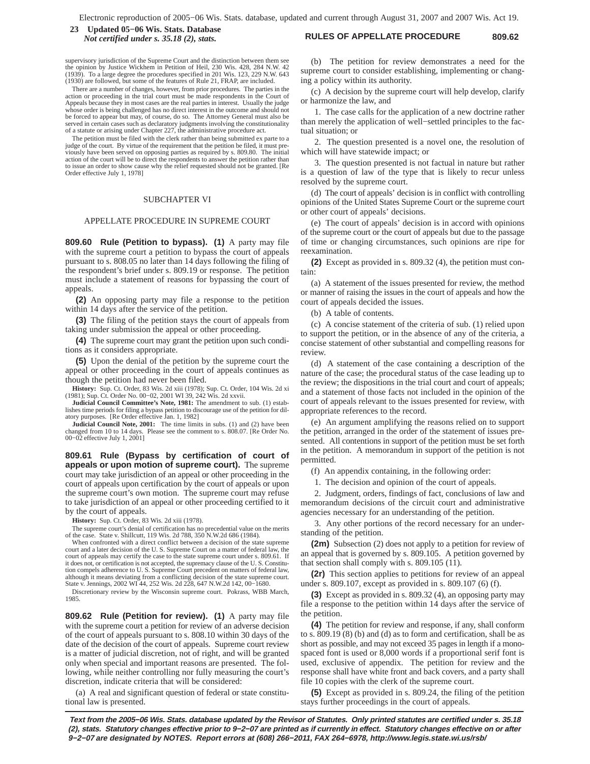supervisory jurisdiction of the Supreme Court and the distinction between them see the opinion by Justice Wickhem in Petition of Heil, 230 Wis. 428, 284 N.W. 42 (1939). To a large degree the procedures specified in 201 Wis. 123, 229 N.W. 643 (1930) are followed, but some of the features of Rule 21, FRAP, are included.

There are a number of changes, however, from prior procedures. The parties in the action or proceeding in the trial court must be made respondents in the Court of Appeals because they in most cases are the real parties in interest. Usually the judge whose order is being challenged has no direct interest in the outcome and should not be forced to appear but may, of course, do so. The Attorney General must also be served in certain cases such as declaratory judgments involving the constitutionality of a statute or arising under Chapter 227, the administrative procedure act.

The petition must be filed with the clerk rather than being submitted ex parte to a judge of the court. By virtue of the requirement that the petition be filed, it must previously have been served on opposing parties as required by s. 809.80. The initial action of the court will be to direct the respondents to answer the petition rather than to issue an order to show cause why the relief requested should not be granted. [Re Order effective July 1, 1978]

## SUBCHAPTER VI

## APPELLATE PROCEDURE IN SUPREME COURT

**809.60 Rule (Petition to bypass). (1)** A party may file with the supreme court a petition to bypass the court of appeals pursuant to s. 808.05 no later than 14 days following the filing of the respondent's brief under s. 809.19 or response. The petition must include a statement of reasons for bypassing the court of appeals.

**(2)** An opposing party may file a response to the petition within 14 days after the service of the petition.

**(3)** The filing of the petition stays the court of appeals from taking under submission the appeal or other proceeding.

**(4)** The supreme court may grant the petition upon such conditions as it considers appropriate.

**(5)** Upon the denial of the petition by the supreme court the appeal or other proceeding in the court of appeals continues as though the petition had never been filed.

**History:** Sup. Ct. Order, 83 Wis. 2d xiii (1978); Sup. Ct. Order, 104 Wis. 2d xi (1981); Sup. Ct. Order No. 00−02, 2001 WI 39, 242 Wis. 2d xxvii.

**Judicial Council Committee's Note, 1981:** The amendment to sub. (1) establishes time periods for filing a bypass petition to discourage use of the petition for dilatory purposes. [Re Order effective Jan. 1, 1982]

**Judicial Council Note, 2001:** The time limits in subs. (1) and (2) have been changed from 10 to 14 days. Please see the comment to s. 808.07. [Re Order No. 00−02 effective July 1, 2001]

**809.61 Rule (Bypass by certification of court of appeals or upon motion of supreme court).** The supreme court may take jurisdiction of an appeal or other proceeding in the court of appeals upon certification by the court of appeals or upon the supreme court's own motion. The supreme court may refuse to take jurisdiction of an appeal or other proceeding certified to it by the court of appeals.

**History:** Sup. Ct. Order, 83 Wis. 2d xiii (1978).

The supreme court's denial of certification has no precedential value on the merits of the case. State v. Shillcutt, 119 Wis. 2d 788, 350 N.W.2d 686 (1984).

When confronted with a direct conflict between a decision of the state supreme court and a later decision of the U. S. Supreme Court on a matter of federal law, the court of appeals may certify the case to the state supreme court under s. 809.61. If it does not, or certification is not accepted, the supremacy clause of the U. S. Constitution compels adherence to U. S. Supreme Court precedent on matters of federal law, although it means deviating from a conflicting decision of the state supreme court. State v. Jennings, 2002 WI 44, 252 Wis. 2d 228, 647 N.W.2d 142, 00−1680.

Discretionary review by the Wisconsin supreme court. Pokrass, WBB March, 1985.

**809.62 Rule (Petition for review). (1)** A party may file with the supreme court a petition for review of an adverse decision of the court of appeals pursuant to s. 808.10 within 30 days of the date of the decision of the court of appeals. Supreme court review is a matter of judicial discretion, not of right, and will be granted only when special and important reasons are presented. The following, while neither controlling nor fully measuring the court's discretion, indicate criteria that will be considered:

(a) A real and significant question of federal or state constitutional law is presented.

(b) The petition for review demonstrates a need for the supreme court to consider establishing, implementing or changing a policy within its authority.

(c) A decision by the supreme court will help develop, clarify or harmonize the law, and

1. The case calls for the application of a new doctrine rather than merely the application of well−settled principles to the factual situation; or

2. The question presented is a novel one, the resolution of which will have statewide impact; or

3. The question presented is not factual in nature but rather is a question of law of the type that is likely to recur unless resolved by the supreme court.

(d) The court of appeals' decision is in conflict with controlling opinions of the United States Supreme Court or the supreme court or other court of appeals' decisions.

(e) The court of appeals' decision is in accord with opinions of the supreme court or the court of appeals but due to the passage of time or changing circumstances, such opinions are ripe for reexamination.

**(2)** Except as provided in s. 809.32 (4), the petition must contain:

(a) A statement of the issues presented for review, the method or manner of raising the issues in the court of appeals and how the court of appeals decided the issues.

(b) A table of contents.

(c) A concise statement of the criteria of sub. (1) relied upon to support the petition, or in the absence of any of the criteria, a concise statement of other substantial and compelling reasons for review.

(d) A statement of the case containing a description of the nature of the case; the procedural status of the case leading up to the review; the dispositions in the trial court and court of appeals; and a statement of those facts not included in the opinion of the court of appeals relevant to the issues presented for review, with appropriate references to the record.

(e) An argument amplifying the reasons relied on to support the petition, arranged in the order of the statement of issues presented. All contentions in support of the petition must be set forth in the petition. A memorandum in support of the petition is not permitted.

(f) An appendix containing, in the following order:

1. The decision and opinion of the court of appeals.

2. Judgment, orders, findings of fact, conclusions of law and memorandum decisions of the circuit court and administrative agencies necessary for an understanding of the petition.

3. Any other portions of the record necessary for an understanding of the petition.

**(2m)** Subsection (2) does not apply to a petition for review of an appeal that is governed by s. 809.105. A petition governed by that section shall comply with s. 809.105 (11).

**(2r)** This section applies to petitions for review of an appeal under s. 809.107, except as provided in s. 809.107 (6) (f).

**(3)** Except as provided in s. 809.32 (4), an opposing party may file a response to the petition within 14 days after the service of the petition.

**(4)** The petition for review and response, if any, shall conform to s. 809.19 (8) (b) and (d) as to form and certification, shall be as short as possible, and may not exceed 35 pages in length if a monospaced font is used or 8,000 words if a proportional serif font is used, exclusive of appendix. The petition for review and the response shall have white front and back covers, and a party shall file 10 copies with the clerk of the supreme court.

**(5)** Except as provided in s. 809.24, the filing of the petition stays further proceedings in the court of appeals.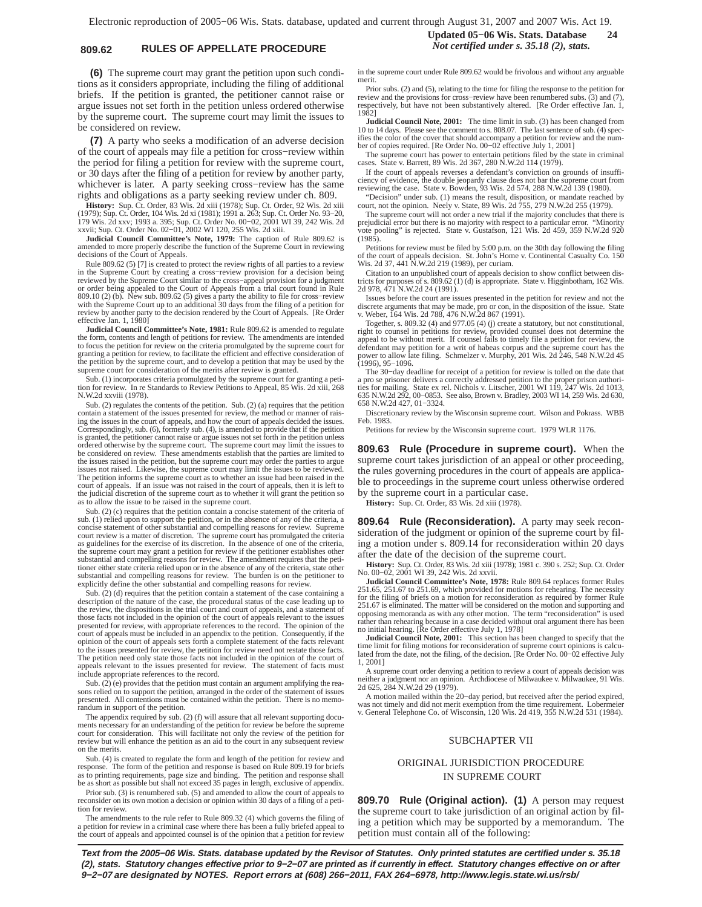**(6)** The supreme court may grant the petition upon such conditions as it considers appropriate, including the filing of additional briefs. If the petition is granted, the petitioner cannot raise or argue issues not set forth in the petition unless ordered otherwise by the supreme court. The supreme court may limit the issues to be considered on review.

**(7)** A party who seeks a modification of an adverse decision of the court of appeals may file a petition for cross−review within the period for filing a petition for review with the supreme court, or 30 days after the filing of a petition for review by another party, whichever is later. A party seeking cross−review has the same rights and obligations as a party seeking review under ch. 809.

**History:** Sup. Ct. Order, 83 Wis. 2d xiii (1978); Sup. Ct. Order, 92 Wis. 2d xiii (1979); Sup. Ct. Order, 104 Wis. 2d xi (1981); 1991 a. 263; Sup. Ct. Order No. 93−20, 179 Wis. 2d xxv; 1993 a. 395; Sup. Ct. Order No. 00−02, 2001 WI 39, 242 Wis. 2d xxvii; Sup. Ct. Order No. 02−01, 2002 WI 120, 255 Wis. 2d xiii.

**Judicial Council Committee's Note, 1979:** The caption of Rule 809.62 is amended to more properly describe the function of the Supreme Court in reviewing decisions of the Court of Appeals.

Rule 809.62 (5) [7] is created to protect the review rights of all parties to a review in the Supreme Court by creating a cross−review provision for a decision being reviewed by the Supreme Court similar to the cross−appeal provision for a judgment or order being appealed to the Court of Appeals from a trial court found in Rule 809.10 (2) (b). New sub. 809.62 (5) gives a party the ability to file for cross−review with the Supreme Court up to an additional 30 days from the filing of a petition for review by another party to the decision rendered by the Court of Appeals. [Re Order effective Jan. 1, 1980]

**Judicial Council Committee's Note, 1981:** Rule 809.62 is amended to regulate the form, contents and length of petitions for review. The amendments are intended to focus the petition for review on the criteria promulgated by the supreme court for granting a petition for review, to facilitate the efficient and effective consideration of the petition by the supreme court, and to develop a petition that may be used by the supreme court for consideration of the merits after review is granted.

Sub. (1) incorporates criteria promulgated by the supreme court for granting a petition for review. In re Standards to Review Petitions to Appeal, 85 Wis. 2d xiii, 268 N.W.2d xxviii (1978).

Sub. (2) regulates the contents of the petition. Sub. (2) (a) requires that the petition contain a statement of the issues presented for review, the method or manner of raising the issues in the court of appeals, and how the court of appeals decided the issues. Correspondingly, sub. (6), formerly sub. (4), is amended to provide that if the petition is granted, the petitioner cannot raise or argue issues not set forth in the petition unless ordered otherwise by the supreme court. The supreme court may limit the issues to be considered on review. These amendments establish that the parties are limited to the issues raised in the petition, but the supreme court may order the parties to argue issues not raised. Likewise, the supreme court may limit the issues to be reviewed. The petition informs the supreme court as to whether an issue had been raised in the court of appeals. If an issue was not raised in the court of appeals, then it is left to the judicial discretion of the supreme court as to whether it will grant the petition so as to allow the issue to be raised in the supreme court.

Sub. (2) (c) requires that the petition contain a concise statement of the criteria of sub. (1) relied upon to support the petition, or in the absence of any of the criteria, a concise statement of other substantial and compelling reasons for review. Supreme court review is a matter of discretion. The supreme court has promulgated the criteria as guidelines for the exercise of its discretion. In the absence of one of the criteria, the supreme court may grant a petition for review if the petitioner establishes other substantial and compelling reasons for review. The amendment requires that the petitioner either state criteria relied upon or in the absence of any of the criteria, state other substantial and compelling reasons for review. The burden is on the petitioner to explicitly define the other substantial and compelling reasons for review.

Sub. (2) (d) requires that the petition contain a statement of the case containing a description of the nature of the case, the procedural status of the case leading up to the review, the dispositions in the trial court and court of appeals, and a statement of those facts not included in the opinion of the court of appeals relevant to the issues presented for review, with appropriate references to the record. The opinion of the court of appeals must be included in an appendix to the petition. Consequently, if the opinion of the court of appeals sets forth a complete statement of the facts relevant to the issues presented for review, the petition for review need not restate those facts. The petition need only state those facts not included in the opinion of the court of appeals relevant to the issues presented for review. The statement of facts must include appropriate references to the record.

Sub. (2) (e) provides that the petition must contain an argument amplifying the reasons relied on to support the petition, arranged in the order of the statement of issues presented. All contentions must be contained within the petition. There is no memorandum in support of the petition.

The appendix required by sub. (2) (f) will assure that all relevant supporting documents necessary for an understanding of the petition for review be before the supreme court for consideration. This will facilitate not only the review of the petition for review but will enhance the petition as an aid to the court in any subsequent review on the merits.

Sub. (4) is created to regulate the form and length of the petition for review and response. The form of the petition and response is based on Rule 809.19 for briefs as to printing requirements, page size and binding. The petition and response shall be as short as possible but shall not exceed 35 pages in length, exclusive of appendix.

Prior sub. (3) is renumbered sub. (5) and amended to allow the court of appeals to reconsider on its own motion a decision or opinion within 30 days of a filing of a petition for review.

The amendments to the rule refer to Rule 809.32 (4) which governs the filing of a petition for review in a criminal case where there has been a fully briefed appeal to the court of appeals and appointed counsel is of the opinion that a petition for review in the supreme court under Rule 809.62 would be frivolous and without any arguable merit.

Prior subs. (2) and (5), relating to the time for filing the response to the petition for review and the provisions for cross−review have been renumbered subs. (3) and (7), respectively, but have not been substantively altered. [Re Order effective Jan. 1, 1982]

**Judicial Council Note, 2001:** The time limit in sub. (3) has been changed from 10 to 14 days. Please see the comment to s. 808.07. The last sentence of sub. (4) specifies the color of the cover that should accompany a petition for review and the number of copies required. [Re Order No. 00−02 effective July 1, 2001]

The supreme court has power to entertain petitions filed by the state in criminal cases. State v. Barrett, 89 Wis. 2d 367, 280 N.W.2d 114 (1979).

If the court of appeals reverses a defendant's conviction on grounds of insufficiency of evidence, the double jeopardy clause does not bar the supreme court from reviewing the case. State v. Bowden, 93 Wis. 2d 574, 288 N.W.2d 139 (1980).

"Decision" under sub. (1) means the result, disposition, or mandate reached by court, not the opinion. Neely v. State, 89 Wis. 2d 755, 279 N.W.2d 255 (1979).

The supreme court will not order a new trial if the majority concludes that there is prejudicial error but there is no majority with respect to a particular error. "Minority vote pooling" is rejected. State v. Gustafson, 121 Wis. 2d 459, 359 N.W.2d 920 (1985).

Petitions for review must be filed by 5:00 p.m. on the 30th day following the filing of the court of appeals decision. St. John's Home v. Continental Casualty Co. 150 Wis. 2d 37, 441 N.W.2d 219 (1989), per curiam.

Citation to an unpublished court of appeals decision to show conflict between districts for purposes of s. 809.62 (1) (d) is appropriate. State v. Higginbotham, 162 Wis. 2d 978, 471 N.W.2d 24 (1991).

Issues before the court are issues presented in the petition for review and not the discrete arguments that may be made, pro or con, in the disposition of the issue. State v. Weber, 164 Wis. 2d 788, 476 N.W.2d 867 (1991).

Together, s. 809.32 (4) and 977.05 (4) (j) create a statutory, but not constitutional, right to counsel in petitions for review, provided counsel does not determine the appeal to be without merit. If counsel fails to timely file a petition for review, the defendant may petition for a writ of habeas corpus and the supreme court has the power to allow late filing. Schmelzer v. Murphy, 201 Wis. 2d 246, 548 N.W.2d 45 (1996), 95−1096.

The 30−day deadline for receipt of a petition for review is tolled on the date that a pro se prisoner delivers a correctly addressed petition to the proper prison authorities for mailing. State ex rel. Nichols v. Litscher, 2001 WI 119, 247 Wis. 2d 1013, 635 N.W.2d 292, 00−0853. See also, Brown v. Bradley, 2003 WI 14, 259 Wis. 2d 630, 658 N.W.2d 427, 01−3324.

Discretionary review by the Wisconsin supreme court. Wilson and Pokrass. WBB Feb. 1983.

Petitions for review by the Wisconsin supreme court. 1979 WLR 1176.

**809.63 Rule (Procedure in supreme court).** When the supreme court takes jurisdiction of an appeal or other proceeding, the rules governing procedures in the court of appeals are applicable to proceedings in the supreme court unless otherwise ordered by the supreme court in a particular case.

**History:** Sup. Ct. Order, 83 Wis. 2d xiii (1978).

**809.64 Rule (Reconsideration).** A party may seek reconsideration of the judgment or opinion of the supreme court by filing a motion under s. 809.14 for reconsideration within 20 days after the date of the decision of the supreme court.

**History:** Sup. Ct. Order, 83 Wis. 2d xiii (1978); 1981 c. 390 s. 252; Sup. Ct. Order No. 00−02, 2001 WI 39, 242 Wis. 2d xxvii.

**Judicial Council Committee's Note, 1978:** Rule 809.64 replaces former Rules 251.65, 251.67 to 251.69, which provided for motions for rehearing. The necessity for the filing of briefs on a motion for reconsideration as required by former Rule 251.67 is eliminated. The matter will be considered on the motion and supporting and opposing memoranda as with any other motion. The term "reconsideration" is used rather than rehearing because in a case decided without oral argument there has been no initial hearing. [Re Order effective July 1, 1978]

**Judicial Council Note, 2001:** This section has been changed to specify that the time limit for filing motions for reconsideration of supreme court opinions is calculated from the date, not the filing, of the decision. [Re Order No. 00−02 effective July 1, 2001]

A supreme court order denying a petition to review a court of appeals decision was neither a judgment nor an opinion. Archdiocese of Milwaukee v. Milwaukee, 91 Wis. 2d 625, 284 N.W.2d 29 (1979).

A motion mailed within the 20−day period, but received after the period expired, was not timely and did not merit exemption from the time requirement. Lobermeier v. General Telephone Co. of Wisconsin, 120 Wis. 2d 419, 355 N.W.2d 531 (1984).

## SUBCHAPTER VII

## ORIGINAL JURISDICTION PROCEDURE IN SUPREME COURT

**809.70 Rule (Original action). (1)** A person may request the supreme court to take jurisdiction of an original action by filing a petition which may be supported by a memorandum. The petition must contain all of the following: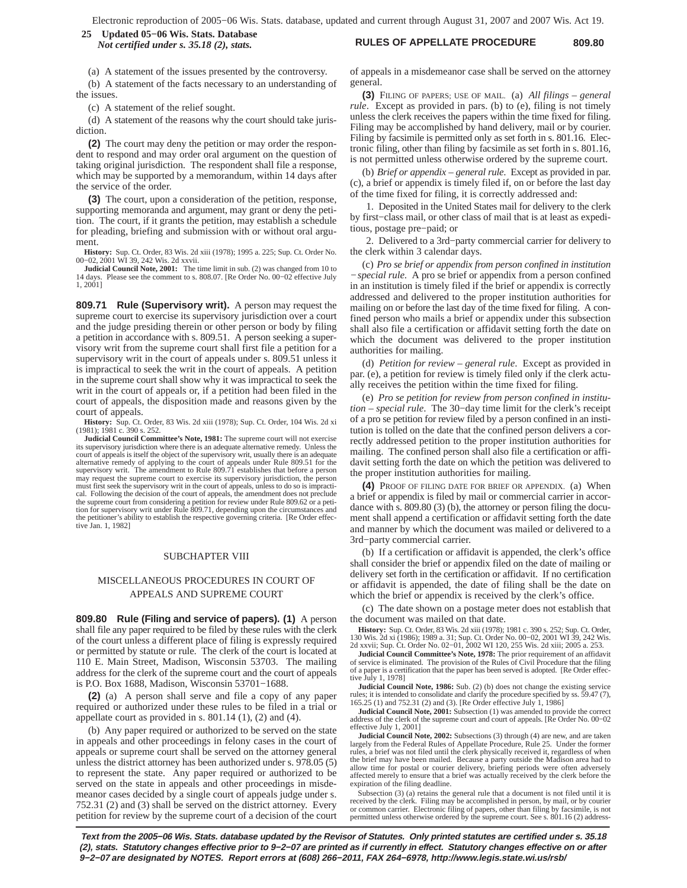(a) A statement of the issues presented by the controversy.

(b) A statement of the facts necessary to an understanding of the issues.

(c) A statement of the relief sought.

(d) A statement of the reasons why the court should take jurisdiction.

**(2)** The court may deny the petition or may order the respondent to respond and may order oral argument on the question of taking original jurisdiction. The respondent shall file a response, which may be supported by a memorandum, within 14 days after the service of the order.

**(3)** The court, upon a consideration of the petition, response, supporting memoranda and argument, may grant or deny the petition. The court, if it grants the petition, may establish a schedule for pleading, briefing and submission with or without oral argument.

**History:** Sup. Ct. Order, 83 Wis. 2d xiii (1978); 1995 a. 225; Sup. Ct. Order No. 00−02, 2001 WI 39, 242 Wis. 2d xxvii.

**Judicial Council Note, 2001:** The time limit in sub. (2) was changed from 10 to 14 days. Please see the comment to s. 808.07. [Re Order No. 00−02 effective July 1, 2001]

**809.71 Rule (Supervisory writ).** A person may request the supreme court to exercise its supervisory jurisdiction over a court and the judge presiding therein or other person or body by filing a petition in accordance with s. 809.51. A person seeking a supervisory writ from the supreme court shall first file a petition for a supervisory writ in the court of appeals under s. 809.51 unless it is impractical to seek the writ in the court of appeals. A petition in the supreme court shall show why it was impractical to seek the writ in the court of appeals or, if a petition had been filed in the court of appeals, the disposition made and reasons given by the court of appeals.

**History:** Sup. Ct. Order, 83 Wis. 2d xiii (1978); Sup. Ct. Order, 104 Wis. 2d xi (1981); 1981 c. 390 s. 252.

**Judicial Council Committee's Note, 1981:** The supreme court will not exercise its supervisory jurisdiction where there is an adequate alternative remedy. Unless the court of appeals is itself the object of the supervisory writ, usually there is an adequate alternative remedy of applying to the court of appeals under Rule 809.51 for the supervisory writ. The amendment to Rule 809.71 establishes that before a person may request the supreme court to exercise its supervisory jurisdiction, the person must first seek the supervisory writ in the court of appeals, unless to do so is impractical. Following the decision of the court of appeals, the amendment does not preclude the supreme court from considering a petition for review under Rule 809.62 or a petition for supervisory writ under Rule 809.71, depending upon the circumstances and the petitioner's ability to establish the respective governing criteria. [Re Order effective Jan. 1, 1982]

## SUBCHAPTER VIII

## MISCELLANEOUS PROCEDURES IN COURT OF APPEALS AND SUPREME COURT

**809.80 Rule (Filing and service of papers). (1)** A person shall file any paper required to be filed by these rules with the clerk of the court unless a different place of filing is expressly required or permitted by statute or rule. The clerk of the court is located at 110 E. Main Street, Madison, Wisconsin 53703. The mailing address for the clerk of the supreme court and the court of appeals is P.O. Box 1688, Madison, Wisconsin 53701−1688.

**(2)** (a) A person shall serve and file a copy of any paper required or authorized under these rules to be filed in a trial or appellate court as provided in s. 801.14 (1), (2) and (4).

(b) Any paper required or authorized to be served on the state in appeals and other proceedings in felony cases in the court of appeals or supreme court shall be served on the attorney general unless the district attorney has been authorized under s. 978.05 (5) to represent the state. Any paper required or authorized to be served on the state in appeals and other proceedings in misdemeanor cases decided by a single court of appeals judge under s. 752.31 (2) and (3) shall be served on the district attorney. Every petition for review by the supreme court of a decision of the court of appeals in a misdemeanor case shall be served on the attorney general.

**(3)** FILING OF PAPERS; USE OF MAIL. (a) *All filings – general rule.* Except as provided in pars. (b) to (e), filing is not timely unless the clerk receives the papers within the time fixed for filing. Filing may be accomplished by hand delivery, mail or by courier. Filing by facsimile is permitted only as set forth in s. 801.16. Electronic filing, other than filing by facsimile as set forth in s. 801.16, is not permitted unless otherwise ordered by the supreme court.

(b) *Brief or appendix – general rule.* Except as provided in par. (c), a brief or appendix is timely filed if, on or before the last day of the time fixed for filing, it is correctly addressed and:

1. Deposited in the United States mail for delivery to the clerk by first−class mail, or other class of mail that is at least as expeditious, postage pre−paid; or

2. Delivered to a 3rd−party commercial carrier for delivery to the clerk within 3 calendar days.

(c) *Pro se brief or appendix from person confined in institution – special rule.* A pro se brief or appendix from a person confined in an institution is timely filed if the brief or appendix is correctly addressed and delivered to the proper institution authorities for mailing on or before the last day of the time fixed for filing. A confined person who mails a brief or appendix under this subsection shall also file a certification or affidavit setting forth the date on which the document was delivered to the proper institution authorities for mailing.

(d) *Petition for review – general rule.* Except as provided in par. (e), a petition for review is timely filed only if the clerk actually receives the petition within the time fixed for filing.

(e) *Pro se petition for review from person confined in institution – special rule.* The 30−day time limit for the clerk's receipt of a pro se petition for review filed by a person confined in an institution is tolled on the date that the confined person delivers a correctly addressed petition to the proper institution authorities for mailing. The confined person shall also file a certification or affidavit setting forth the date on which the petition was delivered to the proper institution authorities for mailing.

**(4)** PROOF OF FILING DATE FOR BRIEF OR APPENDIX. (a) When a brief or appendix is filed by mail or commercial carrier in accordance with s. 809.80 (3) (b), the attorney or person filing the document shall append a certification or affidavit setting forth the date and manner by which the document was mailed or delivered to a 3rd−party commercial carrier.

(b) If a certification or affidavit is appended, the clerk's office shall consider the brief or appendix filed on the date of mailing or delivery set forth in the certification or affidavit. If no certification or affidavit is appended, the date of filing shall be the date on which the brief or appendix is received by the clerk's office.

(c) The date shown on a postage meter does not establish that the document was mailed on that date.

**History:** Sup. Ct. Order, 83 Wis. 2d xiii (1978); 1981 c. 390 s. 252; Sup. Ct. Order, 130 Wis. 2d xi (1986); 1989 a. 31; Sup. Ct. Order No. 00−02, 2001 WI 39, 242 Wis. 2d xxvii; Sup. Ct. Order No. 02−01, 2002 WI 120, 255 Wis. 2d xiii; 2005 a. 253.

**Judicial Council Committee's Note, 1978:** The prior requirement of an affidavit of service is eliminated. The provision of the Rules of Civil Procedure that the filing of a paper is a certification that the paper has been served is adopted. [Re Order effective July 1, 1978]

**Judicial Council Note, 1986:** Sub. (2) (b) does not change the existing service rules; it is intended to consolidate and clarify the procedure specified by ss. 59.47 (7), 165.25 (1) and 752.31 (2) and (3). [Re Order effective July 1, 1986]

**Judicial Council Note, 2001:** Subsection (1) was amended to provide the correct address of the clerk of the supreme court and court of appeals. [Re Order No. 00−02 effective July 1, 2001]

**Judicial Council Note, 2002:** Subsections (3) through (4) are new, and are taken largely from the Federal Rules of Appellate Procedure, Rule 25. Under the former rules, a brief was not filed until the clerk physically received it, regardless of when the brief may have been mailed. Because a party outside the Madison area had to allow time for postal or courier delivery, briefing periods were often adversely affected merely to ensure that a brief was actually received by the clerk before the expiration of the filing deadline.

Subsection (3) (a) retains the general rule that a document is not filed until it is received by the clerk. Filing may be accomplished in person, by mail, or by courier or common carrier. Electronic filing of papers, other than filing by facsimile, is not permitted unless otherwise ordered by the supreme court. See s. 801.16 (2) address-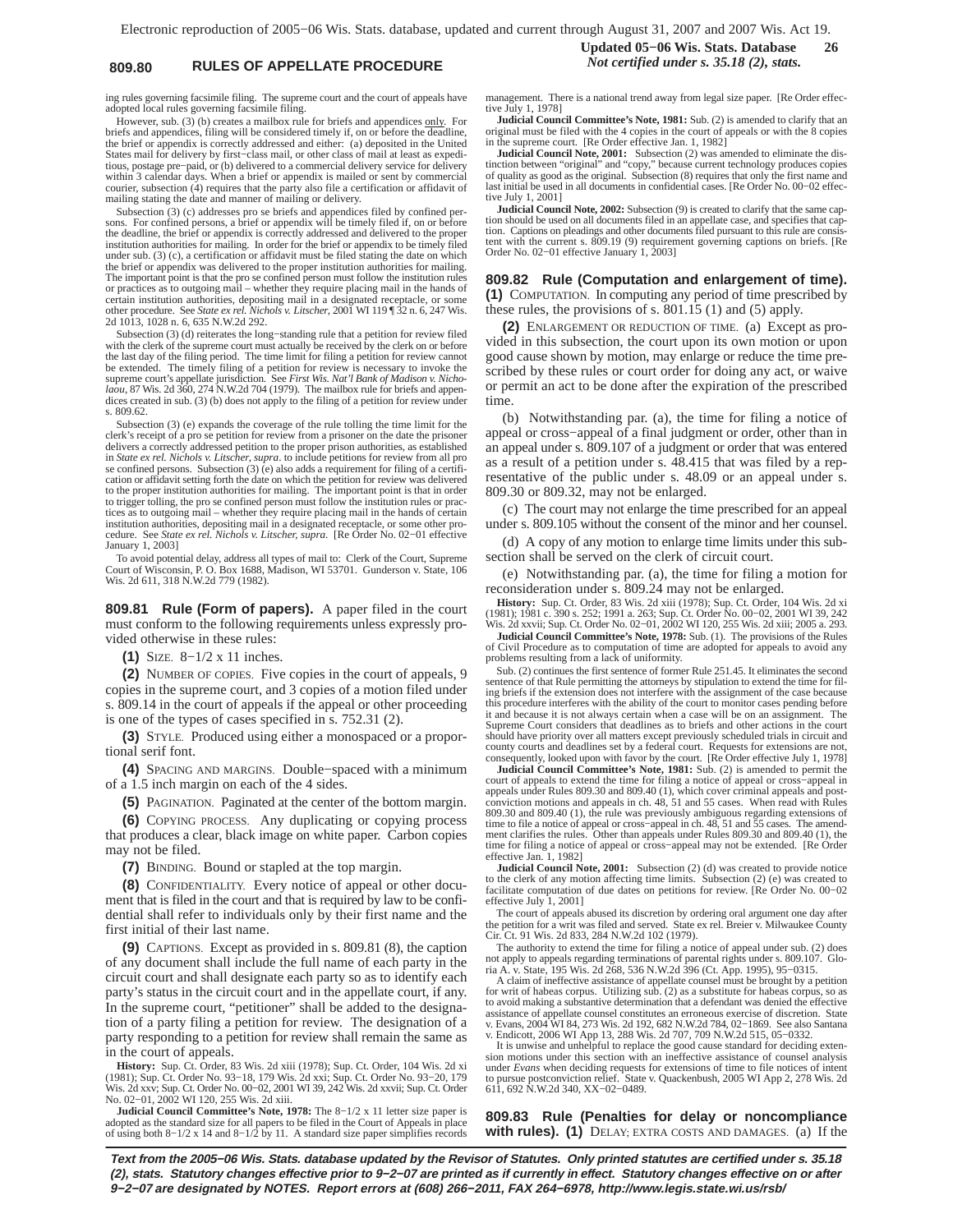ing rules governing facsimile filing. The supreme court and the court of appeals have adopted local rules governing facsimile filing.

However, sub. (3) (b) creates a mailbox rule for briefs and appendices only. For briefs and appendices, filing will be considered timely if, on or before the deadline, the brief or appendix is correctly addressed and either: (a) deposited in the United States mail for delivery by first−class mail, or other class of mail at least as expeditious, postage pre−paid, or (b) delivered to a commercial delivery service for delivery within 3 calendar days. When a brief or appendix is mailed or sent by commercial courier, subsection (4) requires that the party also file a certification or affidavit of mailing stating the date and manner of mailing or delivery.

Subsection (3) (c) addresses pro se briefs and appendices filed by confined persons. For confined persons, a brief or appendix will be timely filed if, on or before the deadline, the brief or appendix is correctly addressed and delivered to the proper institution authorities for mailing. In order for the brief or appendix to be timely filed under sub. (3) (c), a certification or affidavit must be filed stating the date on which the brief or appendix was delivered to the proper institution authorities for mailing. The important point is that the pro se confined person must follow the institution rules or practices as to outgoing mail – whether they require placing mail in the hands of certain institution authorities, depositing mail in a designated receptacle, or some other procedure. See *State ex rel. Nichols v. Litscher*, 2001 WI 119 ¶ 32 n. 6, 247 Wis. 2d 1013, 1028 n. 6, 635 N.W.2d 292.

Subsection (3) (d) reiterates the long−standing rule that a petition for review filed with the clerk of the supreme court must actually be received by the clerk on or before the last day of the filing period. The time limit for filing a petition for review cannot be extended. The timely filing of a petition for review is necessary to invoke the supreme court's appellate jurisdiction. See *First Wis. Nat'l Bank of Madison v. Nicholaou*, 87 Wis. 2d 360, 274 N.W.2d 704 (1979). The mailbox rule for briefs and appendices created in sub. (3) (b) does not apply to the filing of a petition for review under s. 809.62.

Subsection (3) (e) expands the coverage of the rule tolling the time limit for the clerk's receipt of a pro se petition for review from a prisoner on the date the prisoner delivers a correctly addressed petition to the proper prison authorities, as established in *State ex rel. Nichols v. Litscher*, *supra*. to include petitions for review from all pro se confined persons. Subsection (3) (e) also adds a requirement for filing of a certification or affidavit setting forth the date on which the petition for review was delivered to the proper institution authorities for mailing. The important point is that in order to trigger tolling, the pro se confined person must follow the institution rules or practices as to outgoing mail – whether they require placing mail in the hands of certain institution authorities, depositing mail in a designated receptacle, or some other procedure. See *State ex rel. Nichols v. Litscher*, *supra*. [Re Order No. 02−01 effective January 1, 2003]

To avoid potential delay, address all types of mail to: Clerk of the Court, Supreme Court of Wisconsin, P. O. Box 1688, Madison, WI 53701. Gunderson v. State, 106 Wis. 2d 611, 318 N.W.2d 779 (1982).

**809.81 Rule (Form of papers).** A paper filed in the court must conform to the following requirements unless expressly provided otherwise in these rules:

**(1)** SIZE. 8−1/2 x 11 inches.

**(2)** NUMBER OF COPIES. Five copies in the court of appeals, 9 copies in the supreme court, and 3 copies of a motion filed under s. 809.14 in the court of appeals if the appeal or other proceeding is one of the types of cases specified in s. 752.31 (2).

**(3)** STYLE. Produced using either a monospaced or a proportional serif font.

**(4)** SPACING AND MARGINS. Double−spaced with a minimum of a 1.5 inch margin on each of the 4 sides.

**(5)** PAGINATION. Paginated at the center of the bottom margin.

**(6)** COPYING PROCESS. Any duplicating or copying process that produces a clear, black image on white paper. Carbon copies may not be filed.

**(7)** BINDING. Bound or stapled at the top margin.

**(8)** CONFIDENTIALITY. Every notice of appeal or other document that is filed in the court and that is required by law to be confidential shall refer to individuals only by their first name and the first initial of their last name.

**(9)** CAPTIONS. Except as provided in s. 809.81 (8), the caption of any document shall include the full name of each party in the circuit court and shall designate each party so as to identify each party's status in the circuit court and in the appellate court, if any. In the supreme court, "petitioner" shall be added to the designation of a party filing a petition for review. The designation of a party responding to a petition for review shall remain the same as in the court of appeals.

**History:** Sup. Ct. Order, 83 Wis. 2d xiii (1978); Sup. Ct. Order, 104 Wis. 2d xi (1981); Sup. Ct. Order No. 93−18, 179 Wis. 2d xxi; Sup. Ct. Order No. 93−20, 179 Wis. 2d xxv; Sup. Ct. Order No. 00−02, 2001 WI 39, 242 Wis. 2d xxvii; Sup. Ct. Order No. 02−01, 2002 WI 120, 255 Wis. 2d xiii.

**Judicial Council Committee's Note, 1978:** The 8−1/2 x 11 letter size paper is adopted as the standard size for all papers to be filed in the Court of Appeals in place of using both 8−1/2 x 14 and 8−1/2 by 11. A standard size paper simplifies records management. There is a national trend away from legal size paper. [Re Order effective July 1, 1978]

**Judicial Council Committee's Note, 1981:** Sub. (2) is amended to clarify that an original must be filed with the 4 copies in the court of appeals or with the 8 copies in the supreme court. [Re Order effective Jan. 1, 1982]

**Judicial Council Note, 2001:** Subsection (2) was amended to eliminate the distinction between "original" and "copy," because current technology produces copies of quality as good as the original. Subsection (8) requires that only the first name and last initial be used in all documents in confidential cases. [Re Order No. 00−02 effective July 1, 2001]

**Judicial Council Note, 2002:** Subsection (9) is created to clarify that the same caption should be used on all documents filed in an appellate case, and specifies that caption. Captions on pleadings and other documents filed pursuant to this rule are consistent with the current s. 809.19 (9) requirement governing captions on briefs. [Re Order No. 02−01 effective January 1, 2003]

**809.82 Rule (Computation and enlargement of time). (1)** COMPUTATION. In computing any period of time prescribed by these rules, the provisions of s. 801.15 (1) and (5) apply.

**(2)** ENLARGEMENT OR REDUCTION OF TIME. (a) Except as provided in this subsection, the court upon its own motion or upon good cause shown by motion, may enlarge or reduce the time prescribed by these rules or court order for doing any act, or waive or permit an act to be done after the expiration of the prescribed time.

(b) Notwithstanding par. (a), the time for filing a notice of appeal or cross−appeal of a final judgment or order, other than in an appeal under s. 809.107 of a judgment or order that was entered as a result of a petition under s. 48.415 that was filed by a representative of the public under s. 48.09 or an appeal under s. 809.30 or 809.32, may not be enlarged.

(c) The court may not enlarge the time prescribed for an appeal under s. 809.105 without the consent of the minor and her counsel.

(d) A copy of any motion to enlarge time limits under this subsection shall be served on the clerk of circuit court.

(e) Notwithstanding par. (a), the time for filing a motion for reconsideration under s. 809.24 may not be enlarged.

**History:** Sup. Ct. Order, 83 Wis. 2d xiii (1978); Sup. Ct. Order, 104 Wis. 2d xi (1981); 1981 c. 390 s. 252; 1991 a. 263; Sup. Ct. Order No. 00−02, 2001 WI 39, 242 Wis. 2d xxvii; Sup. Ct. Order No. 02−01, 2002 WI 120, 255 Wis. 2d xiii; 2005 a. 293.

**Judicial Council Committee's Note, 1978:** Sub. (1). The provisions of the Rules of Civil Procedure as to computation of time are adopted for appeals to avoid any problems resulting from a lack of uniformity.

Sub. (2) continues the first sentence of former Rule 251.45. It eliminates the second sentence of that Rule permitting the attorneys by stipulation to extend the time for filing briefs if the extension does not interfere with the assignment of the case because this procedure interferes with the ability of the court to monitor cases pending before it and because it is not always certain when a case will be on an assignment. The Supreme Court considers that deadlines as to briefs and other actions in the court should have priority over all matters except previously scheduled trials in circuit and county courts and deadlines set by a federal court. Requests for extensions are not, consequently, looked upon with favor by the court. [Re Order effective July 1, 1978]

**Judicial Council Committee's Note, 1981:** Sub. (2) is amended to permit the court of appeals to extend the time for filing a notice of appeal or cross−appeal in appeals under Rules 809.30 and 809.40 (1), which cover criminal appeals and post-conviction motions and appeals in ch. 48, 51 and 55 cases. When read with Rules 809.30 and 809.40 (1), the rule was previously ambiguous regarding extensions of time to file a notice of appeal or cross−appeal in ch. 48, 51 and 55 cases. The amendment clarifies the rules. Other than appeals under Rules 809.30 and 809.40 (1), the time for filing a notice of appeal or cross−appeal may not be extended. [Re Order effective Jan. 1, 1982]

**Judicial Council Note, 2001:** Subsection (2) (d) was created to provide notice to the clerk of any motion affecting time limits. Subsection (2) (e) was created to facilitate computation of due dates on petitions for review. [Re Order No. 00−02 effective July 1, 2001]

The court of appeals abused its discretion by ordering oral argument one day after the petition for a writ was filed and served. State ex rel. Breier v. Milwaukee County Cir. Ct. 91 Wis. 2d 833, 284 N.W.2d 102 (1979).

The authority to extend the time for filing a notice of appeal under sub. (2) does not apply to appeals regarding terminations of parental rights under s. 809.107. Gloria A. v. State, 195 Wis. 2d 268, 536 N.W.2d 396 (Ct. App. 1995), 95−0315.

A claim of ineffective assistance of appellate counsel must be brought by a petition for writ of habeas corpus. Utilizing sub. (2) as a substitute for habeas corpus, so as to avoid making a substantive determination that a defendant was denied the effective assistance of appellate counsel constitutes an erroneous exercise of discretion. State v. Evans, 2004 WI 84, 273 Wis. 2d 192, 682 N.W.2d 784, 02−1869. See also Santana v. Endicott, 2006 WI App 13, 288 Wis. 2d 707, 709 N.W.2d 515, 05−0332.

It is unwise and unhelpful to replace the good cause standard for deciding extension motions under this section with an ineffective assistance of counsel analysis under *Evans* when deciding requests for extensions of time to file notices of intent to pursue postconviction relief. State v. Quackenbush, 2005 WI App 2, 278 Wis. 2d 611, 692 N.W.2d 340, XX−02−0489.

**809.83 Rule (Penalties for delay or noncompliance with rules). (1)** DELAY; EXTRA COSTS AND DAMAGES. (a) If the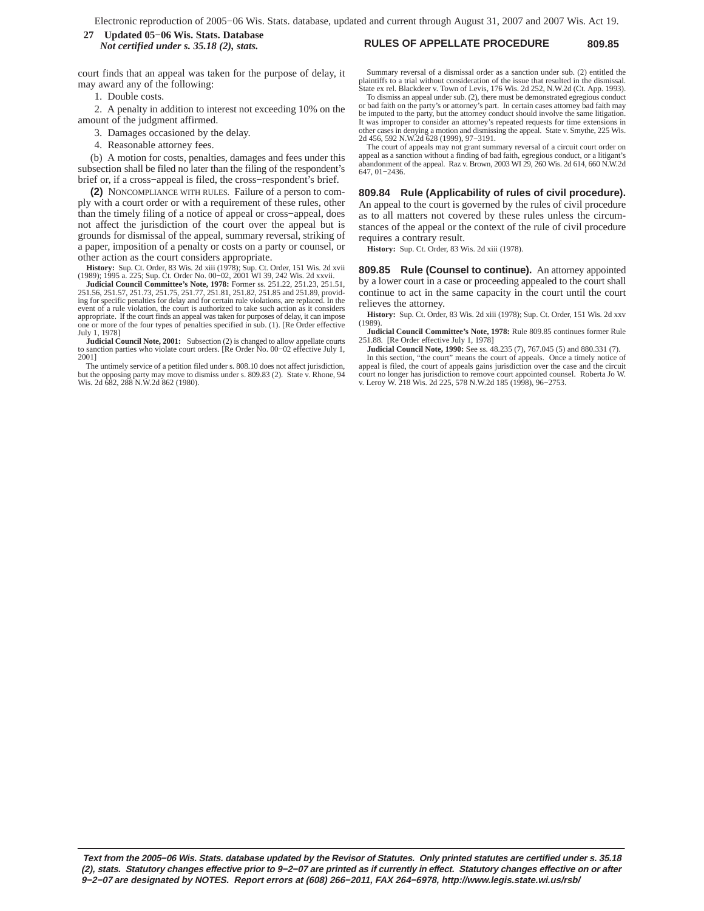court finds that an appeal was taken for the purpose of delay, it may award any of the following:

1. Double costs.

2. A penalty in addition to interest not exceeding 10% on the amount of the judgment affirmed.

3. Damages occasioned by the delay.

4. Reasonable attorney fees.

(b) A motion for costs, penalties, damages and fees under this subsection shall be filed no later than the filing of the respondent's brief or, if a cross−appeal is filed, the cross−respondent's brief.

**(2)** NONCOMPLIANCE WITH RULES. Failure of a person to comply with a court order or with a requirement of these rules, other than the timely filing of a notice of appeal or cross−appeal, does not affect the jurisdiction of the court over the appeal but is grounds for dismissal of the appeal, summary reversal, striking of a paper, imposition of a penalty or costs on a party or counsel, or other action as the court considers appropriate.

**History:** Sup. Ct. Order, 83 Wis. 2d xiii (1978); Sup. Ct. Order, 151 Wis. 2d xvii (1989); 1995 a. 225; Sup. Ct. Order No. 00−02, 2001 WI 39, 242 Wis. 2d xxvii.

**Judicial Council Committee's Note, 1978:** Former ss. 251.22, 251.23, 251.51, 251.56, 251.57, 251.73, 251.75, 251.77, 251.81, 251.82, 251.85 and 251.89, providing for specific penalties for delay and for certain rule violations, are replaced. In the event of a rule violation, the court is authorized to take such action as it considers appropriate. If the court finds an appeal was taken for purposes of delay, it can impose one or more of the four types of penalties specified in sub. (1). [Re Order effective July 1, 1978]

**Judicial Council Note, 2001:** Subsection (2) is changed to allow appellate courts to sanction parties who violate court orders. [Re Order No. 00−02 effective July 1, 2001]

The untimely service of a petition filed under s. 808.10 does not affect jurisdiction, but the opposing party may move to dismiss under s. 809.83 (2). State v. Rhone, 94 Wis. 2d 682, 288 N.W.2d 862 (1980).

Summary reversal of a dismissal order as a sanction under sub. (2) entitled the plaintiffs to a trial without consideration of the issue that resulted in the dismissal. State ex rel. Blackdeer v. Town of Levis, 176 Wis. 2d 252, N.W.2d (Ct. App. 1993).

To dismiss an appeal under sub. (2), there must be demonstrated egregious conduct or bad faith on the party's or attorney's part. In certain cases attorney bad faith may be imputed to the party, but the attorney conduct should involve the same litigation. It was improper to consider an attorney's repeated requests for time extensions in other cases in denying a motion and dismissing the appeal. State v. Smythe, 225 Wis. 2d 456, 592 N.W.2d 628 (1999), 97−3191.

The court of appeals may not grant summary reversal of a circuit court order on appeal as a sanction without a finding of bad faith, egregious conduct, or a litigant's abandonment of the appeal. Raz v. Brown, 2003 WI 29, 260 Wis. 2d 614, 660 N.W.2d 647, 01−2436.

**809.84 Rule (Applicability of rules of civil procedure).** An appeal to the court is governed by the rules of civil procedure as to all matters not covered by these rules unless the circumstances of the appeal or the context of the rule of civil procedure requires a contrary result.

**History:** Sup. Ct. Order, 83 Wis. 2d xiii (1978).

**809.85 Rule (Counsel to continue).** An attorney appointed by a lower court in a case or proceeding appealed to the court shall continue to act in the same capacity in the court until the court relieves the attorney.

**History:** Sup. Ct. Order, 83 Wis. 2d xiii (1978); Sup. Ct. Order, 151 Wis. 2d xxv (1989).

**Judicial Council Committee's Note, 1978:** Rule 809.85 continues former Rule 251.88. [Re Order effective July 1, 1978]

**Judicial Council Note, 1990:** See ss. 48.235 (7), 767.045 (5) and 880.331 (7).

In this section, "the court" means the court of appeals. Once a timely notice of appeal is filed, the court of appeals gains jurisdiction over the case and the circuit court no longer has jurisdiction to remove court appointed counsel. Roberta Jo W. v. Leroy W. 218 Wis. 2d 225, 578 N.W.2d 185 (1998), 96−2753.